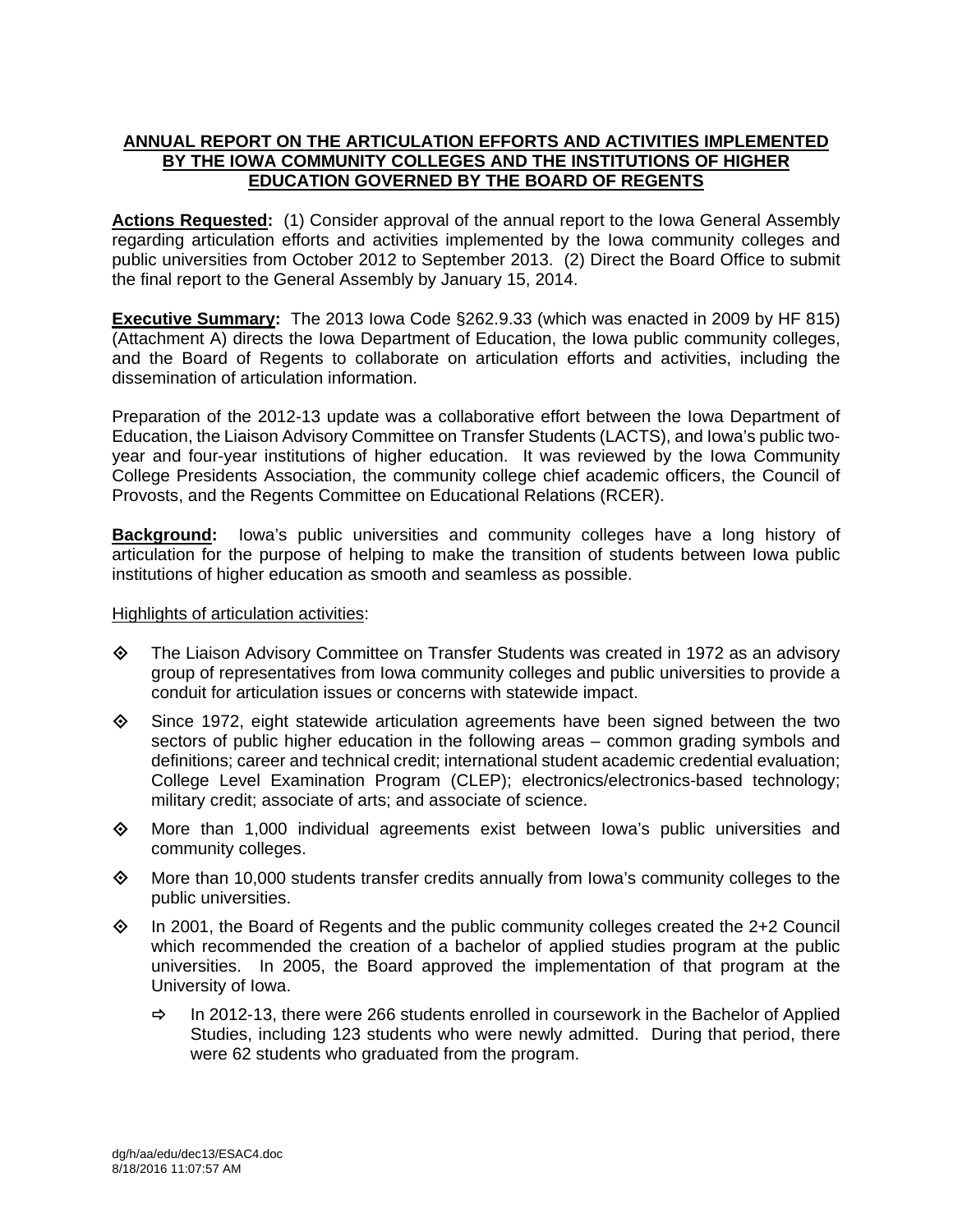**ANNUAL REPORT ON THE ARTICULATION EFFORTS AND ACTIVITIES IMPLEMENTED BY THE IOWA COMMUNITY COLLEGES AND THE INSTITUTIONS OF HIGHER EDUCATION GOVERNED BY THE BOARD OF REGENTS**

**Actions Requested:** (1) Consider approval of the annual report to the Iowa General Assembly regarding articulation efforts and activities implemented by the Iowa community colleges and public universities from October 2012 to September 2013. (2) Direct the Board Office to submit the final report to the General Assembly by January 15, 2014.

**Executive Summary:** The 2013 Iowa Code §262.9.33 (which was enacted in 2009 by HF 815) (Attachment A) directs the Iowa Department of Education, the Iowa public community colleges, and the Board of Regents to collaborate on articulation efforts and activities, including the dissemination of articulation information.

Preparation of the 2012-13 update was a collaborative effort between the Iowa Department of Education, the Liaison Advisory Committee on Transfer Students (LACTS), and Iowa's public two-year and four-year institutions of higher education. It was reviewed by the Iowa Community College Presidents Association, the community college chief academic officers, the Council of Provosts, and the Regents Committee on Educational Relations (RCER).

**Background:** Iowa's public universities and community colleges have a long history of articulation for the purpose of helping to make the transition of students between Iowa public institutions of higher education as smooth and seamless as possible.

Highlights of articulation activities:

- The Liaison Advisory Committee on Transfer Students was created in 1972 as an advisory group of representatives from Iowa community colleges and public universities to provide a conduit for articulation issues or concerns with statewide impact.
- Since 1972, eight statewide articulation agreements have been signed between the two sectors of public higher education in the following areas – common grading symbols and definitions; career and technical credit; international student academic credential evaluation; College Level Examination Program (CLEP); electronics/electronics-based technology; military credit; associate of arts; and associate of science.
- More than 1,000 individual agreements exist between Iowa's public universities and community colleges.
- More than 10,000 students transfer credits annually from Iowa's community colleges to the public universities.
- In 2001, the Board of Regents and the public community colleges created the 2+2 Council which recommended the creation of a bachelor of applied studies program at the public universities. In 2005, the Board approved the implementation of that program at the University of Iowa.
  - In 2012-13, there were 266 students enrolled in coursework in the Bachelor of Applied Studies, including 123 students who were newly admitted. During that period, there were 62 students who graduated from the program.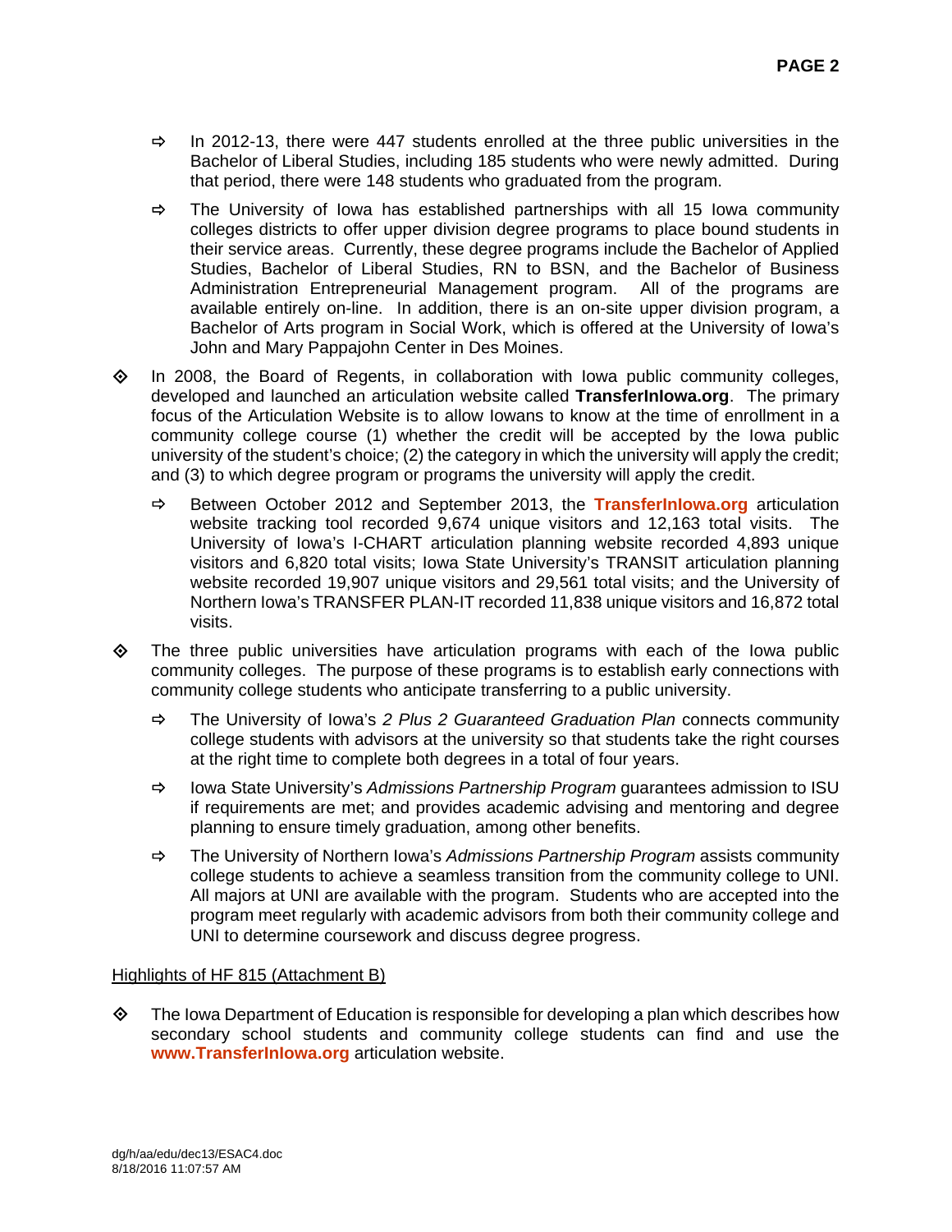- In 2012-13, there were 447 students enrolled at the three public universities in the Bachelor of Liberal Studies, including 185 students who were newly admitted. During that period, there were 148 students who graduated from the program.
- The University of Iowa has established partnerships with all 15 Iowa community colleges districts to offer upper division degree programs to place bound students in their service areas. Currently, these degree programs include the Bachelor of Applied Studies, Bachelor of Liberal Studies, RN to BSN, and the Bachelor of Business Administration Entrepreneurial Management program. All of the programs are available entirely on-line. In addition, there is an on-site upper division program, a Bachelor of Arts program in Social Work, which is offered at the University of Iowa's John and Mary Pappajohn Center in Des Moines.

- In 2008, the Board of Regents, in collaboration with Iowa public community colleges, developed and launched an articulation website called **TransferInIowa.org**. The primary focus of the Articulation Website is to allow Iowans to know at the time of enrollment in a community college course (1) whether the credit will be accepted by the Iowa public university of the student's choice; (2) the category in which the university will apply the credit; and (3) to which degree program or programs the university will apply the credit.
  - Between October 2012 and September 2013, the **TransferInIowa.org** articulation website tracking tool recorded 9,674 unique visitors and 12,163 total visits. The University of Iowa's I-CHART articulation planning website recorded 4,893 unique visitors and 6,820 total visits; Iowa State University's TRANSIT articulation planning website recorded 19,907 unique visitors and 29,561 total visits; and the University of Northern Iowa's TRANSFER PLAN-IT recorded 11,838 unique visitors and 16,872 total visits.

- The three public universities have articulation programs with each of the Iowa public community colleges. The purpose of these programs is to establish early connections with community college students who anticipate transferring to a public university.
  - The University of Iowa's *2 Plus 2 Guaranteed Graduation Plan* connects community college students with advisors at the university so that students take the right courses at the right time to complete both degrees in a total of four years.
  - Iowa State University's *Admissions Partnership Program* guarantees admission to ISU if requirements are met; and provides academic advising and mentoring and degree planning to ensure timely graduation, among other benefits.
  - The University of Northern Iowa's *Admissions Partnership Program* assists community college students to achieve a seamless transition from the community college to UNI. All majors at UNI are available with the program. Students who are accepted into the program meet regularly with academic advisors from both their community college and UNI to determine coursework and discuss degree progress.

Highlights of HF 815 (Attachment B)

- The Iowa Department of Education is responsible for developing a plan which describes how secondary school students and community college students can find and use the **www.TransferInIowa.org** articulation website.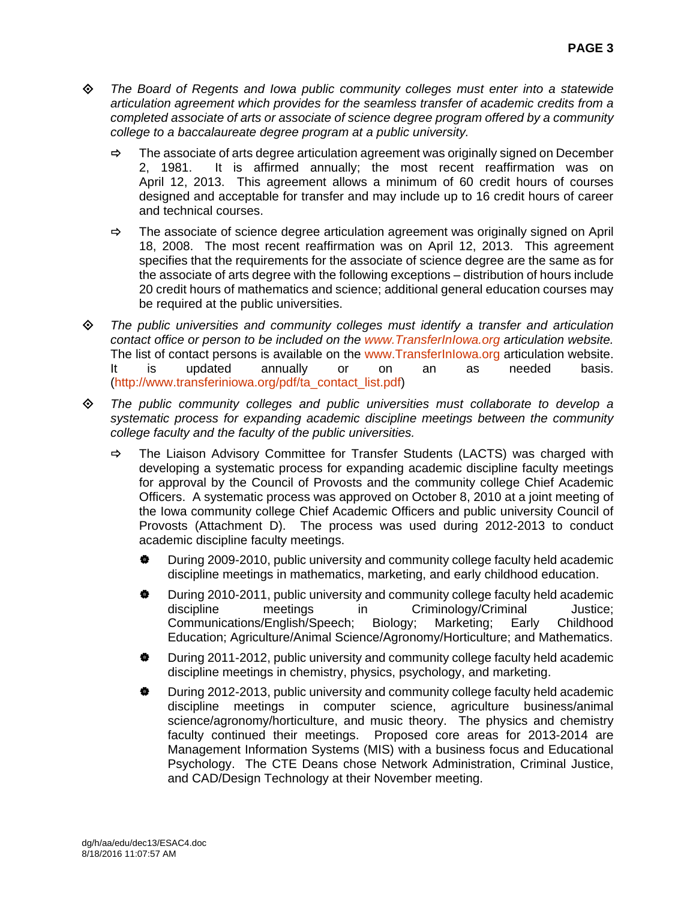- *The Board of Regents and Iowa public community colleges must enter into a statewide articulation agreement which provides for the seamless transfer of academic credits from a completed associate of arts or associate of science degree program offered by a community college to a baccalaureate degree program at a public university.*

  - The associate of arts degree articulation agreement was originally signed on December 2, 1981. It is affirmed annually; the most recent reaffirmation was on April 12, 2013. This agreement allows a minimum of 60 credit hours of courses designed and acceptable for transfer and may include up to 16 credit hours of career and technical courses.

  - The associate of science degree articulation agreement was originally signed on April 18, 2008. The most recent reaffirmation was on April 12, 2013. This agreement specifies that the requirements for the associate of science degree are the same as for the associate of arts degree with the following exceptions – distribution of hours include 20 credit hours of mathematics and science; additional general education courses may be required at the public universities.

- *The public universities and community colleges must identify a transfer and articulation contact office or person to be included on the www.TransferInIowa.org articulation website.* The list of contact persons is available on the www.TransferInIowa.org articulation website. It is updated annually or on an as needed basis. (http://www.transferiniowa.org/pdf/ta_contact_list.pdf)

- *The public community colleges and public universities must collaborate to develop a systematic process for expanding academic discipline meetings between the community college faculty and the faculty of the public universities.*

  - The Liaison Advisory Committee for Transfer Students (LACTS) was charged with developing a systematic process for expanding academic discipline faculty meetings for approval by the Council of Provosts and the community college Chief Academic Officers. A systematic process was approved on October 8, 2010 at a joint meeting of the Iowa community college Chief Academic Officers and public university Council of Provosts (Attachment D). The process was used during 2012-2013 to conduct academic discipline faculty meetings.

    - During 2009-2010, public university and community college faculty held academic discipline meetings in mathematics, marketing, and early childhood education.

    - During 2010-2011, public university and community college faculty held academic discipline meetings in Criminology/Criminal Justice; Communications/English/Speech; Biology; Marketing; Early Childhood Education; Agriculture/Animal Science/Agronomy/Horticulture; and Mathematics.

    - During 2011-2012, public university and community college faculty held academic discipline meetings in chemistry, physics, psychology, and marketing.

    - During 2012-2013, public university and community college faculty held academic discipline meetings in computer science, agriculture business/animal science/agronomy/horticulture, and music theory. The physics and chemistry faculty continued their meetings. Proposed core areas for 2013-2014 are Management Information Systems (MIS) with a business focus and Educational Psychology. The CTE Deans chose Network Administration, Criminal Justice, and CAD/Design Technology at their November meeting.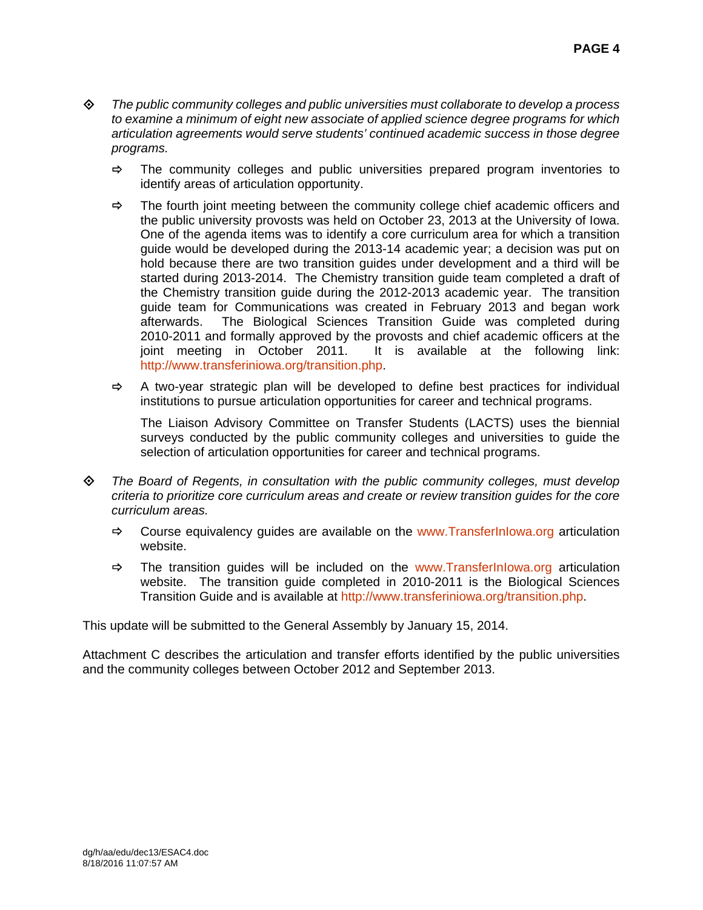- *The public community colleges and public universities must collaborate to develop a process to examine a minimum of eight new associate of applied science degree programs for which articulation agreements would serve students' continued academic success in those degree programs.*

  - The community colleges and public universities prepared program inventories to identify areas of articulation opportunity.

  - The fourth joint meeting between the community college chief academic officers and the public university provosts was held on October 23, 2013 at the University of Iowa. One of the agenda items was to identify a core curriculum area for which a transition guide would be developed during the 2013-14 academic year; a decision was put on hold because there are two transition guides under development and a third will be started during 2013-2014. The Chemistry transition guide team completed a draft of the Chemistry transition guide during the 2012-2013 academic year. The transition guide team for Communications was created in February 2013 and began work afterwards. The Biological Sciences Transition Guide was completed during 2010-2011 and formally approved by the provosts and chief academic officers at the joint meeting in October 2011. It is available at the following link: http://www.transferiniowa.org/transition.php.

  - A two-year strategic plan will be developed to define best practices for individual institutions to pursue articulation opportunities for career and technical programs.

    The Liaison Advisory Committee on Transfer Students (LACTS) uses the biennial surveys conducted by the public community colleges and universities to guide the selection of articulation opportunities for career and technical programs.

- *The Board of Regents, in consultation with the public community colleges, must develop criteria to prioritize core curriculum areas and create or review transition guides for the core curriculum areas.*

  - Course equivalency guides are available on the www.TransferInIowa.org articulation website.

  - The transition guides will be included on the www.TransferInIowa.org articulation website. The transition guide completed in 2010-2011 is the Biological Sciences Transition Guide and is available at http://www.transferiniowa.org/transition.php.

This update will be submitted to the General Assembly by January 15, 2014.

Attachment C describes the articulation and transfer efforts identified by the public universities and the community colleges between October 2012 and September 2013.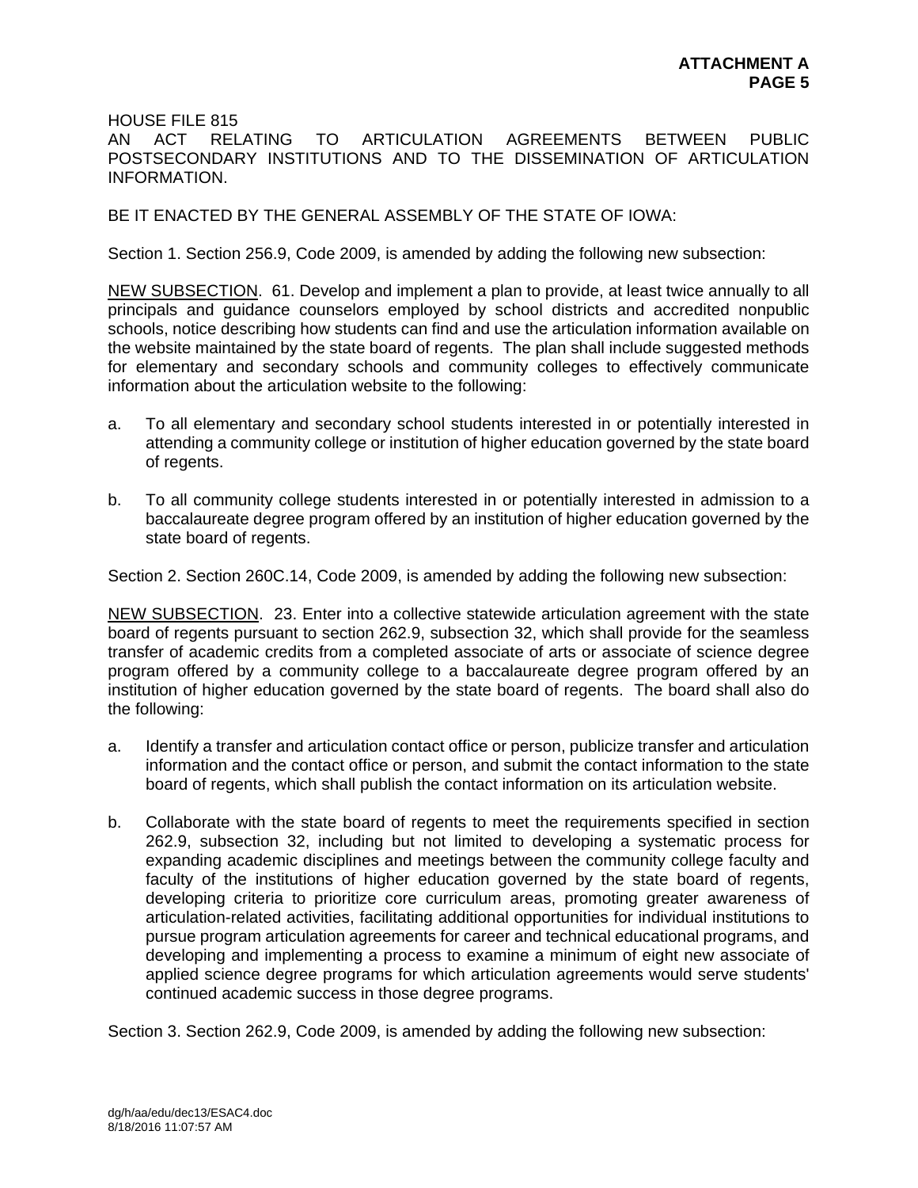HOUSE FILE 815
AN ACT RELATING TO ARTICULATION AGREEMENTS BETWEEN PUBLIC POSTSECONDARY INSTITUTIONS AND TO THE DISSEMINATION OF ARTICULATION INFORMATION.

BE IT ENACTED BY THE GENERAL ASSEMBLY OF THE STATE OF IOWA:

Section 1. Section 256.9, Code 2009, is amended by adding the following new subsection:

NEW SUBSECTION. 61. Develop and implement a plan to provide, at least twice annually to all principals and guidance counselors employed by school districts and accredited nonpublic schools, notice describing how students can find and use the articulation information available on the website maintained by the state board of regents. The plan shall include suggested methods for elementary and secondary schools and community colleges to effectively communicate information about the articulation website to the following:

a. To all elementary and secondary school students interested in or potentially interested in attending a community college or institution of higher education governed by the state board of regents.

b. To all community college students interested in or potentially interested in admission to a baccalaureate degree program offered by an institution of higher education governed by the state board of regents.

Section 2. Section 260C.14, Code 2009, is amended by adding the following new subsection:

NEW SUBSECTION. 23. Enter into a collective statewide articulation agreement with the state board of regents pursuant to section 262.9, subsection 32, which shall provide for the seamless transfer of academic credits from a completed associate of arts or associate of science degree program offered by a community college to a baccalaureate degree program offered by an institution of higher education governed by the state board of regents. The board shall also do the following:

a. Identify a transfer and articulation contact office or person, publicize transfer and articulation information and the contact office or person, and submit the contact information to the state board of regents, which shall publish the contact information on its articulation website.

b. Collaborate with the state board of regents to meet the requirements specified in section 262.9, subsection 32, including but not limited to developing a systematic process for expanding academic disciplines and meetings between the community college faculty and faculty of the institutions of higher education governed by the state board of regents, developing criteria to prioritize core curriculum areas, promoting greater awareness of articulation-related activities, facilitating additional opportunities for individual institutions to pursue program articulation agreements for career and technical educational programs, and developing and implementing a process to examine a minimum of eight new associate of applied science degree programs for which articulation agreements would serve students' continued academic success in those degree programs.

Section 3. Section 262.9, Code 2009, is amended by adding the following new subsection: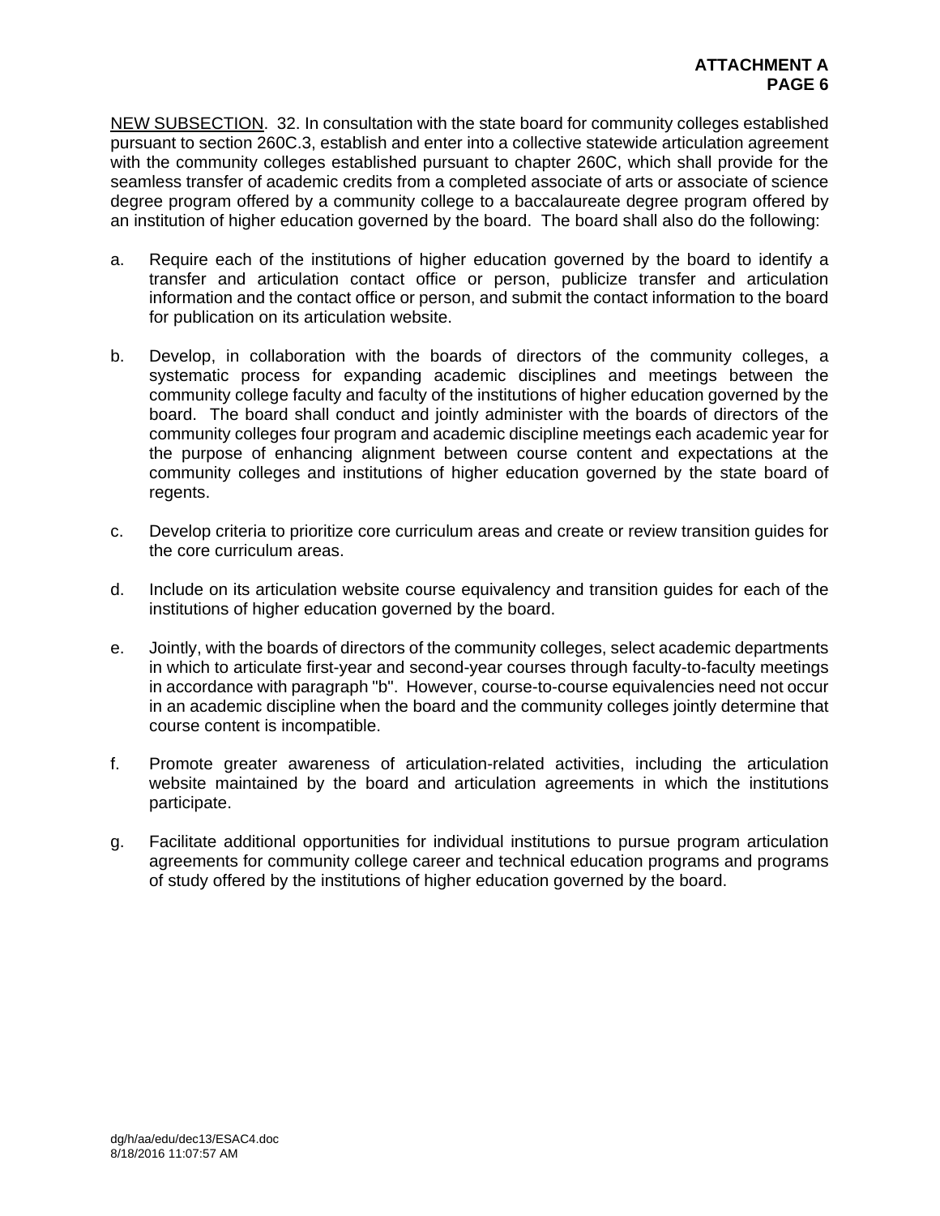NEW SUBSECTION. 32. In consultation with the state board for community colleges established pursuant to section 260C.3, establish and enter into a collective statewide articulation agreement with the community colleges established pursuant to chapter 260C, which shall provide for the seamless transfer of academic credits from a completed associate of arts or associate of science degree program offered by a community college to a baccalaureate degree program offered by an institution of higher education governed by the board. The board shall also do the following:

a. Require each of the institutions of higher education governed by the board to identify a transfer and articulation contact office or person, publicize transfer and articulation information and the contact office or person, and submit the contact information to the board for publication on its articulation website.

b. Develop, in collaboration with the boards of directors of the community colleges, a systematic process for expanding academic disciplines and meetings between the community college faculty and faculty of the institutions of higher education governed by the board. The board shall conduct and jointly administer with the boards of directors of the community colleges four program and academic discipline meetings each academic year for the purpose of enhancing alignment between course content and expectations at the community colleges and institutions of higher education governed by the state board of regents.

c. Develop criteria to prioritize core curriculum areas and create or review transition guides for the core curriculum areas.

d. Include on its articulation website course equivalency and transition guides for each of the institutions of higher education governed by the board.

e. Jointly, with the boards of directors of the community colleges, select academic departments in which to articulate first-year and second-year courses through faculty-to-faculty meetings in accordance with paragraph "b". However, course-to-course equivalencies need not occur in an academic discipline when the board and the community colleges jointly determine that course content is incompatible.

f. Promote greater awareness of articulation-related activities, including the articulation website maintained by the board and articulation agreements in which the institutions participate.

g. Facilitate additional opportunities for individual institutions to pursue program articulation agreements for community college career and technical education programs and programs of study offered by the institutions of higher education governed by the board.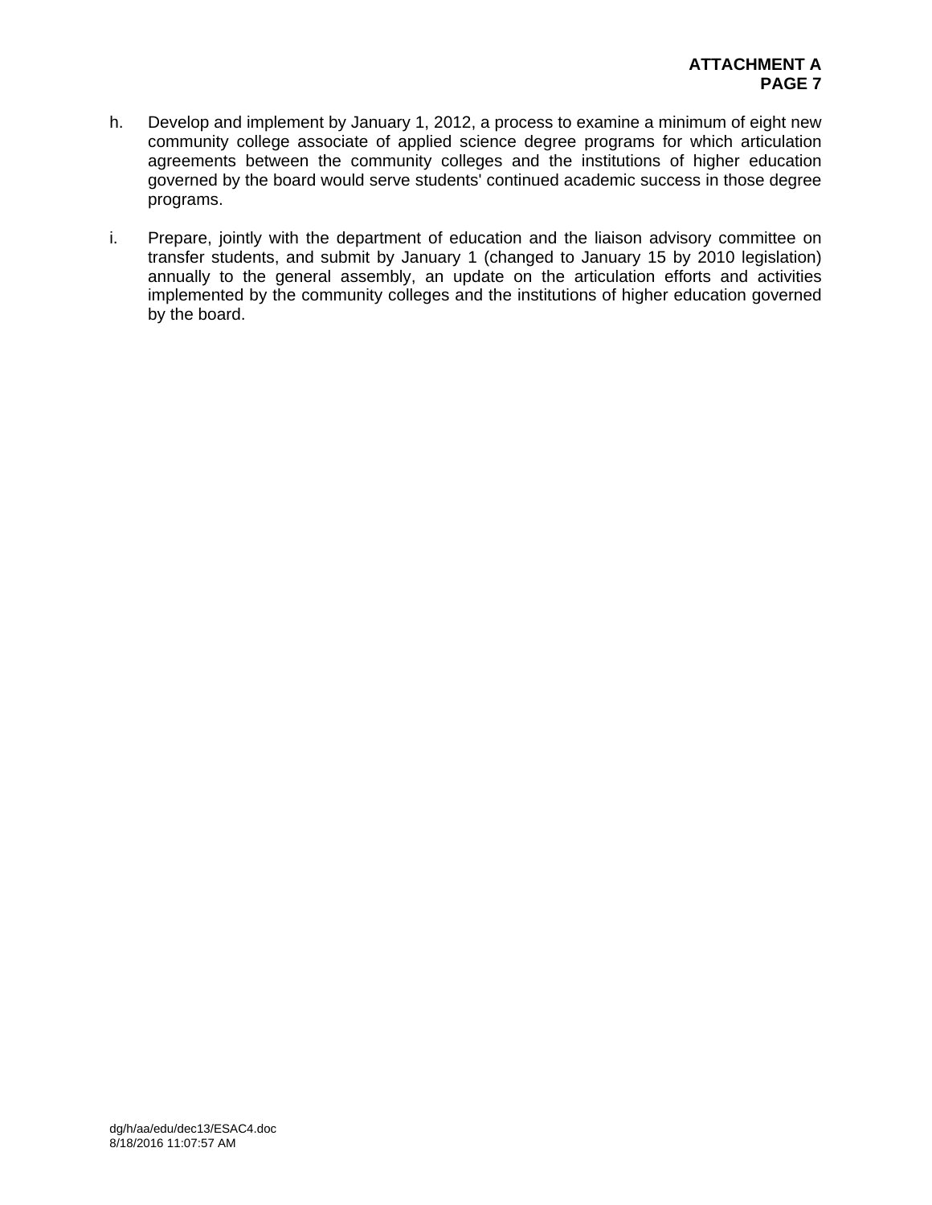h. Develop and implement by January 1, 2012, a process to examine a minimum of eight new community college associate of applied science degree programs for which articulation agreements between the community colleges and the institutions of higher education governed by the board would serve students' continued academic success in those degree programs.

i. Prepare, jointly with the department of education and the liaison advisory committee on transfer students, and submit by January 1 (changed to January 15 by 2010 legislation) annually to the general assembly, an update on the articulation efforts and activities implemented by the community colleges and the institutions of higher education governed by the board.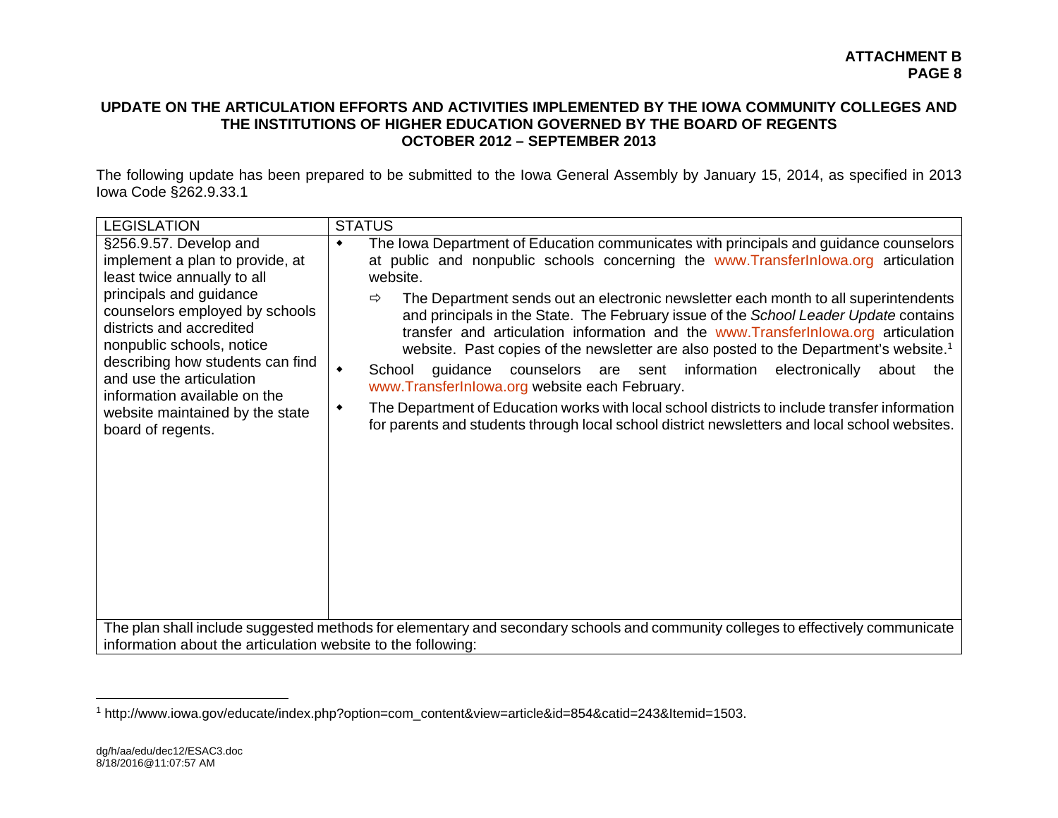**ATTACHMENT B**
**PAGE 8**

## UPDATE ON THE ARTICULATION EFFORTS AND ACTIVITIES IMPLEMENTED BY THE IOWA COMMUNITY COLLEGES AND THE INSTITUTIONS OF HIGHER EDUCATION GOVERNED BY THE BOARD OF REGENTS OCTOBER 2012 – SEPTEMBER 2013

The following update has been prepared to be submitted to the Iowa General Assembly by January 15, 2014, as specified in 2013 Iowa Code §262.9.33.1

| LEGISLATION | STATUS |
|---|---|
| §256.9.57. Develop and implement a plan to provide, at least twice annually to all principals and guidance counselors employed by schools districts and accredited nonpublic schools, notice describing how students can find and use the articulation information available on the website maintained by the state board of regents. | ◆ The Iowa Department of Education communicates with principals and guidance counselors at public and nonpublic schools concerning the www.TransferInIowa.org articulation website.<br>⇨ The Department sends out an electronic newsletter each month to all superintendents and principals in the State. The February issue of the *School Leader Update* contains transfer and articulation information and the www.TransferInIowa.org articulation website. Past copies of the newsletter are also posted to the Department's website.[1]<br>◆ School guidance counselors are sent information electronically about the www.TransferInIowa.org website each February.<br>◆ The Department of Education works with local school districts to include transfer information for parents and students through local school district newsletters and local school websites. |
| The plan shall include suggested methods for elementary and secondary schools and community colleges to effectively communicate information about the articulation website to the following: | |

[1] http://www.iowa.gov/educate/index.php?option=com_content&view=article&id=854&catid=243&Itemid=1503.

dg/h/aa/edu/dec12/ESAC3.doc
8/18/2016@11:07:57 AM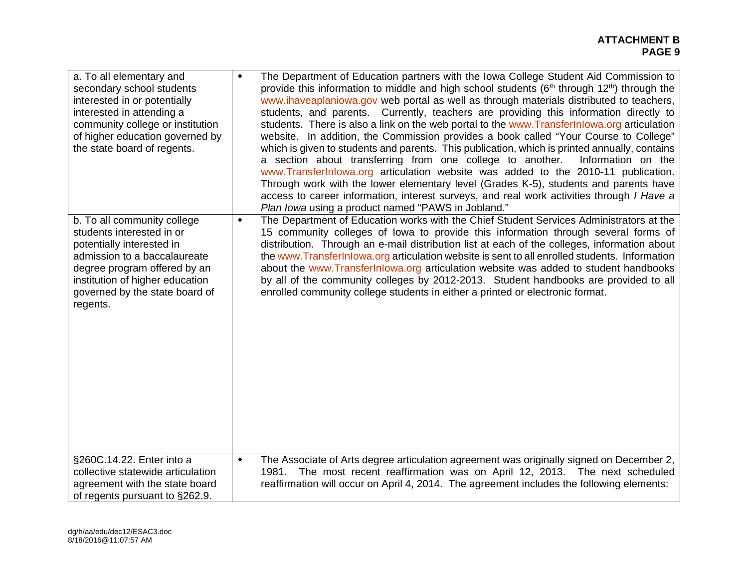| | |
|---|---|
| a. To all elementary and secondary school students interested in or potentially interested in attending a community college or institution of higher education governed by the state board of regents. | ◆ The Department of Education partners with the Iowa College Student Aid Commission to provide this information to middle and high school students (6th through 12th) through the www.ihaveaplaniowa.gov web portal as well as through materials distributed to teachers, students, and parents. Currently, teachers are providing this information directly to students. There is also a link on the web portal to the www.TransferInIowa.org articulation website. In addition, the Commission provides a book called "Your Course to College" which is given to students and parents. This publication, which is printed annually, contains a section about transferring from one college to another. Information on the www.TransferInIowa.org articulation website was added to the 2010-11 publication. Through work with the lower elementary level (Grades K-5), students and parents have access to career information, interest surveys, and real work activities through *I Have a Plan Iowa* using a product named "PAWS in Jobland." |
| b. To all community college students interested in or potentially interested in admission to a baccalaureate degree program offered by an institution of higher education governed by the state board of regents. | ◆ The Department of Education works with the Chief Student Services Administrators at the 15 community colleges of Iowa to provide this information through several forms of distribution. Through an e-mail distribution list at each of the colleges, information about the www.TransferInIowa.org articulation website is sent to all enrolled students. Information about the www.TransferInIowa.org articulation website was added to student handbooks by all of the community colleges by 2012-2013. Student handbooks are provided to all enrolled community college students in either a printed or electronic format. |
| §260C.14.22. Enter into a collective statewide articulation agreement with the state board of regents pursuant to §262.9. | ◆ The Associate of Arts degree articulation agreement was originally signed on December 2, 1981. The most recent reaffirmation was on April 12, 2013. The next scheduled reaffirmation will occur on April 4, 2014. The agreement includes the following elements: |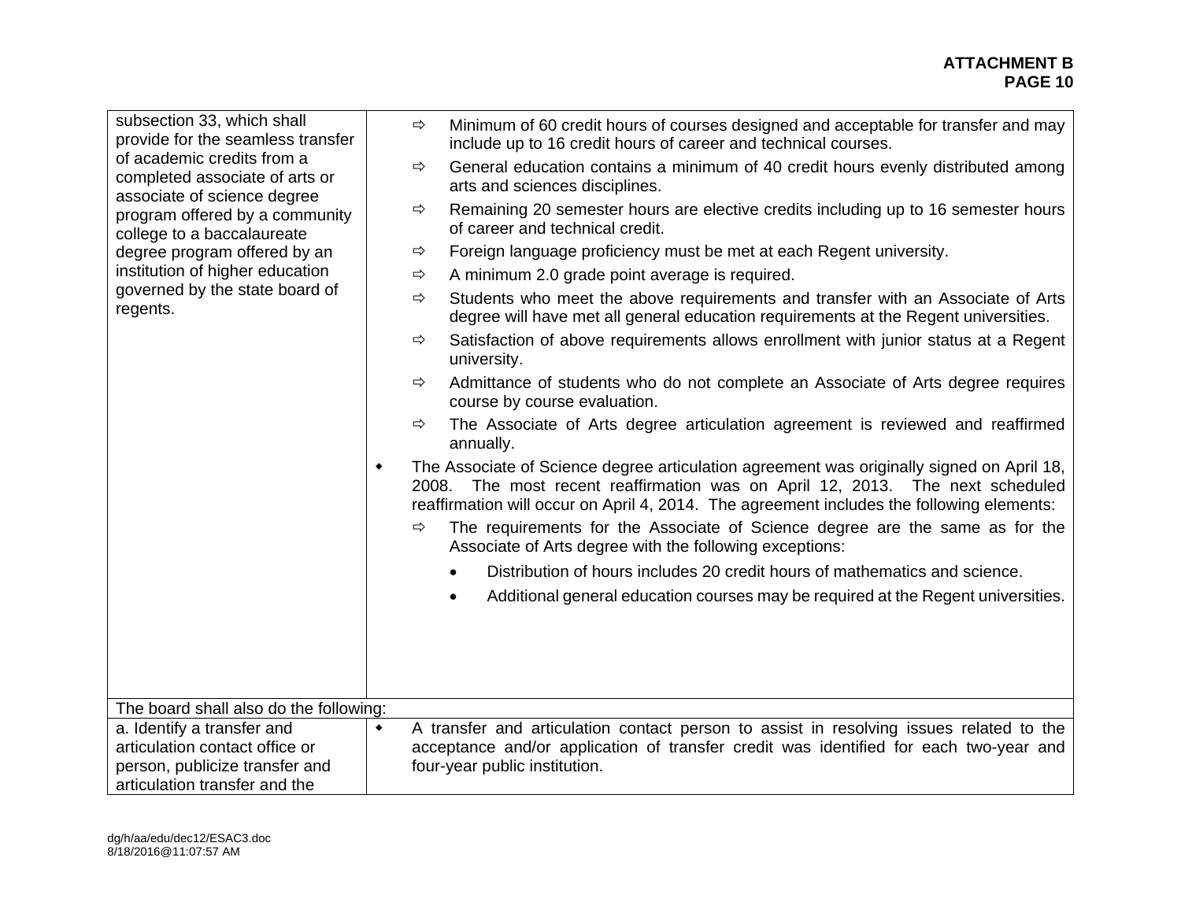| | |
|---|---|
| subsection 33, which shall provide for the seamless transfer of academic credits from a completed associate of arts or associate of science degree program offered by a community college to a baccalaureate degree program offered by an institution of higher education governed by the state board of regents. | ⇨ Minimum of 60 credit hours of courses designed and acceptable for transfer and may include up to 16 credit hours of career and technical courses.<br>⇨ General education contains a minimum of 40 credit hours evenly distributed among arts and sciences disciplines.<br>⇨ Remaining 20 semester hours are elective credits including up to 16 semester hours of career and technical credit.<br>⇨ Foreign language proficiency must be met at each Regent university.<br>⇨ A minimum 2.0 grade point average is required.<br>⇨ Students who meet the above requirements and transfer with an Associate of Arts degree will have met all general education requirements at the Regent universities.<br>⇨ Satisfaction of above requirements allows enrollment with junior status at a Regent university.<br>⇨ Admittance of students who do not complete an Associate of Arts degree requires course by course evaluation.<br>⇨ The Associate of Arts degree articulation agreement is reviewed and reaffirmed annually.<br>◆ The Associate of Science degree articulation agreement was originally signed on April 18, 2008. The most recent reaffirmation was on April 12, 2013. The next scheduled reaffirmation will occur on April 4, 2014. The agreement includes the following elements:<br>⇨ The requirements for the Associate of Science degree are the same as for the Associate of Arts degree with the following exceptions:<br>• Distribution of hours includes 20 credit hours of mathematics and science.<br>• Additional general education courses may be required at the Regent universities. |
| The board shall also do the following: | |
| a. Identify a transfer and articulation contact office or person, publicize transfer and articulation transfer and the | ◆ A transfer and articulation contact person to assist in resolving issues related to the acceptance and/or application of transfer credit was identified for each two-year and four-year public institution. |

dg/h/aa/edu/dec12/ESAC3.doc
8/18/2016@11:07:57 AM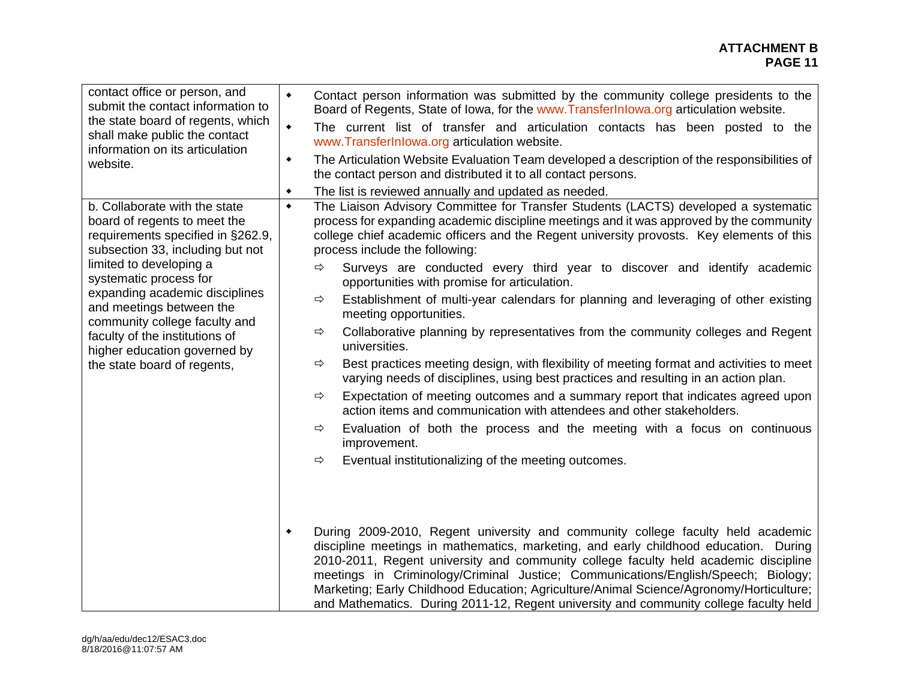| | |
|---|---|
| contact office or person, and submit the contact information to the state board of regents, which shall make public the contact information on its articulation website. | ◆ Contact person information was submitted by the community college presidents to the Board of Regents, State of Iowa, for the www.TransferInIowa.org articulation website.<br>◆ The current list of transfer and articulation contacts has been posted to the www.TransferInIowa.org articulation website.<br>◆ The Articulation Website Evaluation Team developed a description of the responsibilities of the contact person and distributed it to all contact persons.<br>◆ The list is reviewed annually and updated as needed. |
| b. Collaborate with the state board of regents to meet the requirements specified in §262.9, subsection 33, including but not limited to developing a systematic process for expanding academic disciplines and meetings between the community college faculty and faculty of the institutions of higher education governed by the state board of regents, | ◆ The Liaison Advisory Committee for Transfer Students (LACTS) developed a systematic process for expanding academic discipline meetings and it was approved by the community college chief academic officers and the Regent university provosts. Key elements of this process include the following:<br>⇨ Surveys are conducted every third year to discover and identify academic opportunities with promise for articulation.<br>⇨ Establishment of multi-year calendars for planning and leveraging of other existing meeting opportunities.<br>⇨ Collaborative planning by representatives from the community colleges and Regent universities.<br>⇨ Best practices meeting design, with flexibility of meeting format and activities to meet varying needs of disciplines, using best practices and resulting in an action plan.<br>⇨ Expectation of meeting outcomes and a summary report that indicates agreed upon action items and communication with attendees and other stakeholders.<br>⇨ Evaluation of both the process and the meeting with a focus on continuous improvement.<br>⇨ Eventual institutionalizing of the meeting outcomes.<br><br>◆ During 2009-2010, Regent university and community college faculty held academic discipline meetings in mathematics, marketing, and early childhood education. During 2010-2011, Regent university and community college faculty held academic discipline meetings in Criminology/Criminal Justice; Communications/English/Speech; Biology; Marketing; Early Childhood Education; Agriculture/Animal Science/Agronomy/Horticulture; and Mathematics. During 2011-12, Regent university and community college faculty held |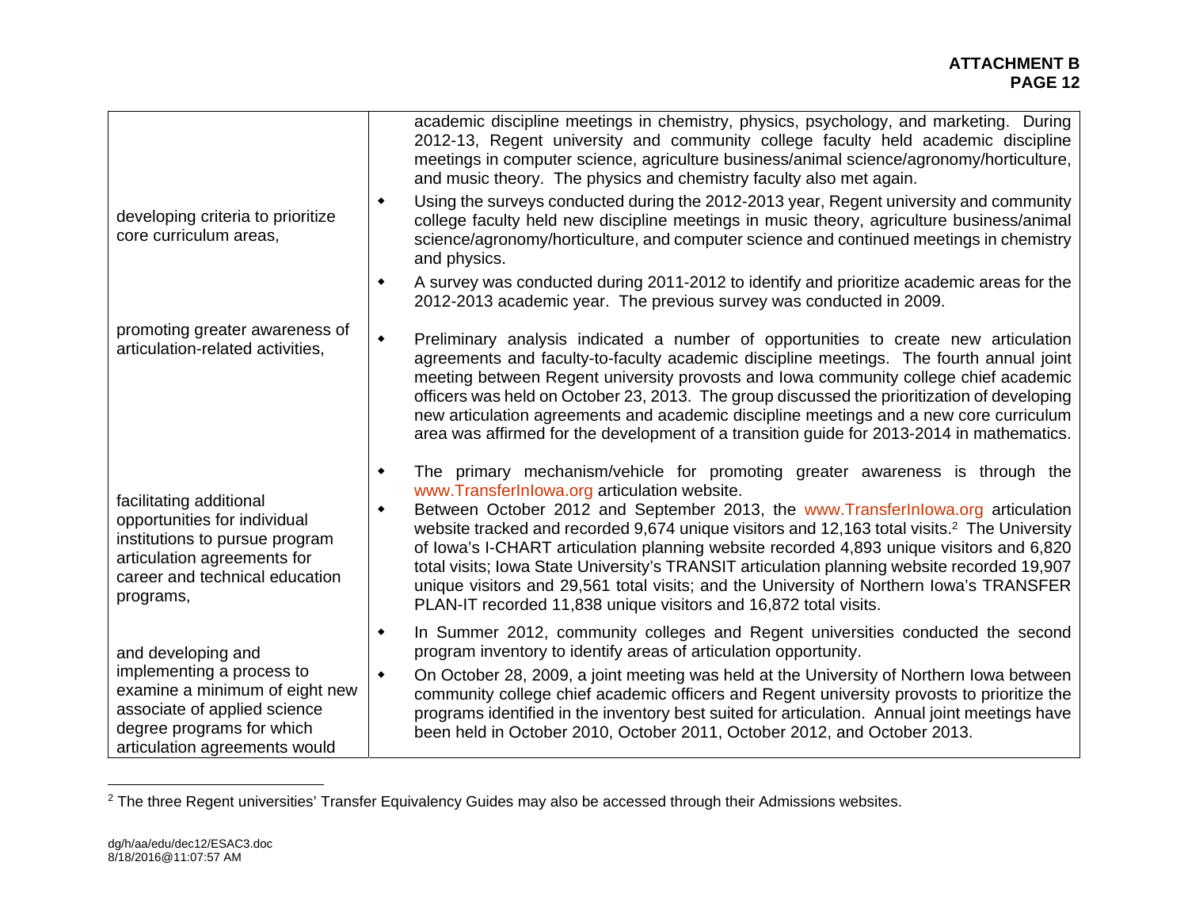| | |
|---|---|
| | academic discipline meetings in chemistry, physics, psychology, and marketing. During 2012-13, Regent university and community college faculty held academic discipline meetings in computer science, agriculture business/animal science/agronomy/horticulture, and music theory. The physics and chemistry faculty also met again.<br>◆ Using the surveys conducted during the 2012-2013 year, Regent university and community college faculty held new discipline meetings in music theory, agriculture business/animal science/agronomy/horticulture, and computer science and continued meetings in chemistry and physics.<br>◆ A survey was conducted during 2011-2012 to identify and prioritize academic areas for the 2012-2013 academic year. The previous survey was conducted in 2009. |
| developing criteria to prioritize core curriculum areas, | |
| promoting greater awareness of articulation-related activities, | ◆ Preliminary analysis indicated a number of opportunities to create new articulation agreements and faculty-to-faculty academic discipline meetings. The fourth annual joint meeting between Regent university provosts and Iowa community college chief academic officers was held on October 23, 2013. The group discussed the prioritization of developing new articulation agreements and academic discipline meetings and a new core curriculum area was affirmed for the development of a transition guide for 2013-2014 in mathematics. |
| facilitating additional opportunities for individual institutions to pursue program articulation agreements for career and technical education programs, | ◆ The primary mechanism/vehicle for promoting greater awareness is through the www.TransferInIowa.org articulation website.<br>◆ Between October 2012 and September 2013, the www.TransferInIowa.org articulation website tracked and recorded 9,674 unique visitors and 12,163 total visits.[2] The University of Iowa's I-CHART articulation planning website recorded 4,893 unique visitors and 6,820 total visits; Iowa State University's TRANSIT articulation planning website recorded 19,907 unique visitors and 29,561 total visits; and the University of Northern Iowa's TRANSFER PLAN-IT recorded 11,838 unique visitors and 16,872 total visits. |
| and developing and implementing a process to examine a minimum of eight new associate of applied science degree programs for which articulation agreements would | ◆ In Summer 2012, community colleges and Regent universities conducted the second program inventory to identify areas of articulation opportunity.<br>◆ On October 28, 2009, a joint meeting was held at the University of Northern Iowa between community college chief academic officers and Regent university provosts to prioritize the programs identified in the inventory best suited for articulation. Annual joint meetings have been held in October 2010, October 2011, October 2012, and October 2013. |

[2] The three Regent universities' Transfer Equivalency Guides may also be accessed through their Admissions websites.

dg/h/aa/edu/dec12/ESAC3.doc
8/18/2016@11:07:57 AM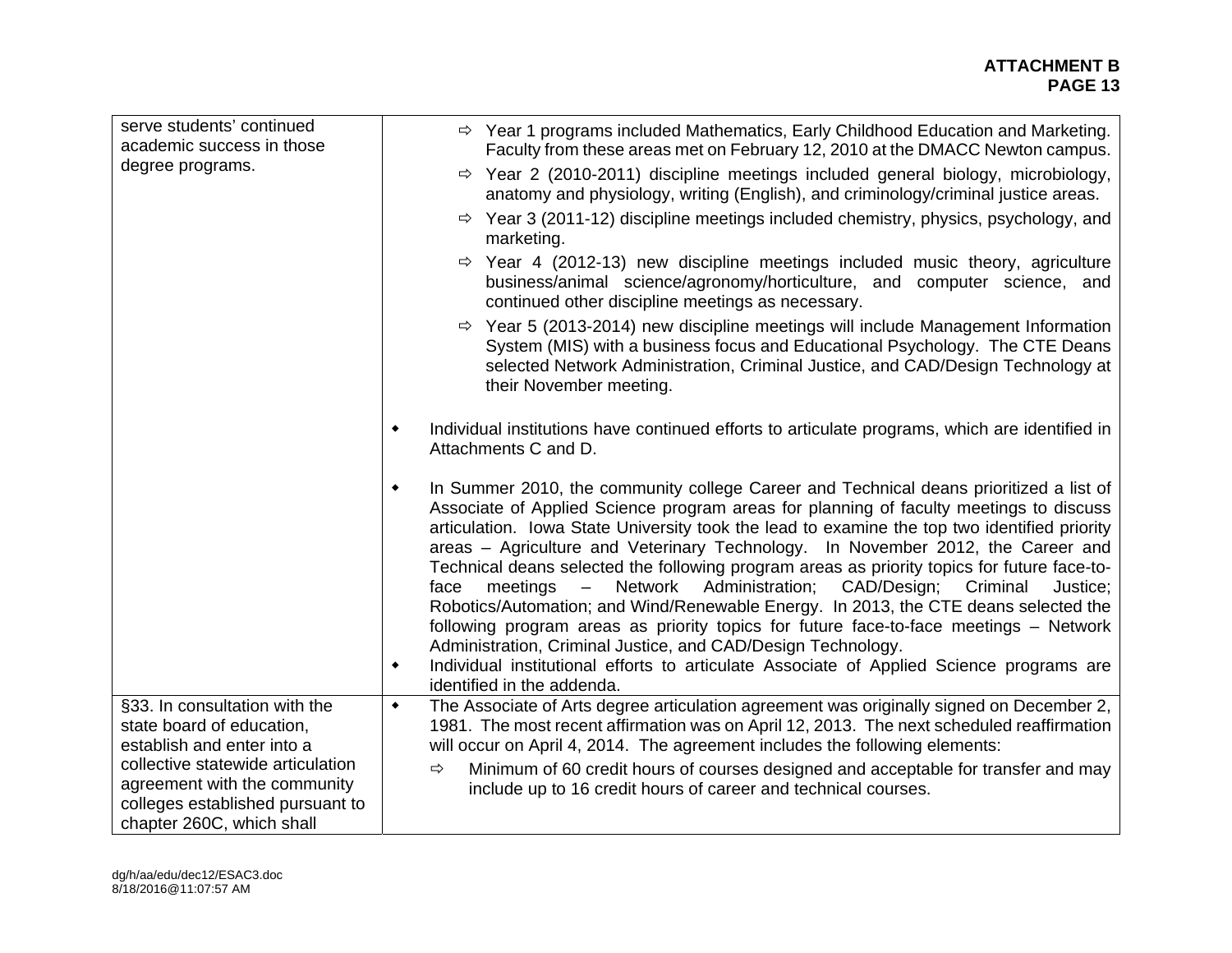| | |
|---|---|
| serve students' continued academic success in those degree programs. | ⇨ Year 1 programs included Mathematics, Early Childhood Education and Marketing. Faculty from these areas met on February 12, 2010 at the DMACC Newton campus.<br>⇨ Year 2 (2010-2011) discipline meetings included general biology, microbiology, anatomy and physiology, writing (English), and criminology/criminal justice areas.<br>⇨ Year 3 (2011-12) discipline meetings included chemistry, physics, psychology, and marketing.<br>⇨ Year 4 (2012-13) new discipline meetings included music theory, agriculture business/animal science/agronomy/horticulture, and computer science, and continued other discipline meetings as necessary.<br>⇨ Year 5 (2013-2014) new discipline meetings will include Management Information System (MIS) with a business focus and Educational Psychology. The CTE Deans selected Network Administration, Criminal Justice, and CAD/Design Technology at their November meeting.<br><br>• Individual institutions have continued efforts to articulate programs, which are identified in Attachments C and D.<br><br>• In Summer 2010, the community college Career and Technical deans prioritized a list of Associate of Applied Science program areas for planning of faculty meetings to discuss articulation. Iowa State University took the lead to examine the top two identified priority areas – Agriculture and Veterinary Technology. In November 2012, the Career and Technical deans selected the following program areas as priority topics for future face-to-face meetings – Network Administration; CAD/Design; Criminal Justice; Robotics/Automation; and Wind/Renewable Energy. In 2013, the CTE deans selected the following program areas as priority topics for future face-to-face meetings – Network Administration, Criminal Justice, and CAD/Design Technology.<br>• Individual institutional efforts to articulate Associate of Applied Science programs are identified in the addenda. |
| §33. In consultation with the state board of education, establish and enter into a collective statewide articulation agreement with the community colleges established pursuant to chapter 260C, which shall | • The Associate of Arts degree articulation agreement was originally signed on December 2, 1981. The most recent affirmation was on April 12, 2013. The next scheduled reaffirmation will occur on April 4, 2014. The agreement includes the following elements:<br>⇨ Minimum of 60 credit hours of courses designed and acceptable for transfer and may include up to 16 credit hours of career and technical courses. |

dg/h/aa/edu/dec12/ESAC3.doc
8/18/2016@11:07:57 AM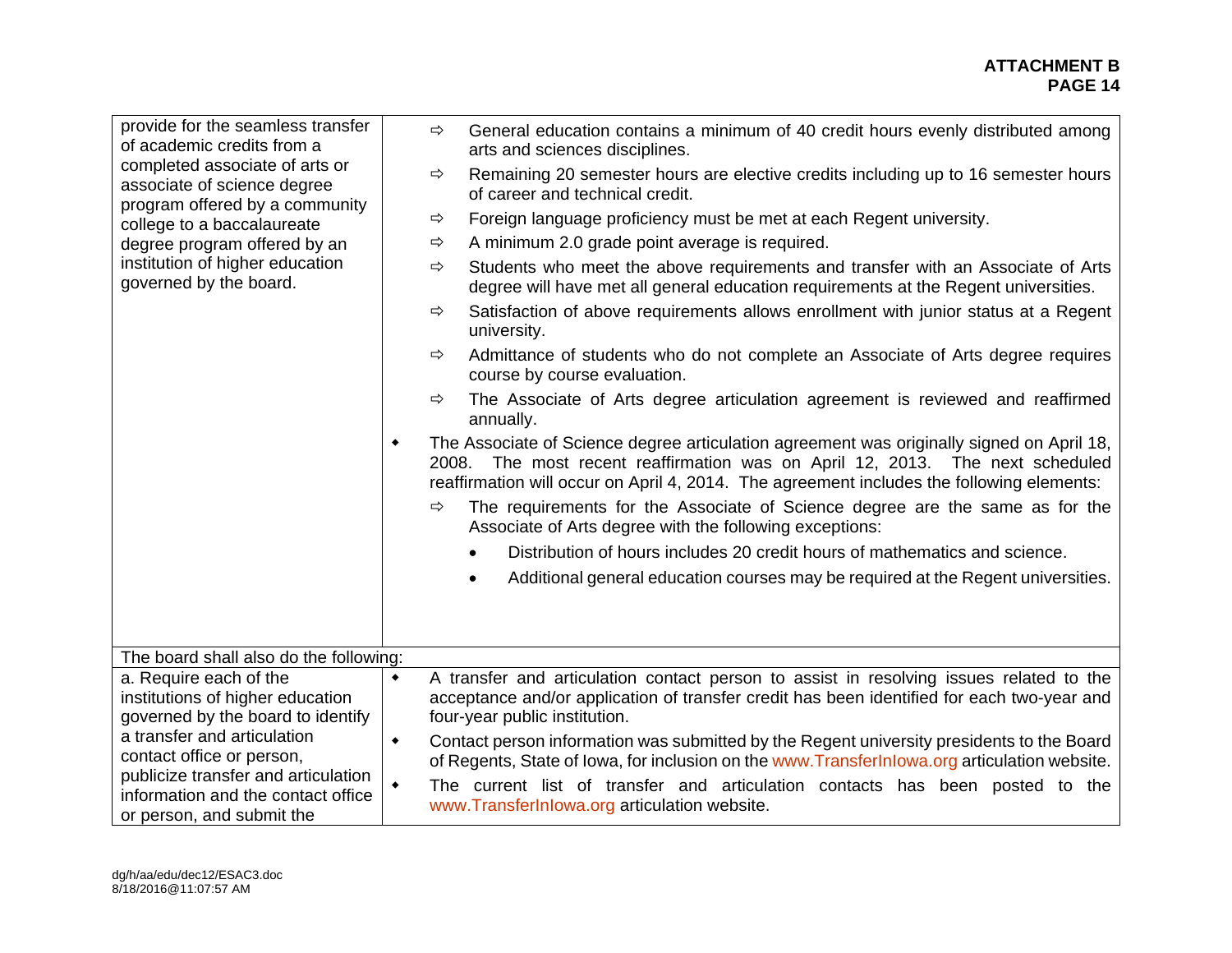| | |
|---|---|
| provide for the seamless transfer of academic credits from a completed associate of arts or associate of science degree program offered by a community college to a baccalaureate degree program offered by an institution of higher education governed by the board. | ⇨ General education contains a minimum of 40 credit hours evenly distributed among arts and sciences disciplines.<br>⇨ Remaining 20 semester hours are elective credits including up to 16 semester hours of career and technical credit.<br>⇨ Foreign language proficiency must be met at each Regent university.<br>⇨ A minimum 2.0 grade point average is required.<br>⇨ Students who meet the above requirements and transfer with an Associate of Arts degree will have met all general education requirements at the Regent universities.<br>⇨ Satisfaction of above requirements allows enrollment with junior status at a Regent university.<br>⇨ Admittance of students who do not complete an Associate of Arts degree requires course by course evaluation.<br>⇨ The Associate of Arts degree articulation agreement is reviewed and reaffirmed annually.<br>◆ The Associate of Science degree articulation agreement was originally signed on April 18, 2008. The most recent reaffirmation was on April 12, 2013. The next scheduled reaffirmation will occur on April 4, 2014. The agreement includes the following elements:<br>⇨ The requirements for the Associate of Science degree are the same as for the Associate of Arts degree with the following exceptions:<br>• Distribution of hours includes 20 credit hours of mathematics and science.<br>• Additional general education courses may be required at the Regent universities. |
| The board shall also do the following: | |
| a. Require each of the institutions of higher education governed by the board to identify a transfer and articulation contact office or person, publicize transfer and articulation information and the contact office or person, and submit the | ◆ A transfer and articulation contact person to assist in resolving issues related to the acceptance and/or application of transfer credit has been identified for each two-year and four-year public institution.<br>◆ Contact person information was submitted by the Regent university presidents to the Board of Regents, State of Iowa, for inclusion on the www.TransferInIowa.org articulation website.<br>◆ The current list of transfer and articulation contacts has been posted to the www.TransferInIowa.org articulation website. |

dg/h/aa/edu/dec12/ESAC3.doc
8/18/2016@11:07:57 AM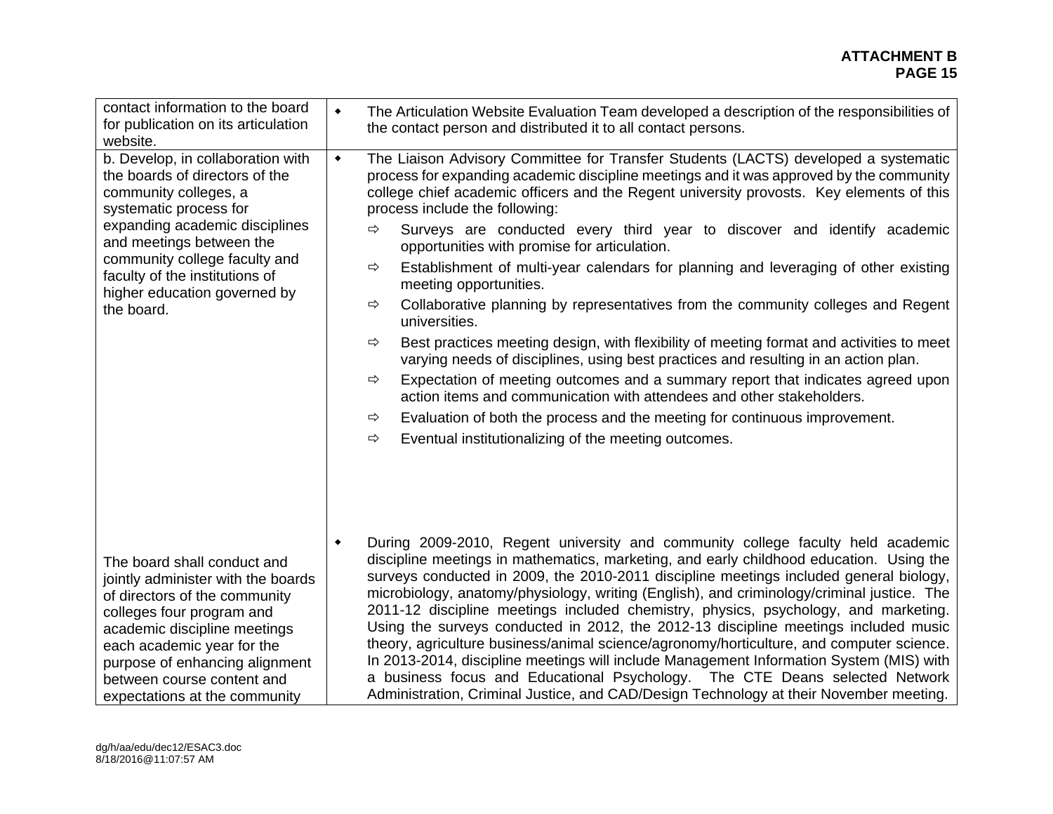| | |
|---|---|
| contact information to the board for publication on its articulation website. | • The Articulation Website Evaluation Team developed a description of the responsibilities of the contact person and distributed it to all contact persons. |
| b. Develop, in collaboration with the boards of directors of the community colleges, a systematic process for expanding academic disciplines and meetings between the community college faculty and faculty of the institutions of higher education governed by the board. | • The Liaison Advisory Committee for Transfer Students (LACTS) developed a systematic process for expanding academic discipline meetings and it was approved by the community college chief academic officers and the Regent university provosts. Key elements of this process include the following:<br>⇨ Surveys are conducted every third year to discover and identify academic opportunities with promise for articulation.<br>⇨ Establishment of multi-year calendars for planning and leveraging of other existing meeting opportunities.<br>⇨ Collaborative planning by representatives from the community colleges and Regent universities.<br>⇨ Best practices meeting design, with flexibility of meeting format and activities to meet varying needs of disciplines, using best practices and resulting in an action plan.<br>⇨ Expectation of meeting outcomes and a summary report that indicates agreed upon action items and communication with attendees and other stakeholders.<br>⇨ Evaluation of both the process and the meeting for continuous improvement.<br>⇨ Eventual institutionalizing of the meeting outcomes. |
| The board shall conduct and jointly administer with the boards of directors of the community colleges four program and academic discipline meetings each academic year for the purpose of enhancing alignment between course content and expectations at the community | • During 2009-2010, Regent university and community college faculty held academic discipline meetings in mathematics, marketing, and early childhood education. Using the surveys conducted in 2009, the 2010-2011 discipline meetings included general biology, microbiology, anatomy/physiology, writing (English), and criminology/criminal justice. The 2011-12 discipline meetings included chemistry, physics, psychology, and marketing. Using the surveys conducted in 2012, the 2012-13 discipline meetings included music theory, agriculture business/animal science/agronomy/horticulture, and computer science. In 2013-2014, discipline meetings will include Management Information System (MIS) with a business focus and Educational Psychology. The CTE Deans selected Network Administration, Criminal Justice, and CAD/Design Technology at their November meeting. |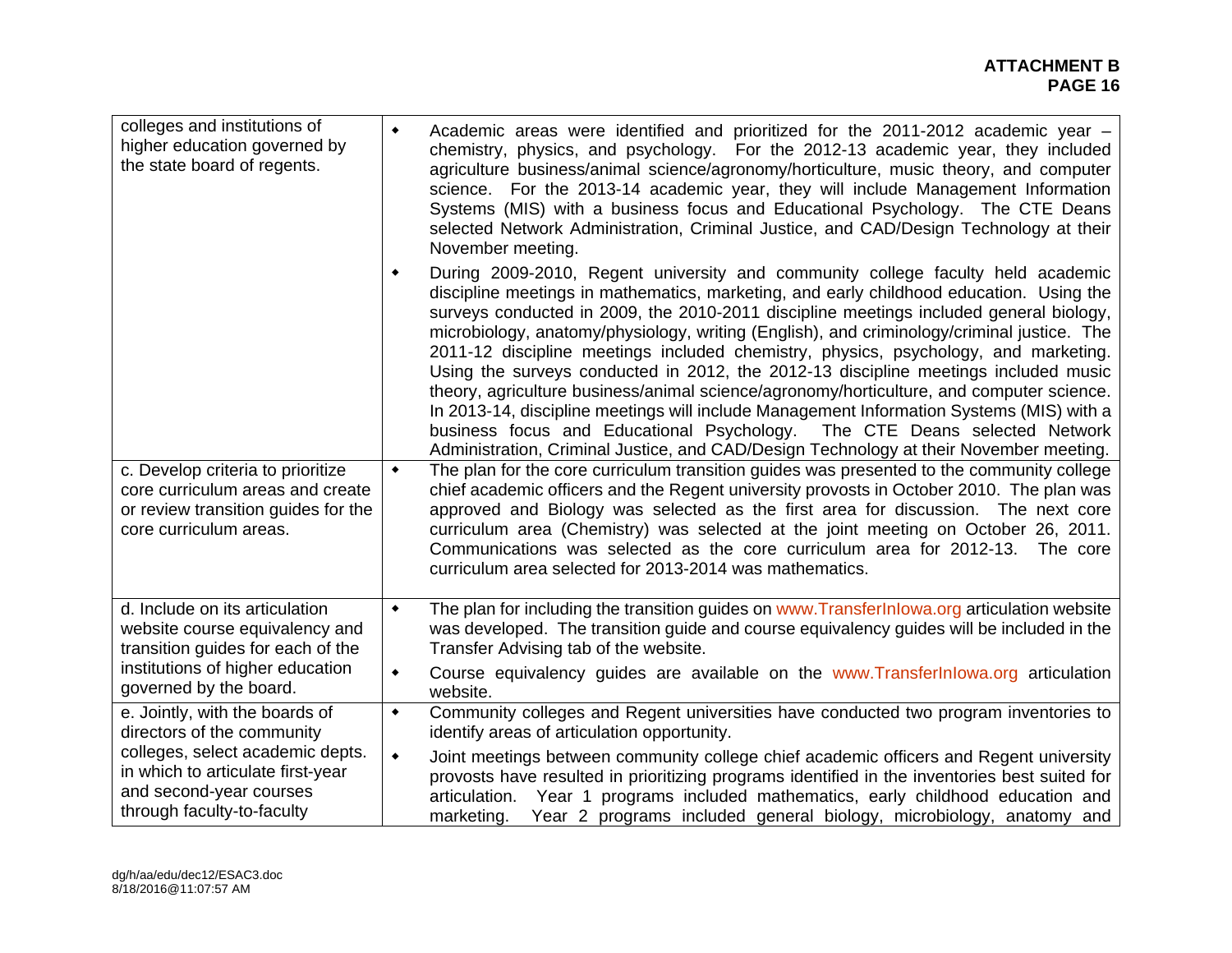| | |
|---|---|
| colleges and institutions of higher education governed by the state board of regents. | • Academic areas were identified and prioritized for the 2011-2012 academic year – chemistry, physics, and psychology. For the 2012-13 academic year, they included agriculture business/animal science/agronomy/horticulture, music theory, and computer science. For the 2013-14 academic year, they will include Management Information Systems (MIS) with a business focus and Educational Psychology. The CTE Deans selected Network Administration, Criminal Justice, and CAD/Design Technology at their November meeting.<br>• During 2009-2010, Regent university and community college faculty held academic discipline meetings in mathematics, marketing, and early childhood education. Using the surveys conducted in 2009, the 2010-2011 discipline meetings included general biology, microbiology, anatomy/physiology, writing (English), and criminology/criminal justice. The 2011-12 discipline meetings included chemistry, physics, psychology, and marketing. Using the surveys conducted in 2012, the 2012-13 discipline meetings included music theory, agriculture business/animal science/agronomy/horticulture, and computer science. In 2013-14, discipline meetings will include Management Information Systems (MIS) with a business focus and Educational Psychology. The CTE Deans selected Network Administration, Criminal Justice, and CAD/Design Technology at their November meeting. |
| c. Develop criteria to prioritize core curriculum areas and create or review transition guides for the core curriculum areas. | • The plan for the core curriculum transition guides was presented to the community college chief academic officers and the Regent university provosts in October 2010. The plan was approved and Biology was selected as the first area for discussion. The next core curriculum area (Chemistry) was selected at the joint meeting on October 26, 2011. Communications was selected as the core curriculum area for 2012-13. The core curriculum area selected for 2013-2014 was mathematics. |
| d. Include on its articulation website course equivalency and transition guides for each of the institutions of higher education governed by the board. | • The plan for including the transition guides on www.TransferInIowa.org articulation website was developed. The transition guide and course equivalency guides will be included in the Transfer Advising tab of the website.<br>• Course equivalency guides are available on the www.TransferInIowa.org articulation website. |
| e. Jointly, with the boards of directors of the community colleges, select academic depts. in which to articulate first-year and second-year courses through faculty-to-faculty | • Community colleges and Regent universities have conducted two program inventories to identify areas of articulation opportunity.<br>• Joint meetings between community college chief academic officers and Regent university provosts have resulted in prioritizing programs identified in the inventories best suited for articulation. Year 1 programs included mathematics, early childhood education and marketing. Year 2 programs included general biology, microbiology, anatomy and |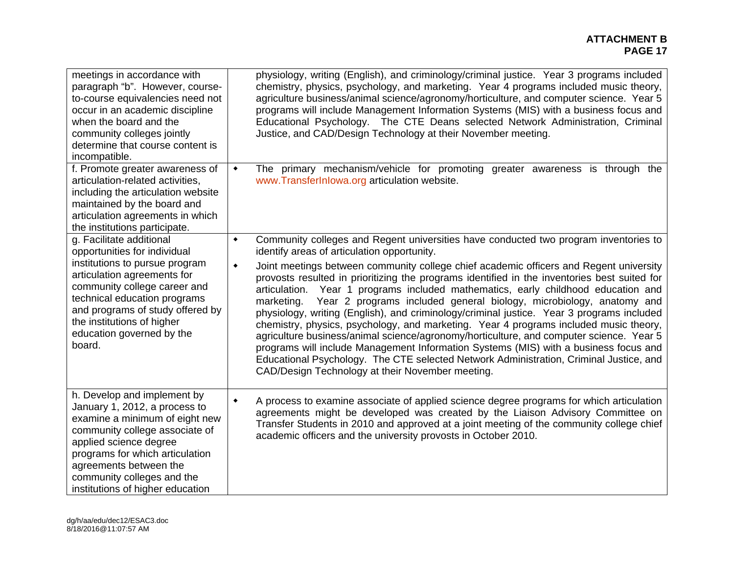| | |
|---|---|
| meetings in accordance with paragraph "b". However, course-to-course equivalencies need not occur in an academic discipline when the board and the community colleges jointly determine that course content is incompatible. | physiology, writing (English), and criminology/criminal justice. Year 3 programs included chemistry, physics, psychology, and marketing. Year 4 programs included music theory, agriculture business/animal science/agronomy/horticulture, and computer science. Year 5 programs will include Management Information Systems (MIS) with a business focus and Educational Psychology. The CTE Deans selected Network Administration, Criminal Justice, and CAD/Design Technology at their November meeting. |
| f. Promote greater awareness of articulation-related activities, including the articulation website maintained by the board and articulation agreements in which the institutions participate. | • The primary mechanism/vehicle for promoting greater awareness is through the www.TransferInIowa.org articulation website. |
| g. Facilitate additional opportunities for individual institutions to pursue program articulation agreements for community college career and technical education programs and programs of study offered by the institutions of higher education governed by the board. | • Community colleges and Regent universities have conducted two program inventories to identify areas of articulation opportunity.<br>• Joint meetings between community college chief academic officers and Regent university provosts resulted in prioritizing the programs identified in the inventories best suited for articulation. Year 1 programs included mathematics, early childhood education and marketing. Year 2 programs included general biology, microbiology, anatomy and physiology, writing (English), and criminology/criminal justice. Year 3 programs included chemistry, physics, psychology, and marketing. Year 4 programs included music theory, agriculture business/animal science/agronomy/horticulture, and computer science. Year 5 programs will include Management Information Systems (MIS) with a business focus and Educational Psychology. The CTE selected Network Administration, Criminal Justice, and CAD/Design Technology at their November meeting. |
| h. Develop and implement by January 1, 2012, a process to examine a minimum of eight new community college associate of applied science degree programs for which articulation agreements between the community colleges and the institutions of higher education | • A process to examine associate of applied science degree programs for which articulation agreements might be developed was created by the Liaison Advisory Committee on Transfer Students in 2010 and approved at a joint meeting of the community college chief academic officers and the university provosts in October 2010. |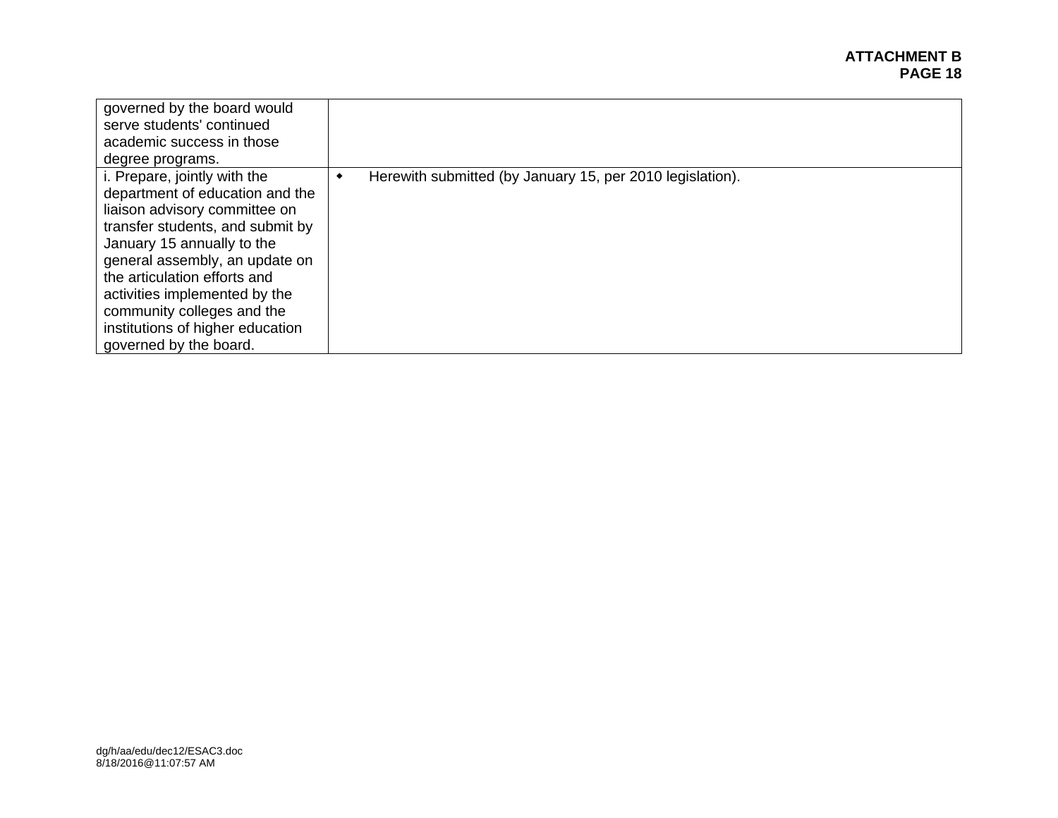| | |
|---|---|
| governed by the board would serve students' continued academic success in those degree programs. | |
| i. Prepare, jointly with the department of education and the liaison advisory committee on transfer students, and submit by January 15 annually to the general assembly, an update on the articulation efforts and activities implemented by the community colleges and the institutions of higher education governed by the board. | ◆ Herewith submitted (by January 15, per 2010 legislation). |

dg/h/aa/edu/dec12/ESAC3.doc
8/18/2016@11:07:57 AM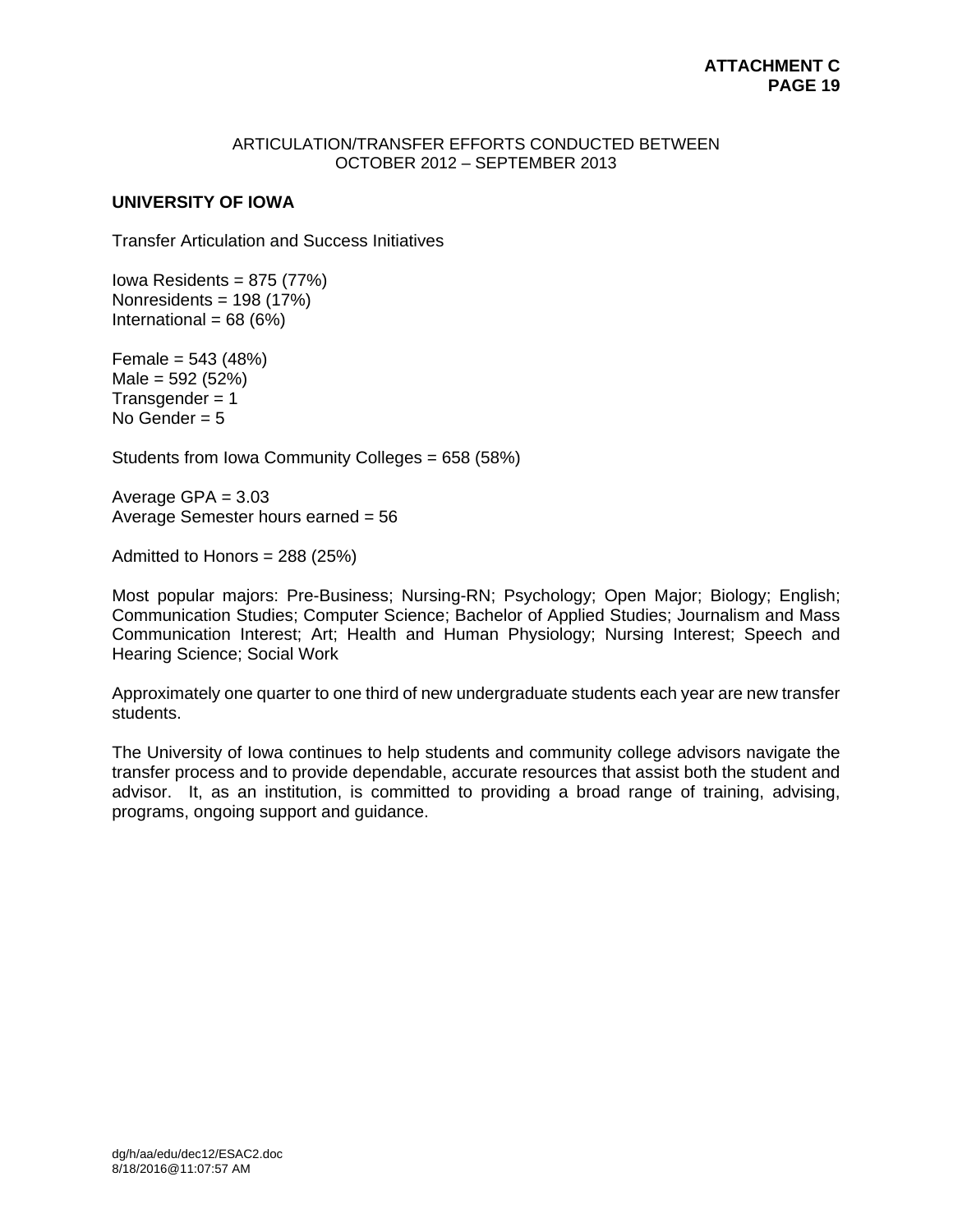ARTICULATION/TRANSFER EFFORTS CONDUCTED BETWEEN
OCTOBER 2012 – SEPTEMBER 2013

**UNIVERSITY OF IOWA**

Transfer Articulation and Success Initiatives

Iowa Residents = 875 (77%)
Nonresidents = 198 (17%)
International = 68 (6%)

Female = 543 (48%)
Male = 592 (52%)
Transgender = 1
No Gender = 5

Students from Iowa Community Colleges = 658 (58%)

Average GPA = 3.03
Average Semester hours earned = 56

Admitted to Honors = 288 (25%)

Most popular majors: Pre-Business; Nursing-RN; Psychology; Open Major; Biology; English; Communication Studies; Computer Science; Bachelor of Applied Studies; Journalism and Mass Communication Interest; Art; Health and Human Physiology; Nursing Interest; Speech and Hearing Science; Social Work

Approximately one quarter to one third of new undergraduate students each year are new transfer students.

The University of Iowa continues to help students and community college advisors navigate the transfer process and to provide dependable, accurate resources that assist both the student and advisor. It, as an institution, is committed to providing a broad range of training, advising, programs, ongoing support and guidance.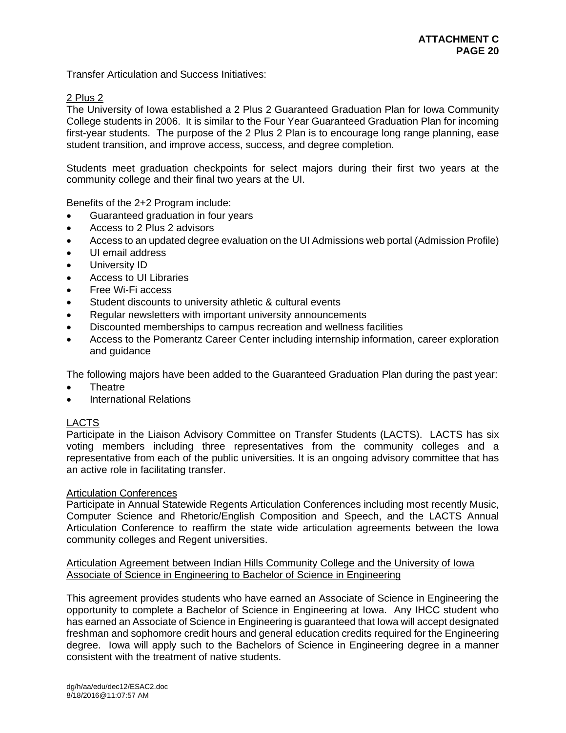Transfer Articulation and Success Initiatives:

<u>2 Plus 2</u>

The University of Iowa established a 2 Plus 2 Guaranteed Graduation Plan for Iowa Community College students in 2006. It is similar to the Four Year Guaranteed Graduation Plan for incoming first-year students. The purpose of the 2 Plus 2 Plan is to encourage long range planning, ease student transition, and improve access, success, and degree completion.

Students meet graduation checkpoints for select majors during their first two years at the community college and their final two years at the UI.

Benefits of the 2+2 Program include:

- Guaranteed graduation in four years
- Access to 2 Plus 2 advisors
- Access to an updated degree evaluation on the UI Admissions web portal (Admission Profile)
- UI email address
- University ID
- Access to UI Libraries
- Free Wi-Fi access
- Student discounts to university athletic & cultural events
- Regular newsletters with important university announcements
- Discounted memberships to campus recreation and wellness facilities
- Access to the Pomerantz Career Center including internship information, career exploration and guidance

The following majors have been added to the Guaranteed Graduation Plan during the past year:

- Theatre
- International Relations

<u>LACTS</u>

Participate in the Liaison Advisory Committee on Transfer Students (LACTS). LACTS has six voting members including three representatives from the community colleges and a representative from each of the public universities. It is an ongoing advisory committee that has an active role in facilitating transfer.

<u>Articulation Conferences</u>

Participate in Annual Statewide Regents Articulation Conferences including most recently Music, Computer Science and Rhetoric/English Composition and Speech, and the LACTS Annual Articulation Conference to reaffirm the state wide articulation agreements between the Iowa community colleges and Regent universities.

<u>Articulation Agreement between Indian Hills Community College and the University of Iowa Associate of Science in Engineering to Bachelor of Science in Engineering</u>

This agreement provides students who have earned an Associate of Science in Engineering the opportunity to complete a Bachelor of Science in Engineering at Iowa. Any IHCC student who has earned an Associate of Science in Engineering is guaranteed that Iowa will accept designated freshman and sophomore credit hours and general education credits required for the Engineering degree. Iowa will apply such to the Bachelors of Science in Engineering degree in a manner consistent with the treatment of native students.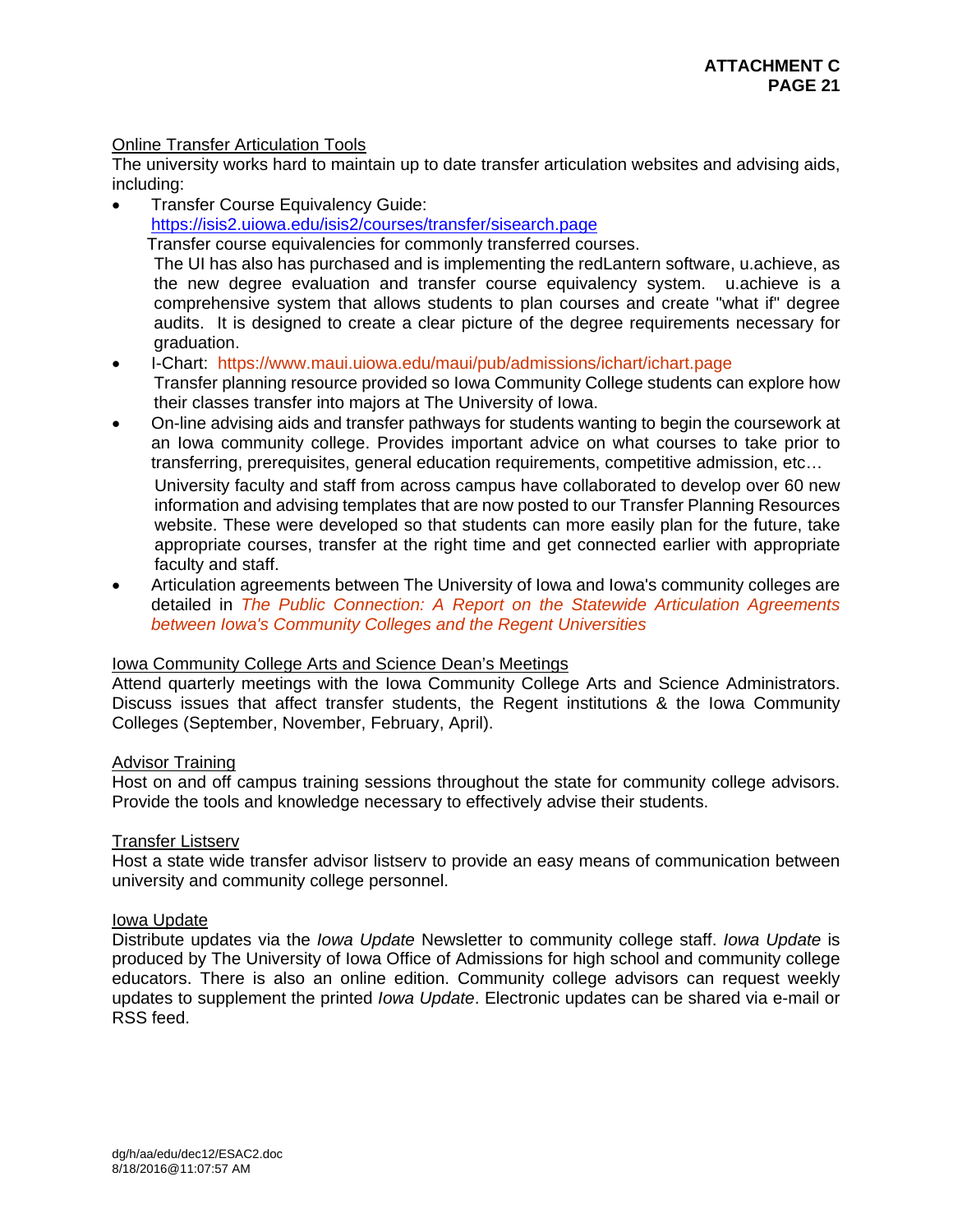Online Transfer Articulation Tools

The university works hard to maintain up to date transfer articulation websites and advising aids, including:

- Transfer Course Equivalency Guide:
  https://isis2.uiowa.edu/isis2/courses/transfer/sisearch.page
  Transfer course equivalencies for commonly transferred courses.
  The UI has also has purchased and is implementing the redLantern software, u.achieve, as the new degree evaluation and transfer course equivalency system. u.achieve is a comprehensive system that allows students to plan courses and create "what if" degree audits. It is designed to create a clear picture of the degree requirements necessary for graduation.
- I-Chart: https://www.maui.uiowa.edu/maui/pub/admissions/ichart/ichart.page
  Transfer planning resource provided so Iowa Community College students can explore how their classes transfer into majors at The University of Iowa.
- On-line advising aids and transfer pathways for students wanting to begin the coursework at an Iowa community college. Provides important advice on what courses to take prior to transferring, prerequisites, general education requirements, competitive admission, etc…
  University faculty and staff from across campus have collaborated to develop over 60 new information and advising templates that are now posted to our Transfer Planning Resources website. These were developed so that students can more easily plan for the future, take appropriate courses, transfer at the right time and get connected earlier with appropriate faculty and staff.
- Articulation agreements between The University of Iowa and Iowa's community colleges are detailed in *The Public Connection: A Report on the Statewide Articulation Agreements between Iowa's Community Colleges and the Regent Universities*

Iowa Community College Arts and Science Dean's Meetings

Attend quarterly meetings with the Iowa Community College Arts and Science Administrators. Discuss issues that affect transfer students, the Regent institutions & the Iowa Community Colleges (September, November, February, April).

Advisor Training

Host on and off campus training sessions throughout the state for community college advisors. Provide the tools and knowledge necessary to effectively advise their students.

Transfer Listserv

Host a state wide transfer advisor listserv to provide an easy means of communication between university and community college personnel.

Iowa Update

Distribute updates via the *Iowa Update* Newsletter to community college staff. *Iowa Update* is produced by The University of Iowa Office of Admissions for high school and community college educators. There is also an online edition. Community college advisors can request weekly updates to supplement the printed *Iowa Update*. Electronic updates can be shared via e-mail or RSS feed.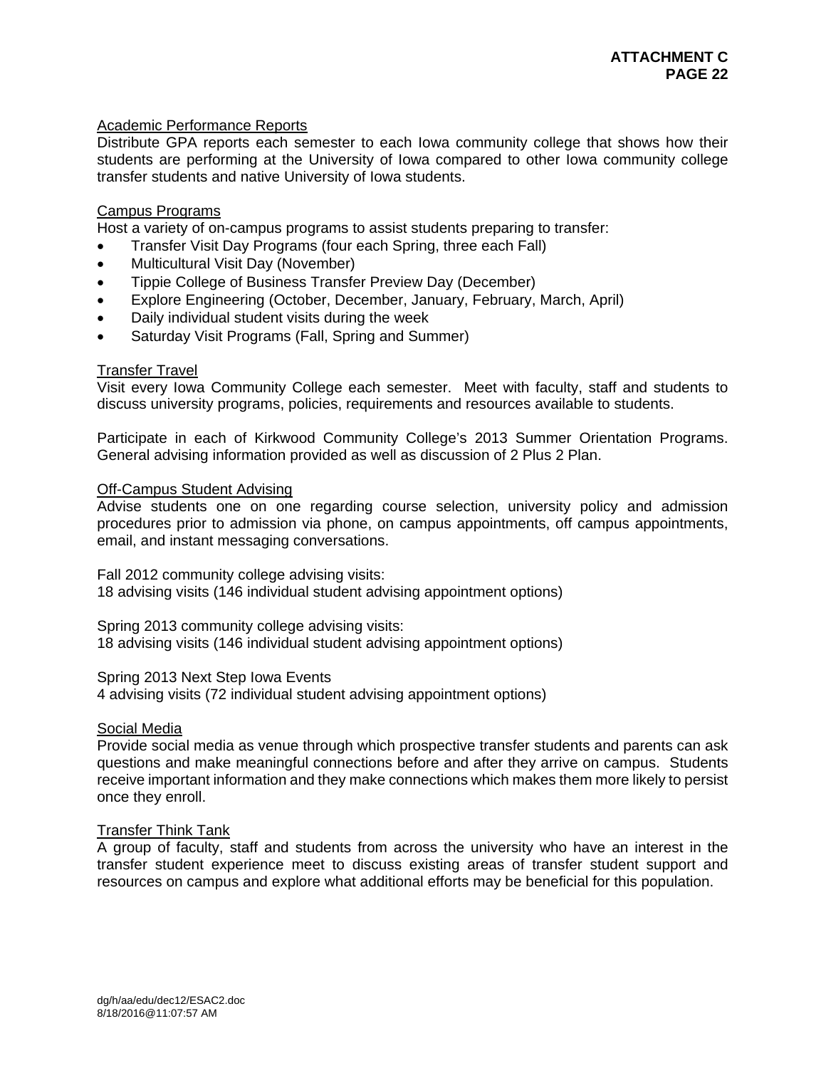### Academic Performance Reports

Distribute GPA reports each semester to each Iowa community college that shows how their students are performing at the University of Iowa compared to other Iowa community college transfer students and native University of Iowa students.

### Campus Programs

Host a variety of on-campus programs to assist students preparing to transfer:

- Transfer Visit Day Programs (four each Spring, three each Fall)
- Multicultural Visit Day (November)
- Tippie College of Business Transfer Preview Day (December)
- Explore Engineering (October, December, January, February, March, April)
- Daily individual student visits during the week
- Saturday Visit Programs (Fall, Spring and Summer)

### Transfer Travel

Visit every Iowa Community College each semester. Meet with faculty, staff and students to discuss university programs, policies, requirements and resources available to students.

Participate in each of Kirkwood Community College's 2013 Summer Orientation Programs. General advising information provided as well as discussion of 2 Plus 2 Plan.

### Off-Campus Student Advising

Advise students one on one regarding course selection, university policy and admission procedures prior to admission via phone, on campus appointments, off campus appointments, email, and instant messaging conversations.

Fall 2012 community college advising visits:
18 advising visits (146 individual student advising appointment options)

Spring 2013 community college advising visits:
18 advising visits (146 individual student advising appointment options)

Spring 2013 Next Step Iowa Events
4 advising visits (72 individual student advising appointment options)

### Social Media

Provide social media as venue through which prospective transfer students and parents can ask questions and make meaningful connections before and after they arrive on campus. Students receive important information and they make connections which makes them more likely to persist once they enroll.

### Transfer Think Tank

A group of faculty, staff and students from across the university who have an interest in the transfer student experience meet to discuss existing areas of transfer student support and resources on campus and explore what additional efforts may be beneficial for this population.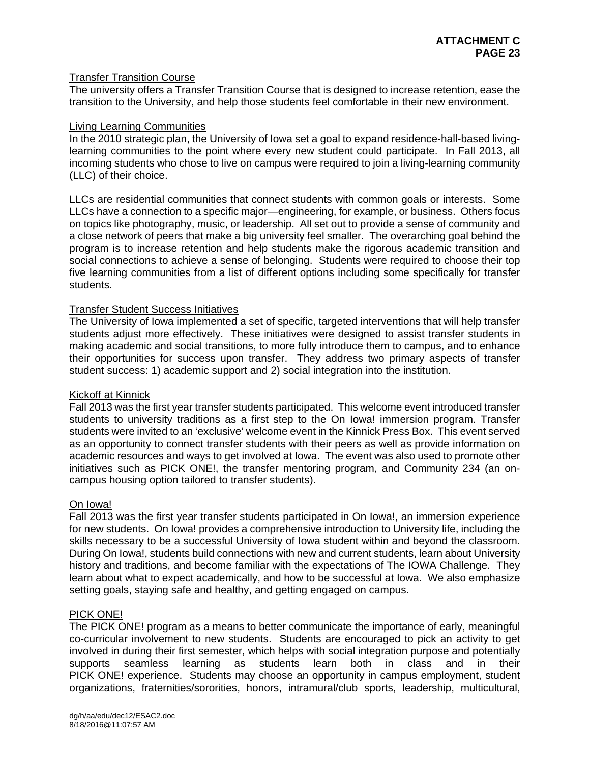### Transfer Transition Course

The university offers a Transfer Transition Course that is designed to increase retention, ease the transition to the University, and help those students feel comfortable in their new environment.

### Living Learning Communities

In the 2010 strategic plan, the University of Iowa set a goal to expand residence-hall-based living-learning communities to the point where every new student could participate. In Fall 2013, all incoming students who chose to live on campus were required to join a living-learning community (LLC) of their choice.

LLCs are residential communities that connect students with common goals or interests. Some LLCs have a connection to a specific major—engineering, for example, or business. Others focus on topics like photography, music, or leadership. All set out to provide a sense of community and a close network of peers that make a big university feel smaller. The overarching goal behind the program is to increase retention and help students make the rigorous academic transition and social connections to achieve a sense of belonging. Students were required to choose their top five learning communities from a list of different options including some specifically for transfer students.

### Transfer Student Success Initiatives

The University of Iowa implemented a set of specific, targeted interventions that will help transfer students adjust more effectively. These initiatives were designed to assist transfer students in making academic and social transitions, to more fully introduce them to campus, and to enhance their opportunities for success upon transfer. They address two primary aspects of transfer student success: 1) academic support and 2) social integration into the institution.

### Kickoff at Kinnick

Fall 2013 was the first year transfer students participated. This welcome event introduced transfer students to university traditions as a first step to the On Iowa! immersion program. Transfer students were invited to an 'exclusive' welcome event in the Kinnick Press Box. This event served as an opportunity to connect transfer students with their peers as well as provide information on academic resources and ways to get involved at Iowa. The event was also used to promote other initiatives such as PICK ONE!, the transfer mentoring program, and Community 234 (an on-campus housing option tailored to transfer students).

### On Iowa!

Fall 2013 was the first year transfer students participated in On Iowa!, an immersion experience for new students. On Iowa! provides a comprehensive introduction to University life, including the skills necessary to be a successful University of Iowa student within and beyond the classroom. During On Iowa!, students build connections with new and current students, learn about University history and traditions, and become familiar with the expectations of The IOWA Challenge. They learn about what to expect academically, and how to be successful at Iowa. We also emphasize setting goals, staying safe and healthy, and getting engaged on campus.

### PICK ONE!

The PICK ONE! program as a means to better communicate the importance of early, meaningful co-curricular involvement to new students. Students are encouraged to pick an activity to get involved in during their first semester, which helps with social integration purpose and potentially supports seamless learning as students learn both in class and in their PICK ONE! experience. Students may choose an opportunity in campus employment, student organizations, fraternities/sororities, honors, intramural/club sports, leadership, multicultural,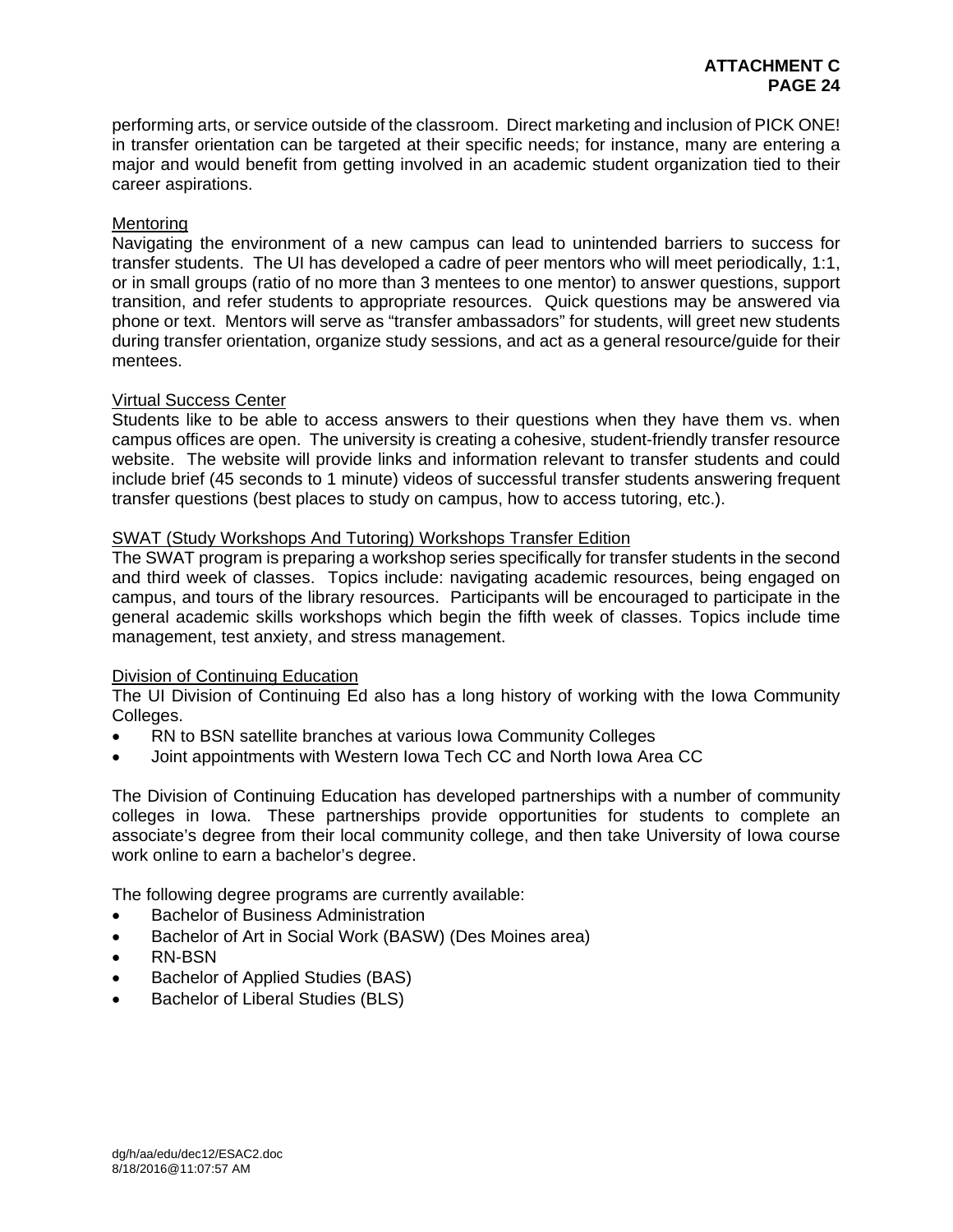performing arts, or service outside of the classroom. Direct marketing and inclusion of PICK ONE! in transfer orientation can be targeted at their specific needs; for instance, many are entering a major and would benefit from getting involved in an academic student organization tied to their career aspirations.

<u>Mentoring</u>

Navigating the environment of a new campus can lead to unintended barriers to success for transfer students. The UI has developed a cadre of peer mentors who will meet periodically, 1:1, or in small groups (ratio of no more than 3 mentees to one mentor) to answer questions, support transition, and refer students to appropriate resources. Quick questions may be answered via phone or text. Mentors will serve as "transfer ambassadors" for students, will greet new students during transfer orientation, organize study sessions, and act as a general resource/guide for their mentees.

<u>Virtual Success Center</u>

Students like to be able to access answers to their questions when they have them vs. when campus offices are open. The university is creating a cohesive, student-friendly transfer resource website. The website will provide links and information relevant to transfer students and could include brief (45 seconds to 1 minute) videos of successful transfer students answering frequent transfer questions (best places to study on campus, how to access tutoring, etc.).

<u>SWAT (Study Workshops And Tutoring) Workshops Transfer Edition</u>

The SWAT program is preparing a workshop series specifically for transfer students in the second and third week of classes. Topics include: navigating academic resources, being engaged on campus, and tours of the library resources. Participants will be encouraged to participate in the general academic skills workshops which begin the fifth week of classes. Topics include time management, test anxiety, and stress management.

<u>Division of Continuing Education</u>

The UI Division of Continuing Ed also has a long history of working with the Iowa Community Colleges.

- RN to BSN satellite branches at various Iowa Community Colleges
- Joint appointments with Western Iowa Tech CC and North Iowa Area CC

The Division of Continuing Education has developed partnerships with a number of community colleges in Iowa. These partnerships provide opportunities for students to complete an associate's degree from their local community college, and then take University of Iowa course work online to earn a bachelor's degree.

The following degree programs are currently available:

- Bachelor of Business Administration
- Bachelor of Art in Social Work (BASW) (Des Moines area)
- RN-BSN
- Bachelor of Applied Studies (BAS)
- Bachelor of Liberal Studies (BLS)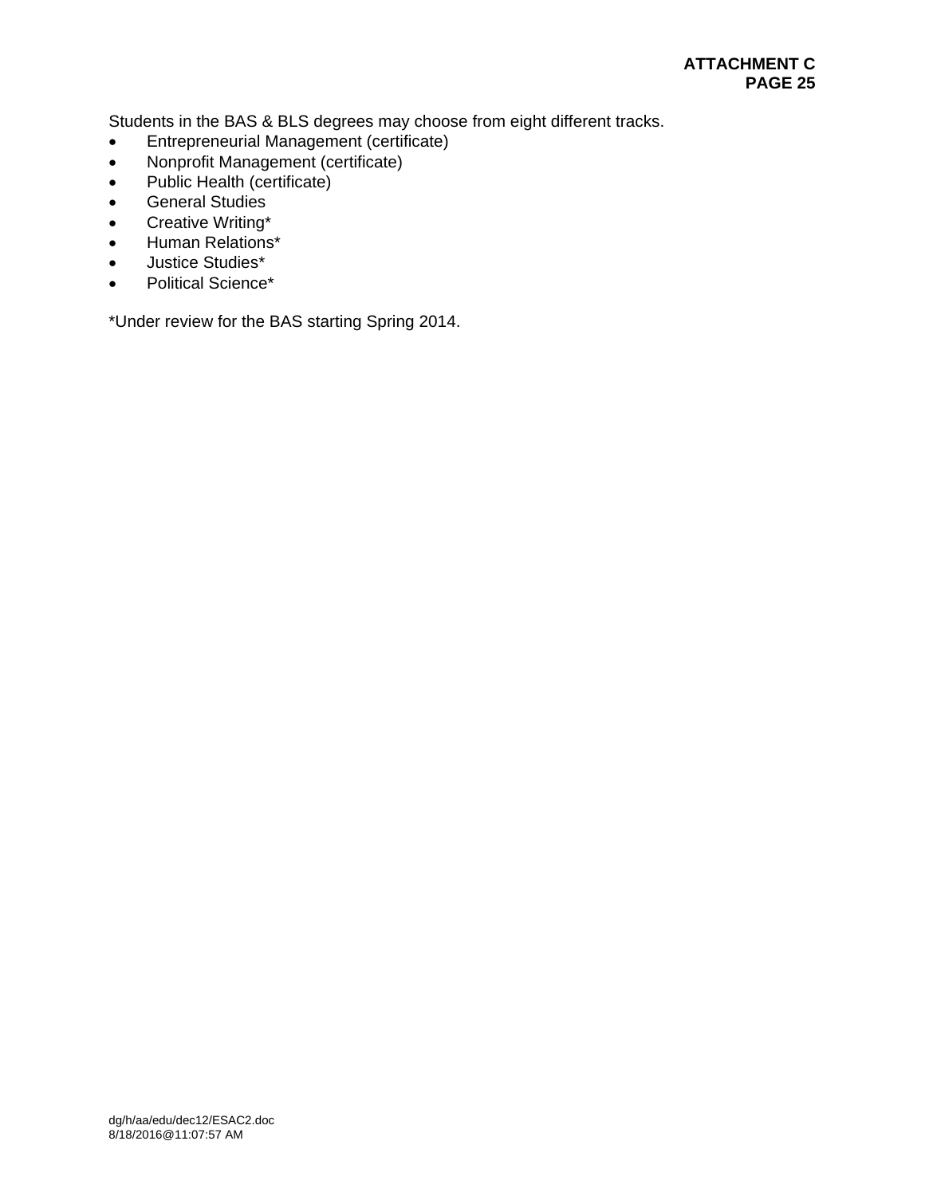Students in the BAS & BLS degrees may choose from eight different tracks.

- Entrepreneurial Management (certificate)
- Nonprofit Management (certificate)
- Public Health (certificate)
- General Studies
- Creative Writing*
- Human Relations*
- Justice Studies*
- Political Science*

*Under review for the BAS starting Spring 2014.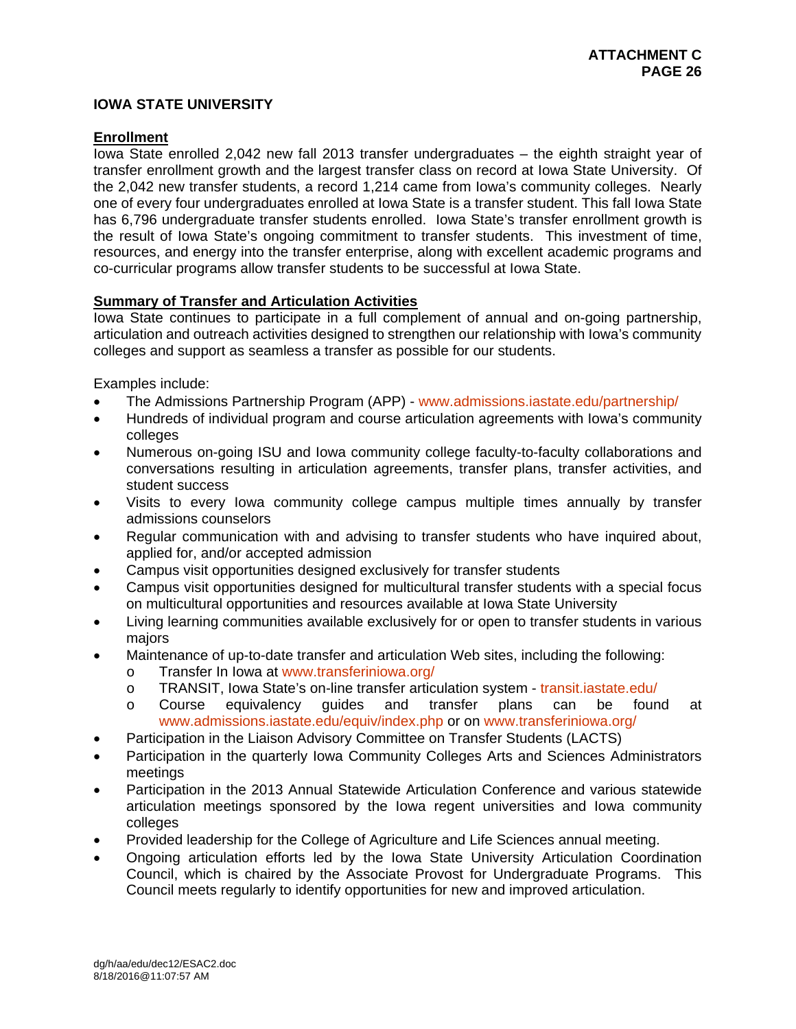## IOWA STATE UNIVERSITY

### Enrollment

Iowa State enrolled 2,042 new fall 2013 transfer undergraduates – the eighth straight year of transfer enrollment growth and the largest transfer class on record at Iowa State University. Of the 2,042 new transfer students, a record 1,214 came from Iowa's community colleges. Nearly one of every four undergraduates enrolled at Iowa State is a transfer student. This fall Iowa State has 6,796 undergraduate transfer students enrolled. Iowa State's transfer enrollment growth is the result of Iowa State's ongoing commitment to transfer students. This investment of time, resources, and energy into the transfer enterprise, along with excellent academic programs and co-curricular programs allow transfer students to be successful at Iowa State.

### Summary of Transfer and Articulation Activities

Iowa State continues to participate in a full complement of annual and on-going partnership, articulation and outreach activities designed to strengthen our relationship with Iowa's community colleges and support as seamless a transfer as possible for our students.

Examples include:

- The Admissions Partnership Program (APP) - www.admissions.iastate.edu/partnership/
- Hundreds of individual program and course articulation agreements with Iowa's community colleges
- Numerous on-going ISU and Iowa community college faculty-to-faculty collaborations and conversations resulting in articulation agreements, transfer plans, transfer activities, and student success
- Visits to every Iowa community college campus multiple times annually by transfer admissions counselors
- Regular communication with and advising to transfer students who have inquired about, applied for, and/or accepted admission
- Campus visit opportunities designed exclusively for transfer students
- Campus visit opportunities designed for multicultural transfer students with a special focus on multicultural opportunities and resources available at Iowa State University
- Living learning communities available exclusively for or open to transfer students in various majors
- Maintenance of up-to-date transfer and articulation Web sites, including the following:
  - Transfer In Iowa at www.transferiniowa.org/
  - TRANSIT, Iowa State's on-line transfer articulation system - transit.iastate.edu/
  - Course equivalency guides and transfer plans can be found at www.admissions.iastate.edu/equiv/index.php or on www.transferiniowa.org/
- Participation in the Liaison Advisory Committee on Transfer Students (LACTS)
- Participation in the quarterly Iowa Community Colleges Arts and Sciences Administrators meetings
- Participation in the 2013 Annual Statewide Articulation Conference and various statewide articulation meetings sponsored by the Iowa regent universities and Iowa community colleges
- Provided leadership for the College of Agriculture and Life Sciences annual meeting.
- Ongoing articulation efforts led by the Iowa State University Articulation Coordination Council, which is chaired by the Associate Provost for Undergraduate Programs. This Council meets regularly to identify opportunities for new and improved articulation.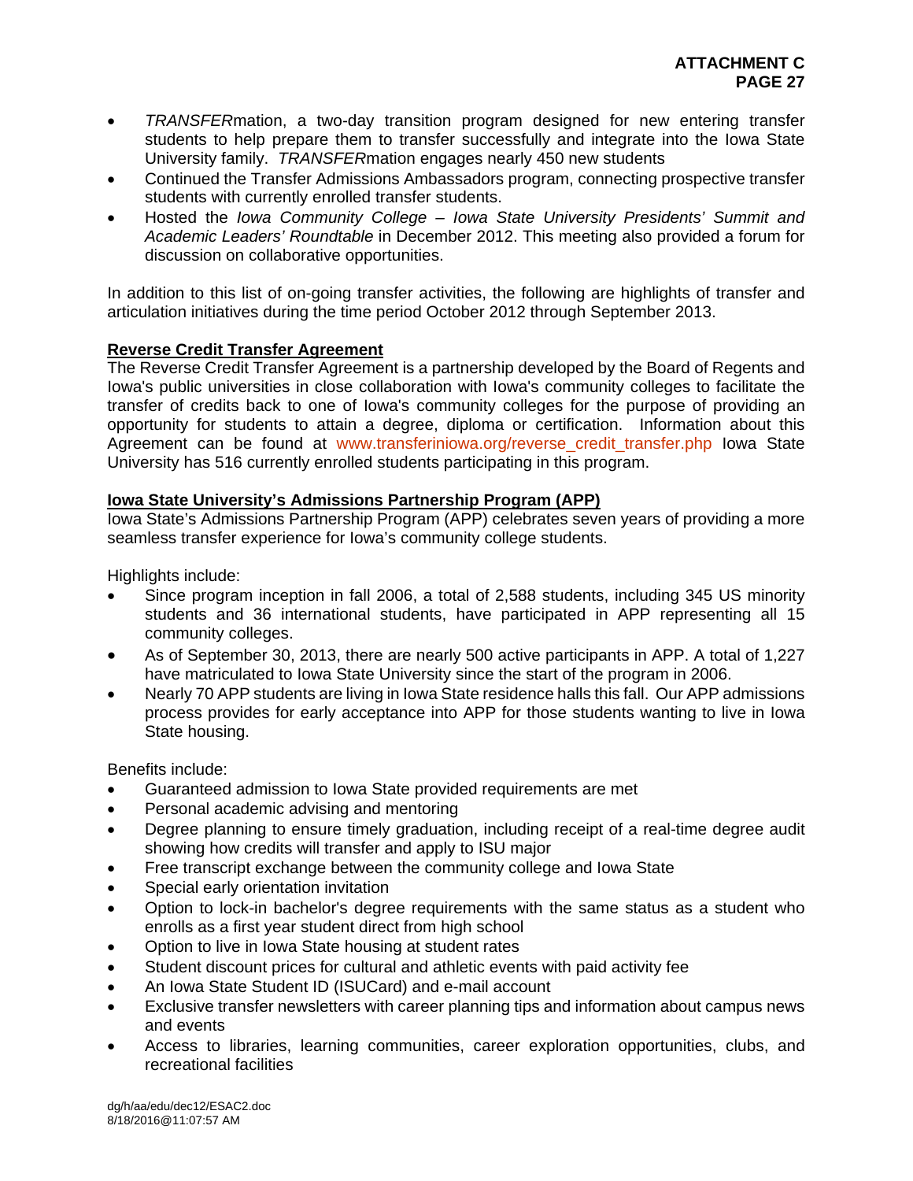- *TRANSFER*mation, a two-day transition program designed for new entering transfer students to help prepare them to transfer successfully and integrate into the Iowa State University family. *TRANSFER*mation engages nearly 450 new students
- Continued the Transfer Admissions Ambassadors program, connecting prospective transfer students with currently enrolled transfer students.
- Hosted the *Iowa Community College – Iowa State University Presidents' Summit and Academic Leaders' Roundtable* in December 2012. This meeting also provided a forum for discussion on collaborative opportunities.

In addition to this list of on-going transfer activities, the following are highlights of transfer and articulation initiatives during the time period October 2012 through September 2013.

**Reverse Credit Transfer Agreement**

The Reverse Credit Transfer Agreement is a partnership developed by the Board of Regents and Iowa's public universities in close collaboration with Iowa's community colleges to facilitate the transfer of credits back to one of Iowa's community colleges for the purpose of providing an opportunity for students to attain a degree, diploma or certification. Information about this Agreement can be found at www.transferiniowa.org/reverse_credit_transfer.php Iowa State University has 516 currently enrolled students participating in this program.

**Iowa State University's Admissions Partnership Program (APP)**

Iowa State's Admissions Partnership Program (APP) celebrates seven years of providing a more seamless transfer experience for Iowa's community college students.

Highlights include:

- Since program inception in fall 2006, a total of 2,588 students, including 345 US minority students and 36 international students, have participated in APP representing all 15 community colleges.
- As of September 30, 2013, there are nearly 500 active participants in APP. A total of 1,227 have matriculated to Iowa State University since the start of the program in 2006.
- Nearly 70 APP students are living in Iowa State residence halls this fall. Our APP admissions process provides for early acceptance into APP for those students wanting to live in Iowa State housing.

Benefits include:

- Guaranteed admission to Iowa State provided requirements are met
- Personal academic advising and mentoring
- Degree planning to ensure timely graduation, including receipt of a real-time degree audit showing how credits will transfer and apply to ISU major
- Free transcript exchange between the community college and Iowa State
- Special early orientation invitation
- Option to lock-in bachelor's degree requirements with the same status as a student who enrolls as a first year student direct from high school
- Option to live in Iowa State housing at student rates
- Student discount prices for cultural and athletic events with paid activity fee
- An Iowa State Student ID (ISUCard) and e-mail account
- Exclusive transfer newsletters with career planning tips and information about campus news and events
- Access to libraries, learning communities, career exploration opportunities, clubs, and recreational facilities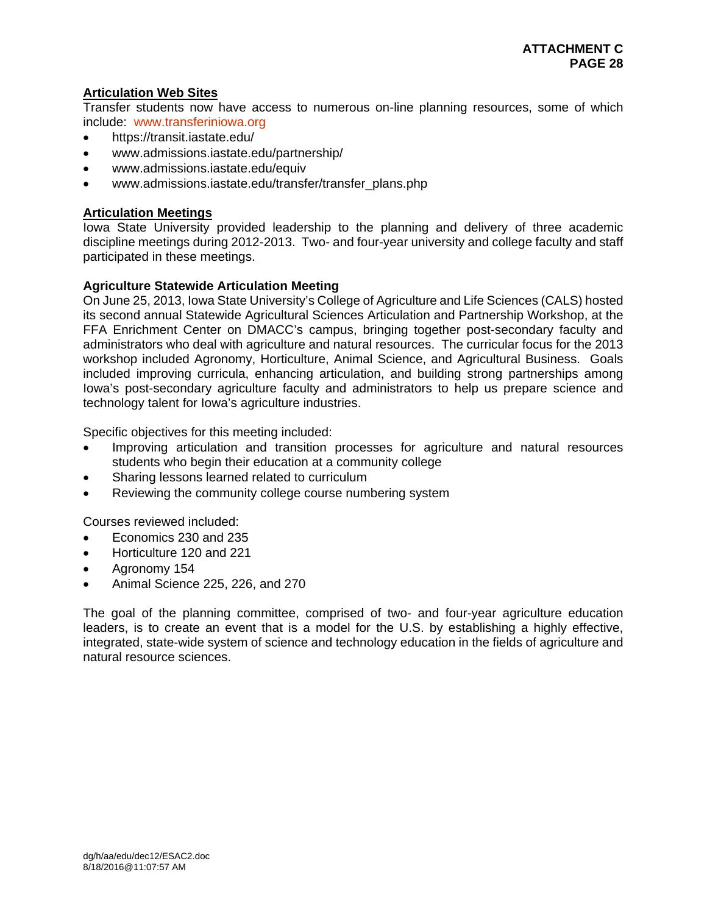**ATTACHMENT C**
**PAGE 28**

## Articulation Web Sites

Transfer students now have access to numerous on-line planning resources, some of which include: www.transferiniowa.org

- https://transit.iastate.edu/
- www.admissions.iastate.edu/partnership/
- www.admissions.iastate.edu/equiv
- www.admissions.iastate.edu/transfer/transfer_plans.php

## Articulation Meetings

Iowa State University provided leadership to the planning and delivery of three academic discipline meetings during 2012-2013. Two- and four-year university and college faculty and staff participated in these meetings.

### Agriculture Statewide Articulation Meeting

On June 25, 2013, Iowa State University's College of Agriculture and Life Sciences (CALS) hosted its second annual Statewide Agricultural Sciences Articulation and Partnership Workshop, at the FFA Enrichment Center on DMACC's campus, bringing together post-secondary faculty and administrators who deal with agriculture and natural resources. The curricular focus for the 2013 workshop included Agronomy, Horticulture, Animal Science, and Agricultural Business. Goals included improving curricula, enhancing articulation, and building strong partnerships among Iowa's post-secondary agriculture faculty and administrators to help us prepare science and technology talent for Iowa's agriculture industries.

Specific objectives for this meeting included:

- Improving articulation and transition processes for agriculture and natural resources students who begin their education at a community college
- Sharing lessons learned related to curriculum
- Reviewing the community college course numbering system

Courses reviewed included:

- Economics 230 and 235
- Horticulture 120 and 221
- Agronomy 154
- Animal Science 225, 226, and 270

The goal of the planning committee, comprised of two- and four-year agriculture education leaders, is to create an event that is a model for the U.S. by establishing a highly effective, integrated, state-wide system of science and technology education in the fields of agriculture and natural resource sciences.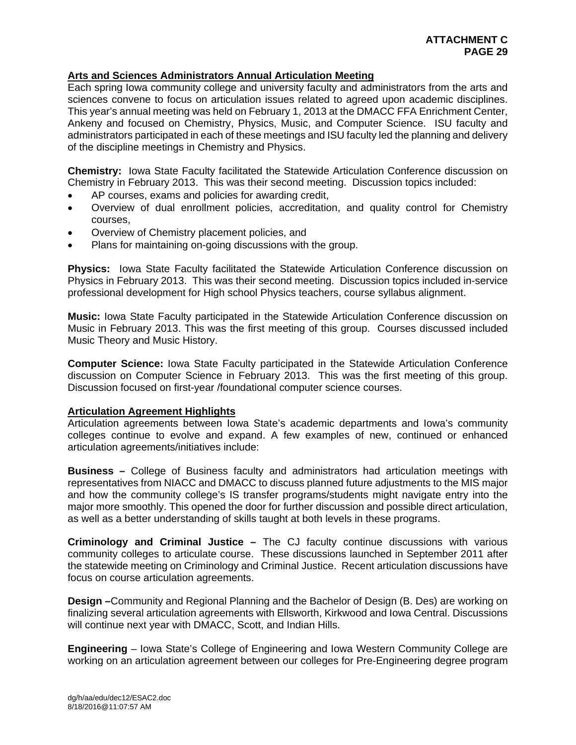**Arts and Sciences Administrators Annual Articulation Meeting**

Each spring Iowa community college and university faculty and administrators from the arts and sciences convene to focus on articulation issues related to agreed upon academic disciplines. This year's annual meeting was held on February 1, 2013 at the DMACC FFA Enrichment Center, Ankeny and focused on Chemistry, Physics, Music, and Computer Science. ISU faculty and administrators participated in each of these meetings and ISU faculty led the planning and delivery of the discipline meetings in Chemistry and Physics.

**Chemistry:** Iowa State Faculty facilitated the Statewide Articulation Conference discussion on Chemistry in February 2013. This was their second meeting. Discussion topics included:

- AP courses, exams and policies for awarding credit,
- Overview of dual enrollment policies, accreditation, and quality control for Chemistry courses,
- Overview of Chemistry placement policies, and
- Plans for maintaining on-going discussions with the group.

**Physics:** Iowa State Faculty facilitated the Statewide Articulation Conference discussion on Physics in February 2013. This was their second meeting. Discussion topics included in-service professional development for High school Physics teachers, course syllabus alignment.

**Music:** Iowa State Faculty participated in the Statewide Articulation Conference discussion on Music in February 2013. This was the first meeting of this group. Courses discussed included Music Theory and Music History.

**Computer Science:** Iowa State Faculty participated in the Statewide Articulation Conference discussion on Computer Science in February 2013. This was the first meeting of this group. Discussion focused on first-year /foundational computer science courses.

**Articulation Agreement Highlights**

Articulation agreements between Iowa State's academic departments and Iowa's community colleges continue to evolve and expand. A few examples of new, continued or enhanced articulation agreements/initiatives include:

**Business –** College of Business faculty and administrators had articulation meetings with representatives from NIACC and DMACC to discuss planned future adjustments to the MIS major and how the community college's IS transfer programs/students might navigate entry into the major more smoothly. This opened the door for further discussion and possible direct articulation, as well as a better understanding of skills taught at both levels in these programs.

**Criminology and Criminal Justice –** The CJ faculty continue discussions with various community colleges to articulate course. These discussions launched in September 2011 after the statewide meeting on Criminology and Criminal Justice. Recent articulation discussions have focus on course articulation agreements.

**Design –**Community and Regional Planning and the Bachelor of Design (B. Des) are working on finalizing several articulation agreements with Ellsworth, Kirkwood and Iowa Central. Discussions will continue next year with DMACC, Scott, and Indian Hills.

**Engineering** – Iowa State's College of Engineering and Iowa Western Community College are working on an articulation agreement between our colleges for Pre-Engineering degree program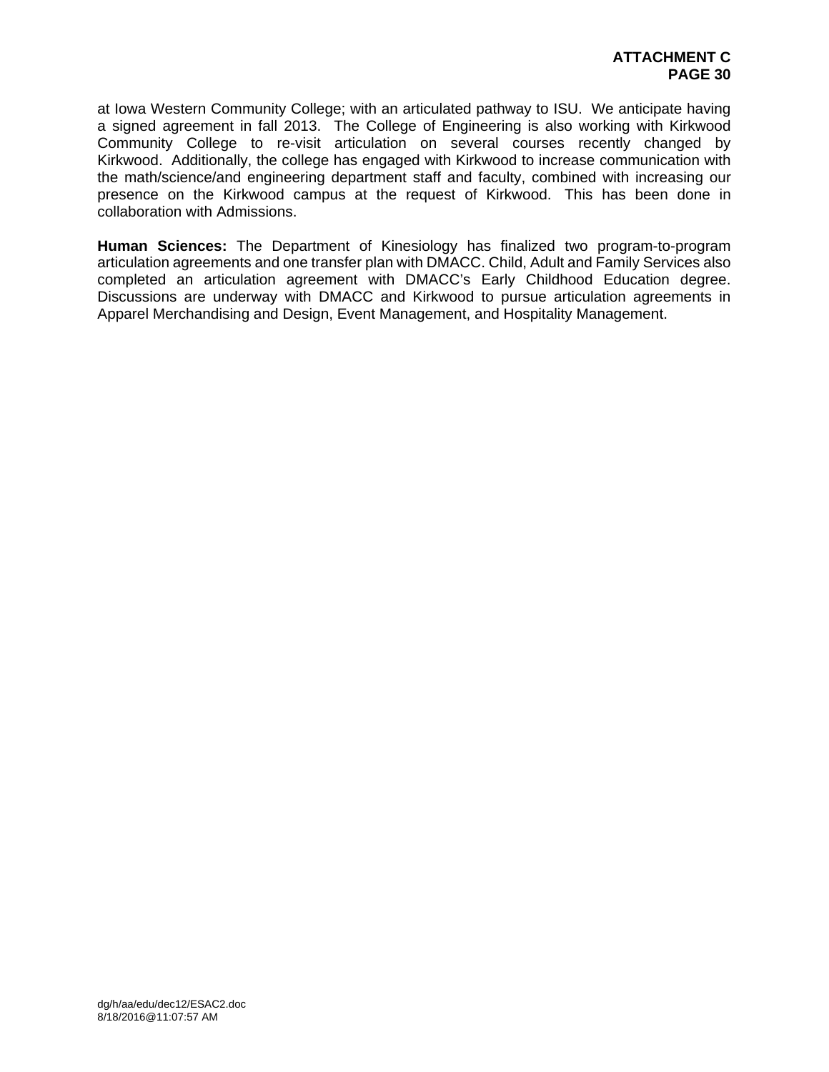at Iowa Western Community College; with an articulated pathway to ISU. We anticipate having a signed agreement in fall 2013. The College of Engineering is also working with Kirkwood Community College to re-visit articulation on several courses recently changed by Kirkwood. Additionally, the college has engaged with Kirkwood to increase communication with the math/science/and engineering department staff and faculty, combined with increasing our presence on the Kirkwood campus at the request of Kirkwood. This has been done in collaboration with Admissions.

**Human Sciences:** The Department of Kinesiology has finalized two program-to-program articulation agreements and one transfer plan with DMACC. Child, Adult and Family Services also completed an articulation agreement with DMACC's Early Childhood Education degree. Discussions are underway with DMACC and Kirkwood to pursue articulation agreements in Apparel Merchandising and Design, Event Management, and Hospitality Management.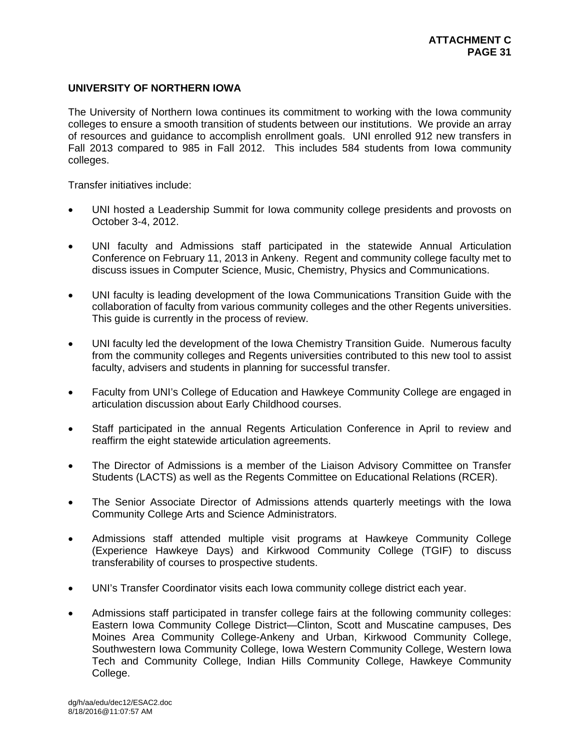## UNIVERSITY OF NORTHERN IOWA

The University of Northern Iowa continues its commitment to working with the Iowa community colleges to ensure a smooth transition of students between our institutions. We provide an array of resources and guidance to accomplish enrollment goals. UNI enrolled 912 new transfers in Fall 2013 compared to 985 in Fall 2012. This includes 584 students from Iowa community colleges.

Transfer initiatives include:

- UNI hosted a Leadership Summit for Iowa community college presidents and provosts on October 3-4, 2012.
- UNI faculty and Admissions staff participated in the statewide Annual Articulation Conference on February 11, 2013 in Ankeny. Regent and community college faculty met to discuss issues in Computer Science, Music, Chemistry, Physics and Communications.
- UNI faculty is leading development of the Iowa Communications Transition Guide with the collaboration of faculty from various community colleges and the other Regents universities. This guide is currently in the process of review.
- UNI faculty led the development of the Iowa Chemistry Transition Guide. Numerous faculty from the community colleges and Regents universities contributed to this new tool to assist faculty, advisers and students in planning for successful transfer.
- Faculty from UNI's College of Education and Hawkeye Community College are engaged in articulation discussion about Early Childhood courses.
- Staff participated in the annual Regents Articulation Conference in April to review and reaffirm the eight statewide articulation agreements.
- The Director of Admissions is a member of the Liaison Advisory Committee on Transfer Students (LACTS) as well as the Regents Committee on Educational Relations (RCER).
- The Senior Associate Director of Admissions attends quarterly meetings with the Iowa Community College Arts and Science Administrators.
- Admissions staff attended multiple visit programs at Hawkeye Community College (Experience Hawkeye Days) and Kirkwood Community College (TGIF) to discuss transferability of courses to prospective students.
- UNI's Transfer Coordinator visits each Iowa community college district each year.
- Admissions staff participated in transfer college fairs at the following community colleges: Eastern Iowa Community College District—Clinton, Scott and Muscatine campuses, Des Moines Area Community College-Ankeny and Urban, Kirkwood Community College, Southwestern Iowa Community College, Iowa Western Community College, Western Iowa Tech and Community College, Indian Hills Community College, Hawkeye Community College.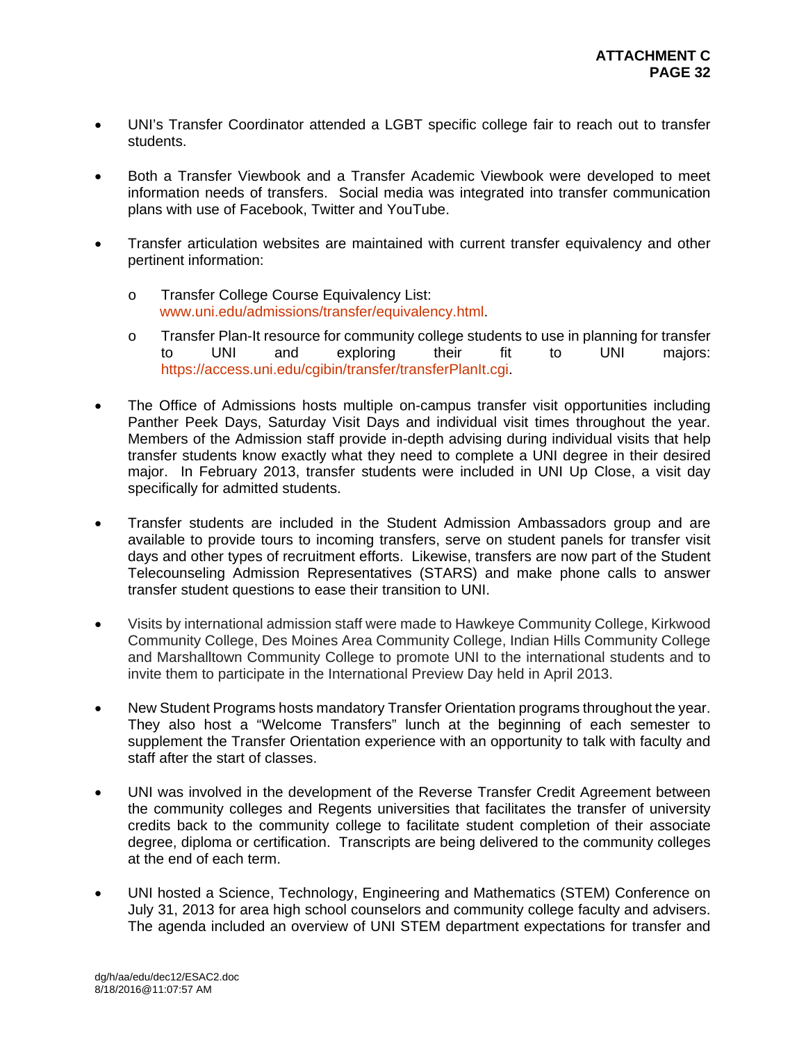- UNI's Transfer Coordinator attended a LGBT specific college fair to reach out to transfer students.

- Both a Transfer Viewbook and a Transfer Academic Viewbook were developed to meet information needs of transfers. Social media was integrated into transfer communication plans with use of Facebook, Twitter and YouTube.

- Transfer articulation websites are maintained with current transfer equivalency and other pertinent information:

  - Transfer College Course Equivalency List: www.uni.edu/admissions/transfer/equivalency.html.
  - Transfer Plan-It resource for community college students to use in planning for transfer to UNI and exploring their fit to UNI majors: https://access.uni.edu/cgibin/transfer/transferPlanIt.cgi.

- The Office of Admissions hosts multiple on-campus transfer visit opportunities including Panther Peek Days, Saturday Visit Days and individual visit times throughout the year. Members of the Admission staff provide in-depth advising during individual visits that help transfer students know exactly what they need to complete a UNI degree in their desired major. In February 2013, transfer students were included in UNI Up Close, a visit day specifically for admitted students.

- Transfer students are included in the Student Admission Ambassadors group and are available to provide tours to incoming transfers, serve on student panels for transfer visit days and other types of recruitment efforts. Likewise, transfers are now part of the Student Telecounseling Admission Representatives (STARS) and make phone calls to answer transfer student questions to ease their transition to UNI.

- Visits by international admission staff were made to Hawkeye Community College, Kirkwood Community College, Des Moines Area Community College, Indian Hills Community College and Marshalltown Community College to promote UNI to the international students and to invite them to participate in the International Preview Day held in April 2013.

- New Student Programs hosts mandatory Transfer Orientation programs throughout the year. They also host a "Welcome Transfers" lunch at the beginning of each semester to supplement the Transfer Orientation experience with an opportunity to talk with faculty and staff after the start of classes.

- UNI was involved in the development of the Reverse Transfer Credit Agreement between the community colleges and Regents universities that facilitates the transfer of university credits back to the community college to facilitate student completion of their associate degree, diploma or certification. Transcripts are being delivered to the community colleges at the end of each term.

- UNI hosted a Science, Technology, Engineering and Mathematics (STEM) Conference on July 31, 2013 for area high school counselors and community college faculty and advisers. The agenda included an overview of UNI STEM department expectations for transfer and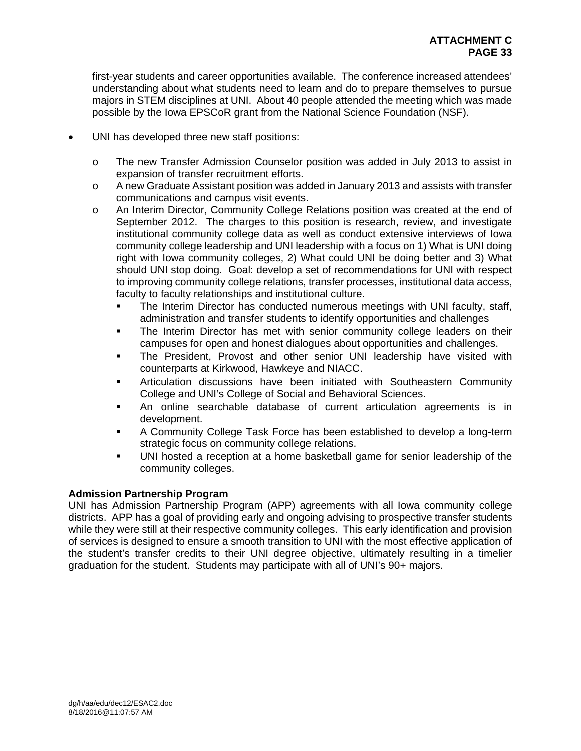first-year students and career opportunities available. The conference increased attendees' understanding about what students need to learn and do to prepare themselves to pursue majors in STEM disciplines at UNI. About 40 people attended the meeting which was made possible by the Iowa EPSCoR grant from the National Science Foundation (NSF).

- UNI has developed three new staff positions:
  - The new Transfer Admission Counselor position was added in July 2013 to assist in expansion of transfer recruitment efforts.
  - A new Graduate Assistant position was added in January 2013 and assists with transfer communications and campus visit events.
  - An Interim Director, Community College Relations position was created at the end of September 2012. The charges to this position is research, review, and investigate institutional community college data as well as conduct extensive interviews of Iowa community college leadership and UNI leadership with a focus on 1) What is UNI doing right with Iowa community colleges, 2) What could UNI be doing better and 3) What should UNI stop doing. Goal: develop a set of recommendations for UNI with respect to improving community college relations, transfer processes, institutional data access, faculty to faculty relationships and institutional culture.
    - The Interim Director has conducted numerous meetings with UNI faculty, staff, administration and transfer students to identify opportunities and challenges
    - The Interim Director has met with senior community college leaders on their campuses for open and honest dialogues about opportunities and challenges.
    - The President, Provost and other senior UNI leadership have visited with counterparts at Kirkwood, Hawkeye and NIACC.
    - Articulation discussions have been initiated with Southeastern Community College and UNI's College of Social and Behavioral Sciences.
    - An online searchable database of current articulation agreements is in development.
    - A Community College Task Force has been established to develop a long-term strategic focus on community college relations.
    - UNI hosted a reception at a home basketball game for senior leadership of the community colleges.

**Admission Partnership Program**

UNI has Admission Partnership Program (APP) agreements with all Iowa community college districts. APP has a goal of providing early and ongoing advising to prospective transfer students while they were still at their respective community colleges. This early identification and provision of services is designed to ensure a smooth transition to UNI with the most effective application of the student's transfer credits to their UNI degree objective, ultimately resulting in a timelier graduation for the student. Students may participate with all of UNI's 90+ majors.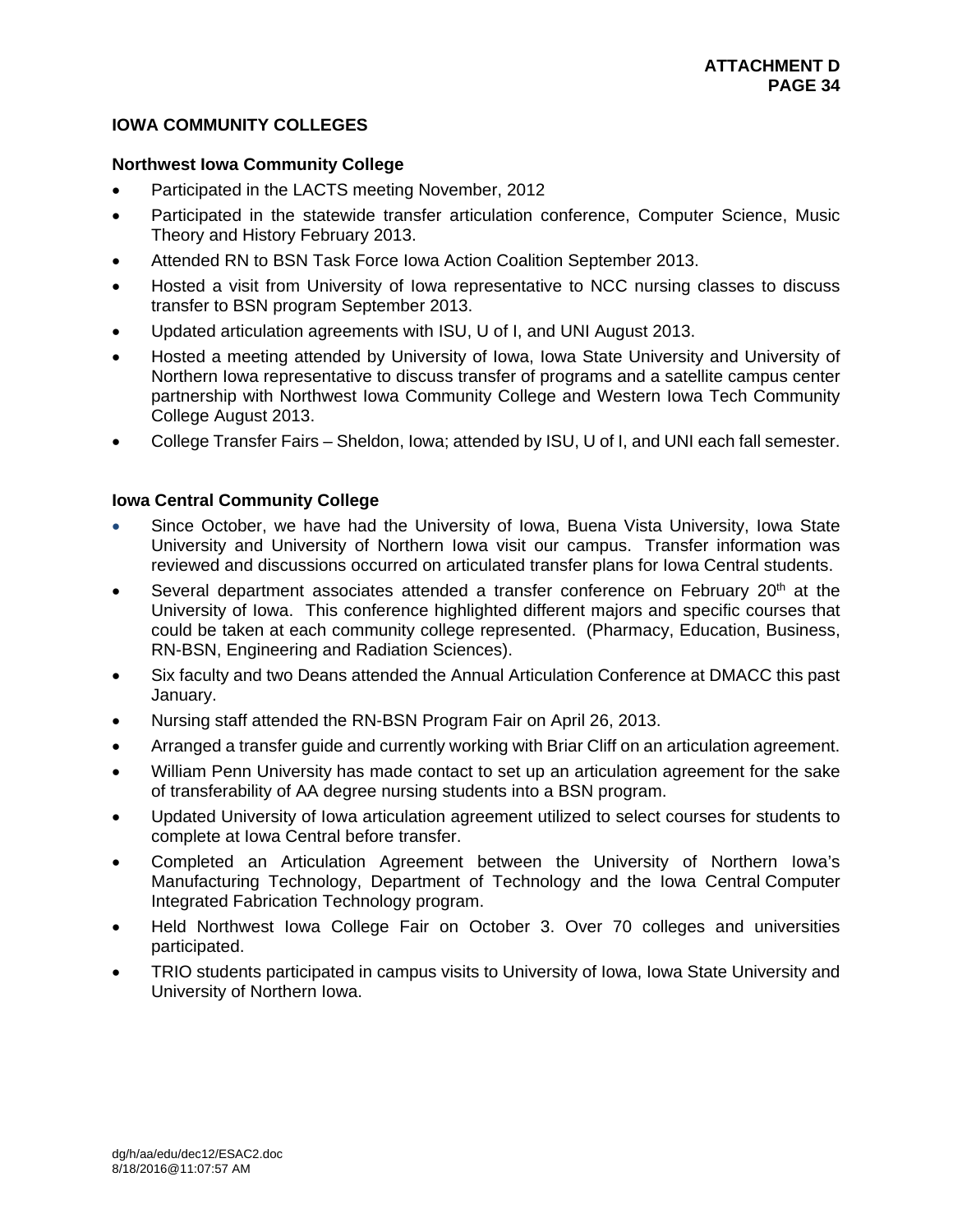## IOWA COMMUNITY COLLEGES

### Northwest Iowa Community College

- Participated in the LACTS meeting November, 2012
- Participated in the statewide transfer articulation conference, Computer Science, Music Theory and History February 2013.
- Attended RN to BSN Task Force Iowa Action Coalition September 2013.
- Hosted a visit from University of Iowa representative to NCC nursing classes to discuss transfer to BSN program September 2013.
- Updated articulation agreements with ISU, U of I, and UNI August 2013.
- Hosted a meeting attended by University of Iowa, Iowa State University and University of Northern Iowa representative to discuss transfer of programs and a satellite campus center partnership with Northwest Iowa Community College and Western Iowa Tech Community College August 2013.
- College Transfer Fairs – Sheldon, Iowa; attended by ISU, U of I, and UNI each fall semester.

### Iowa Central Community College

- Since October, we have had the University of Iowa, Buena Vista University, Iowa State University and University of Northern Iowa visit our campus. Transfer information was reviewed and discussions occurred on articulated transfer plans for Iowa Central students.
- Several department associates attended a transfer conference on February 20th at the University of Iowa. This conference highlighted different majors and specific courses that could be taken at each community college represented. (Pharmacy, Education, Business, RN-BSN, Engineering and Radiation Sciences).
- Six faculty and two Deans attended the Annual Articulation Conference at DMACC this past January.
- Nursing staff attended the RN-BSN Program Fair on April 26, 2013.
- Arranged a transfer guide and currently working with Briar Cliff on an articulation agreement.
- William Penn University has made contact to set up an articulation agreement for the sake of transferability of AA degree nursing students into a BSN program.
- Updated University of Iowa articulation agreement utilized to select courses for students to complete at Iowa Central before transfer.
- Completed an Articulation Agreement between the University of Northern Iowa's Manufacturing Technology, Department of Technology and the Iowa Central Computer Integrated Fabrication Technology program.
- Held Northwest Iowa College Fair on October 3. Over 70 colleges and universities participated.
- TRIO students participated in campus visits to University of Iowa, Iowa State University and University of Northern Iowa.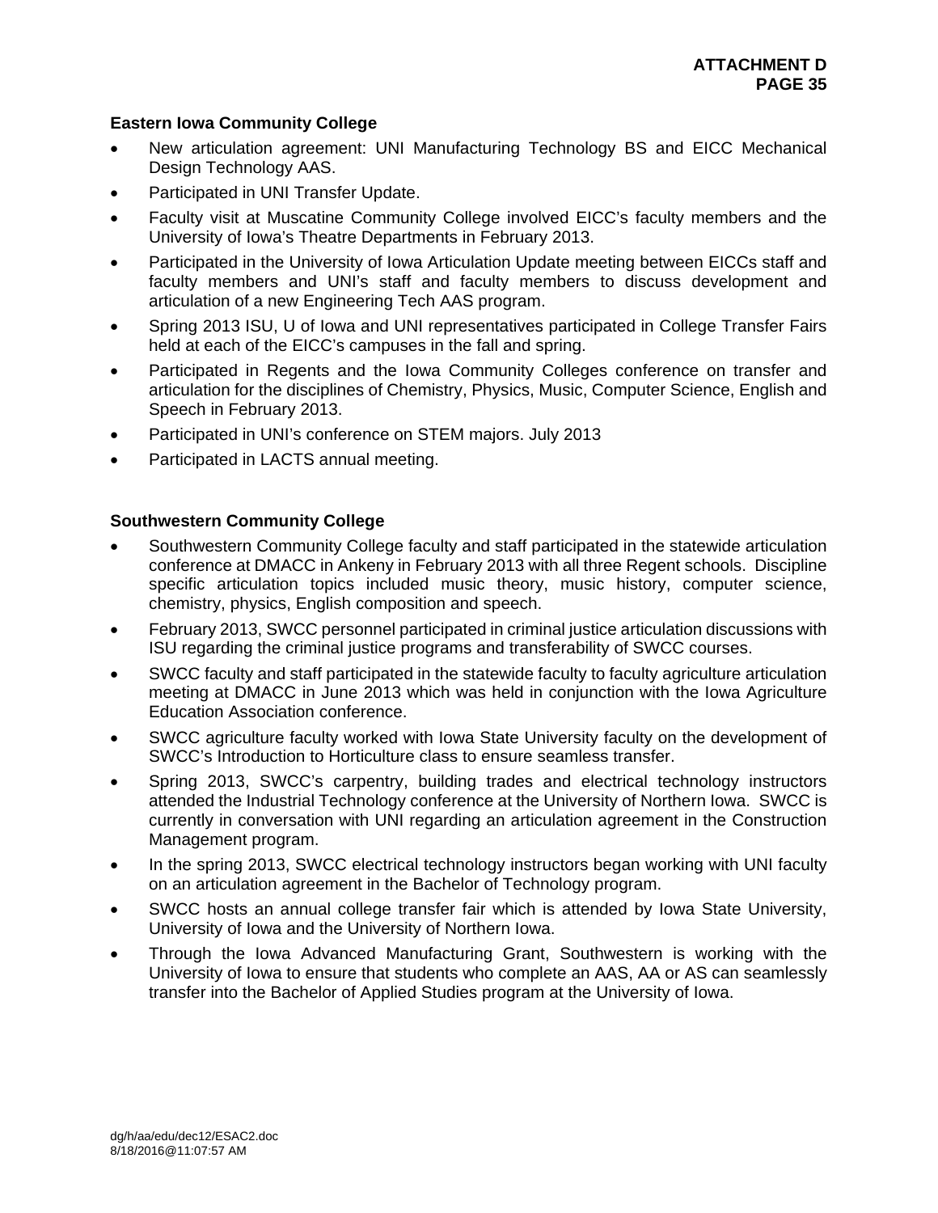### Eastern Iowa Community College

- New articulation agreement: UNI Manufacturing Technology BS and EICC Mechanical Design Technology AAS.
- Participated in UNI Transfer Update.
- Faculty visit at Muscatine Community College involved EICC's faculty members and the University of Iowa's Theatre Departments in February 2013.
- Participated in the University of Iowa Articulation Update meeting between EICCs staff and faculty members and UNI's staff and faculty members to discuss development and articulation of a new Engineering Tech AAS program.
- Spring 2013 ISU, U of Iowa and UNI representatives participated in College Transfer Fairs held at each of the EICC's campuses in the fall and spring.
- Participated in Regents and the Iowa Community Colleges conference on transfer and articulation for the disciplines of Chemistry, Physics, Music, Computer Science, English and Speech in February 2013.
- Participated in UNI's conference on STEM majors. July 2013
- Participated in LACTS annual meeting.

### Southwestern Community College

- Southwestern Community College faculty and staff participated in the statewide articulation conference at DMACC in Ankeny in February 2013 with all three Regent schools. Discipline specific articulation topics included music theory, music history, computer science, chemistry, physics, English composition and speech.
- February 2013, SWCC personnel participated in criminal justice articulation discussions with ISU regarding the criminal justice programs and transferability of SWCC courses.
- SWCC faculty and staff participated in the statewide faculty to faculty agriculture articulation meeting at DMACC in June 2013 which was held in conjunction with the Iowa Agriculture Education Association conference.
- SWCC agriculture faculty worked with Iowa State University faculty on the development of SWCC's Introduction to Horticulture class to ensure seamless transfer.
- Spring 2013, SWCC's carpentry, building trades and electrical technology instructors attended the Industrial Technology conference at the University of Northern Iowa. SWCC is currently in conversation with UNI regarding an articulation agreement in the Construction Management program.
- In the spring 2013, SWCC electrical technology instructors began working with UNI faculty on an articulation agreement in the Bachelor of Technology program.
- SWCC hosts an annual college transfer fair which is attended by Iowa State University, University of Iowa and the University of Northern Iowa.
- Through the Iowa Advanced Manufacturing Grant, Southwestern is working with the University of Iowa to ensure that students who complete an AAS, AA or AS can seamlessly transfer into the Bachelor of Applied Studies program at the University of Iowa.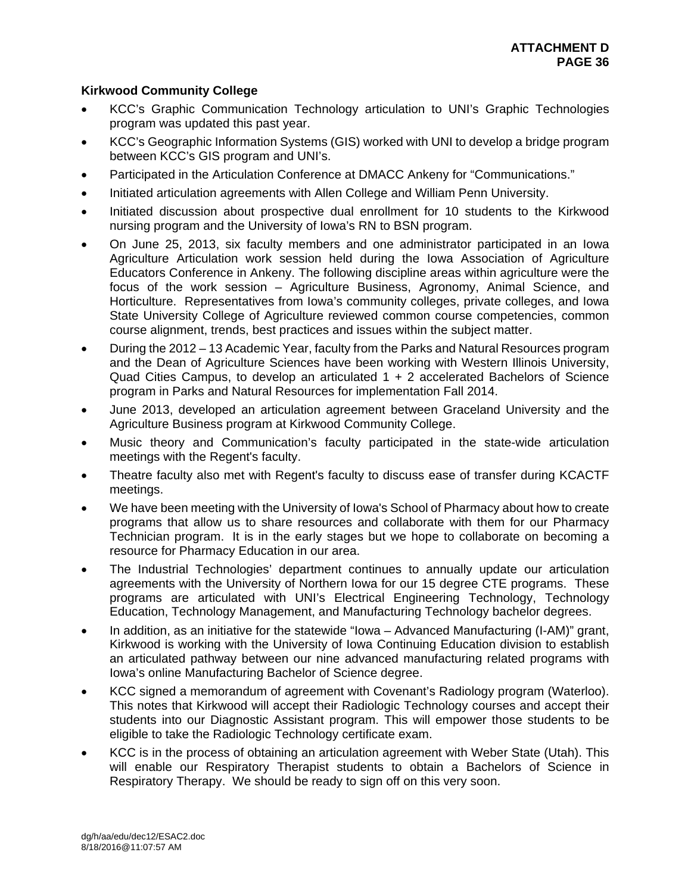**Kirkwood Community College**

- KCC's Graphic Communication Technology articulation to UNI's Graphic Technologies program was updated this past year.
- KCC's Geographic Information Systems (GIS) worked with UNI to develop a bridge program between KCC's GIS program and UNI's.
- Participated in the Articulation Conference at DMACC Ankeny for "Communications."
- Initiated articulation agreements with Allen College and William Penn University.
- Initiated discussion about prospective dual enrollment for 10 students to the Kirkwood nursing program and the University of Iowa's RN to BSN program.
- On June 25, 2013, six faculty members and one administrator participated in an Iowa Agriculture Articulation work session held during the Iowa Association of Agriculture Educators Conference in Ankeny. The following discipline areas within agriculture were the focus of the work session – Agriculture Business, Agronomy, Animal Science, and Horticulture. Representatives from Iowa's community colleges, private colleges, and Iowa State University College of Agriculture reviewed common course competencies, common course alignment, trends, best practices and issues within the subject matter.
- During the 2012 – 13 Academic Year, faculty from the Parks and Natural Resources program and the Dean of Agriculture Sciences have been working with Western Illinois University, Quad Cities Campus, to develop an articulated 1 + 2 accelerated Bachelors of Science program in Parks and Natural Resources for implementation Fall 2014.
- June 2013, developed an articulation agreement between Graceland University and the Agriculture Business program at Kirkwood Community College.
- Music theory and Communication's faculty participated in the state-wide articulation meetings with the Regent's faculty.
- Theatre faculty also met with Regent's faculty to discuss ease of transfer during KCACTF meetings.
- We have been meeting with the University of Iowa's School of Pharmacy about how to create programs that allow us to share resources and collaborate with them for our Pharmacy Technician program. It is in the early stages but we hope to collaborate on becoming a resource for Pharmacy Education in our area.
- The Industrial Technologies' department continues to annually update our articulation agreements with the University of Northern Iowa for our 15 degree CTE programs. These programs are articulated with UNI's Electrical Engineering Technology, Technology Education, Technology Management, and Manufacturing Technology bachelor degrees.
- In addition, as an initiative for the statewide "Iowa – Advanced Manufacturing (I-AM)" grant, Kirkwood is working with the University of Iowa Continuing Education division to establish an articulated pathway between our nine advanced manufacturing related programs with Iowa's online Manufacturing Bachelor of Science degree.
- KCC signed a memorandum of agreement with Covenant's Radiology program (Waterloo). This notes that Kirkwood will accept their Radiologic Technology courses and accept their students into our Diagnostic Assistant program. This will empower those students to be eligible to take the Radiologic Technology certificate exam.
- KCC is in the process of obtaining an articulation agreement with Weber State (Utah). This will enable our Respiratory Therapist students to obtain a Bachelors of Science in Respiratory Therapy. We should be ready to sign off on this very soon.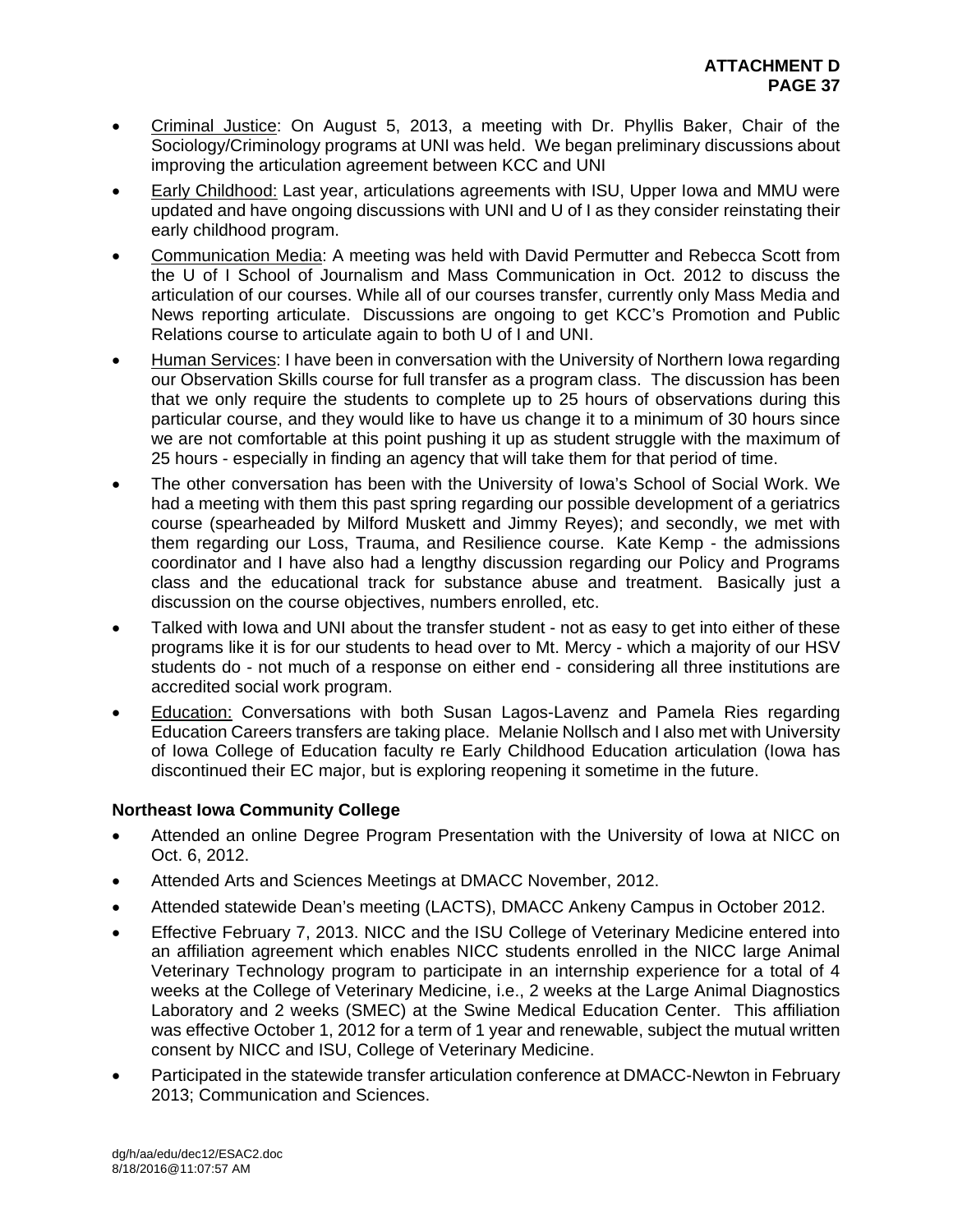- Criminal Justice: On August 5, 2013, a meeting with Dr. Phyllis Baker, Chair of the Sociology/Criminology programs at UNI was held. We began preliminary discussions about improving the articulation agreement between KCC and UNI
- Early Childhood: Last year, articulations agreements with ISU, Upper Iowa and MMU were updated and have ongoing discussions with UNI and U of I as they consider reinstating their early childhood program.
- Communication Media: A meeting was held with David Permutter and Rebecca Scott from the U of I School of Journalism and Mass Communication in Oct. 2012 to discuss the articulation of our courses. While all of our courses transfer, currently only Mass Media and News reporting articulate. Discussions are ongoing to get KCC's Promotion and Public Relations course to articulate again to both U of I and UNI.
- Human Services: I have been in conversation with the University of Northern Iowa regarding our Observation Skills course for full transfer as a program class. The discussion has been that we only require the students to complete up to 25 hours of observations during this particular course, and they would like to have us change it to a minimum of 30 hours since we are not comfortable at this point pushing it up as student struggle with the maximum of 25 hours - especially in finding an agency that will take them for that period of time.
- The other conversation has been with the University of Iowa's School of Social Work. We had a meeting with them this past spring regarding our possible development of a geriatrics course (spearheaded by Milford Muskett and Jimmy Reyes); and secondly, we met with them regarding our Loss, Trauma, and Resilience course. Kate Kemp - the admissions coordinator and I have also had a lengthy discussion regarding our Policy and Programs class and the educational track for substance abuse and treatment. Basically just a discussion on the course objectives, numbers enrolled, etc.
- Talked with Iowa and UNI about the transfer student - not as easy to get into either of these programs like it is for our students to head over to Mt. Mercy - which a majority of our HSV students do - not much of a response on either end - considering all three institutions are accredited social work program.
- Education: Conversations with both Susan Lagos-Lavenz and Pamela Ries regarding Education Careers transfers are taking place. Melanie Nollsch and I also met with University of Iowa College of Education faculty re Early Childhood Education articulation (Iowa has discontinued their EC major, but is exploring reopening it sometime in the future.

**Northeast Iowa Community College**

- Attended an online Degree Program Presentation with the University of Iowa at NICC on Oct. 6, 2012.
- Attended Arts and Sciences Meetings at DMACC November, 2012.
- Attended statewide Dean's meeting (LACTS), DMACC Ankeny Campus in October 2012.
- Effective February 7, 2013. NICC and the ISU College of Veterinary Medicine entered into an affiliation agreement which enables NICC students enrolled in the NICC large Animal Veterinary Technology program to participate in an internship experience for a total of 4 weeks at the College of Veterinary Medicine, i.e., 2 weeks at the Large Animal Diagnostics Laboratory and 2 weeks (SMEC) at the Swine Medical Education Center. This affiliation was effective October 1, 2012 for a term of 1 year and renewable, subject the mutual written consent by NICC and ISU, College of Veterinary Medicine.
- Participated in the statewide transfer articulation conference at DMACC-Newton in February 2013; Communication and Sciences.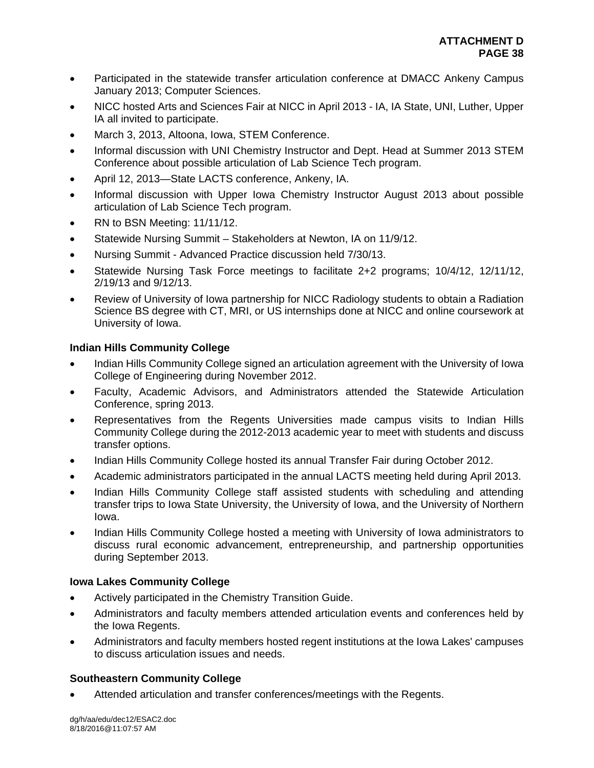- Participated in the statewide transfer articulation conference at DMACC Ankeny Campus January 2013; Computer Sciences.
- NICC hosted Arts and Sciences Fair at NICC in April 2013 - IA, IA State, UNI, Luther, Upper IA all invited to participate.
- March 3, 2013, Altoona, Iowa, STEM Conference.
- Informal discussion with UNI Chemistry Instructor and Dept. Head at Summer 2013 STEM Conference about possible articulation of Lab Science Tech program.
- April 12, 2013—State LACTS conference, Ankeny, IA.
- Informal discussion with Upper Iowa Chemistry Instructor August 2013 about possible articulation of Lab Science Tech program.
- RN to BSN Meeting: 11/11/12.
- Statewide Nursing Summit – Stakeholders at Newton, IA on 11/9/12.
- Nursing Summit - Advanced Practice discussion held 7/30/13.
- Statewide Nursing Task Force meetings to facilitate 2+2 programs; 10/4/12, 12/11/12, 2/19/13 and 9/12/13.
- Review of University of Iowa partnership for NICC Radiology students to obtain a Radiation Science BS degree with CT, MRI, or US internships done at NICC and online coursework at University of Iowa.

**Indian Hills Community College**

- Indian Hills Community College signed an articulation agreement with the University of Iowa College of Engineering during November 2012.
- Faculty, Academic Advisors, and Administrators attended the Statewide Articulation Conference, spring 2013.
- Representatives from the Regents Universities made campus visits to Indian Hills Community College during the 2012-2013 academic year to meet with students and discuss transfer options.
- Indian Hills Community College hosted its annual Transfer Fair during October 2012.
- Academic administrators participated in the annual LACTS meeting held during April 2013.
- Indian Hills Community College staff assisted students with scheduling and attending transfer trips to Iowa State University, the University of Iowa, and the University of Northern Iowa.
- Indian Hills Community College hosted a meeting with University of Iowa administrators to discuss rural economic advancement, entrepreneurship, and partnership opportunities during September 2013.

**Iowa Lakes Community College**

- Actively participated in the Chemistry Transition Guide.
- Administrators and faculty members attended articulation events and conferences held by the Iowa Regents.
- Administrators and faculty members hosted regent institutions at the Iowa Lakes' campuses to discuss articulation issues and needs.

**Southeastern Community College**

- Attended articulation and transfer conferences/meetings with the Regents.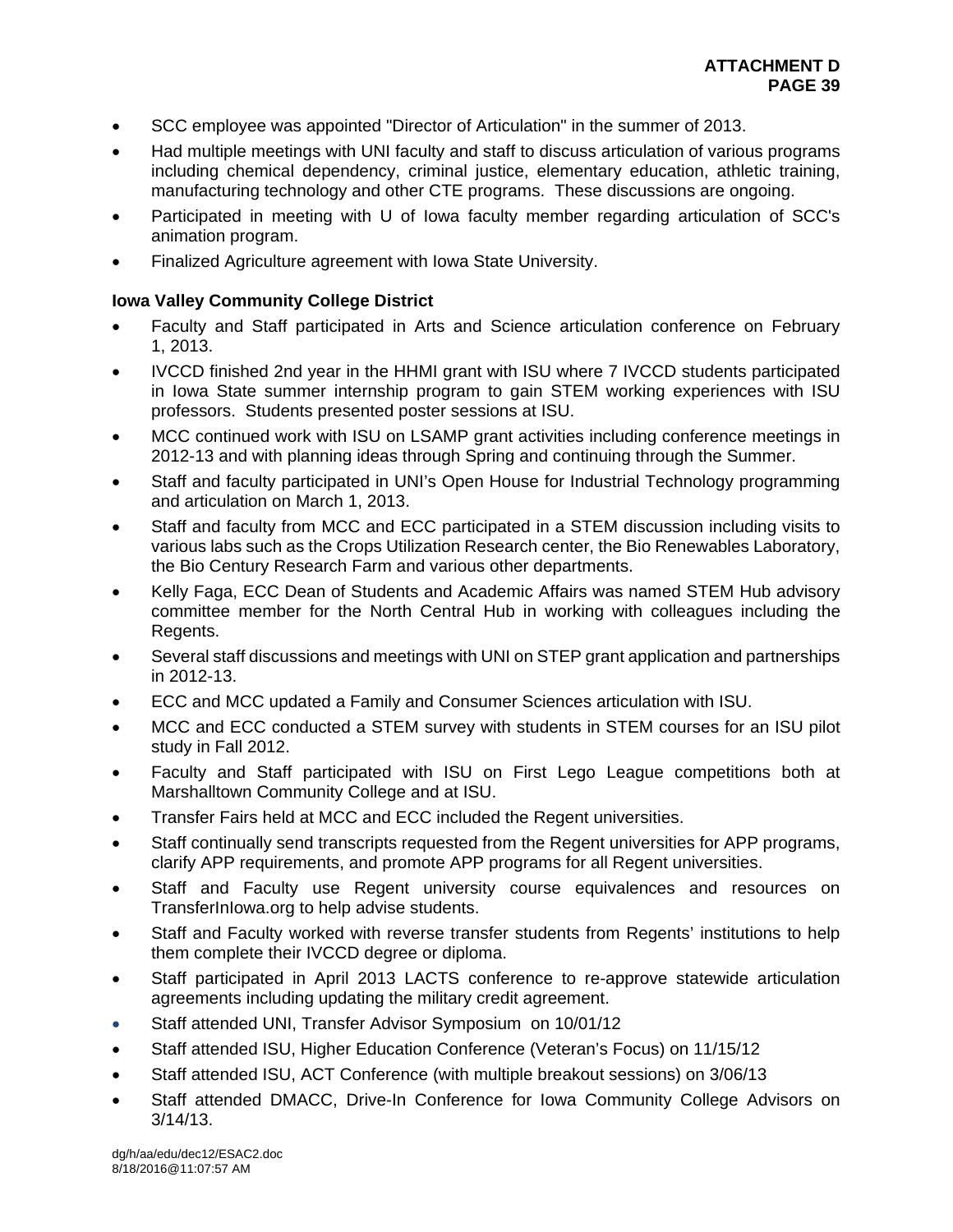- SCC employee was appointed "Director of Articulation" in the summer of 2013.
- Had multiple meetings with UNI faculty and staff to discuss articulation of various programs including chemical dependency, criminal justice, elementary education, athletic training, manufacturing technology and other CTE programs. These discussions are ongoing.
- Participated in meeting with U of Iowa faculty member regarding articulation of SCC's animation program.
- Finalized Agriculture agreement with Iowa State University.

**Iowa Valley Community College District**

- Faculty and Staff participated in Arts and Science articulation conference on February 1, 2013.
- IVCCD finished 2nd year in the HHMI grant with ISU where 7 IVCCD students participated in Iowa State summer internship program to gain STEM working experiences with ISU professors. Students presented poster sessions at ISU.
- MCC continued work with ISU on LSAMP grant activities including conference meetings in 2012-13 and with planning ideas through Spring and continuing through the Summer.
- Staff and faculty participated in UNI's Open House for Industrial Technology programming and articulation on March 1, 2013.
- Staff and faculty from MCC and ECC participated in a STEM discussion including visits to various labs such as the Crops Utilization Research center, the Bio Renewables Laboratory, the Bio Century Research Farm and various other departments.
- Kelly Faga, ECC Dean of Students and Academic Affairs was named STEM Hub advisory committee member for the North Central Hub in working with colleagues including the Regents.
- Several staff discussions and meetings with UNI on STEP grant application and partnerships in 2012-13.
- ECC and MCC updated a Family and Consumer Sciences articulation with ISU.
- MCC and ECC conducted a STEM survey with students in STEM courses for an ISU pilot study in Fall 2012.
- Faculty and Staff participated with ISU on First Lego League competitions both at Marshalltown Community College and at ISU.
- Transfer Fairs held at MCC and ECC included the Regent universities.
- Staff continually send transcripts requested from the Regent universities for APP programs, clarify APP requirements, and promote APP programs for all Regent universities.
- Staff and Faculty use Regent university course equivalences and resources on TransferInIowa.org to help advise students.
- Staff and Faculty worked with reverse transfer students from Regents' institutions to help them complete their IVCCD degree or diploma.
- Staff participated in April 2013 LACTS conference to re-approve statewide articulation agreements including updating the military credit agreement.
- Staff attended UNI, Transfer Advisor Symposium on 10/01/12
- Staff attended ISU, Higher Education Conference (Veteran's Focus) on 11/15/12
- Staff attended ISU, ACT Conference (with multiple breakout sessions) on 3/06/13
- Staff attended DMACC, Drive-In Conference for Iowa Community College Advisors on 3/14/13.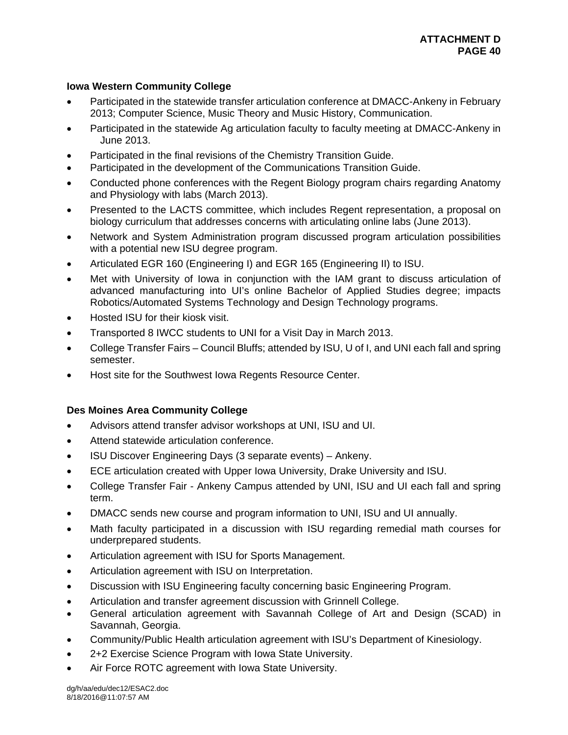### Iowa Western Community College

- Participated in the statewide transfer articulation conference at DMACC-Ankeny in February 2013; Computer Science, Music Theory and Music History, Communication.
- Participated in the statewide Ag articulation faculty to faculty meeting at DMACC-Ankeny in June 2013.
- Participated in the final revisions of the Chemistry Transition Guide.
- Participated in the development of the Communications Transition Guide.
- Conducted phone conferences with the Regent Biology program chairs regarding Anatomy and Physiology with labs (March 2013).
- Presented to the LACTS committee, which includes Regent representation, a proposal on biology curriculum that addresses concerns with articulating online labs (June 2013).
- Network and System Administration program discussed program articulation possibilities with a potential new ISU degree program.
- Articulated EGR 160 (Engineering I) and EGR 165 (Engineering II) to ISU.
- Met with University of Iowa in conjunction with the IAM grant to discuss articulation of advanced manufacturing into UI's online Bachelor of Applied Studies degree; impacts Robotics/Automated Systems Technology and Design Technology programs.
- Hosted ISU for their kiosk visit.
- Transported 8 IWCC students to UNI for a Visit Day in March 2013.
- College Transfer Fairs – Council Bluffs; attended by ISU, U of I, and UNI each fall and spring semester.
- Host site for the Southwest Iowa Regents Resource Center.

### Des Moines Area Community College

- Advisors attend transfer advisor workshops at UNI, ISU and UI.
- Attend statewide articulation conference.
- ISU Discover Engineering Days (3 separate events) – Ankeny.
- ECE articulation created with Upper Iowa University, Drake University and ISU.
- College Transfer Fair - Ankeny Campus attended by UNI, ISU and UI each fall and spring term.
- DMACC sends new course and program information to UNI, ISU and UI annually.
- Math faculty participated in a discussion with ISU regarding remedial math courses for underprepared students.
- Articulation agreement with ISU for Sports Management.
- Articulation agreement with ISU on Interpretation.
- Discussion with ISU Engineering faculty concerning basic Engineering Program.
- Articulation and transfer agreement discussion with Grinnell College.
- General articulation agreement with Savannah College of Art and Design (SCAD) in Savannah, Georgia.
- Community/Public Health articulation agreement with ISU's Department of Kinesiology.
- 2+2 Exercise Science Program with Iowa State University.
- Air Force ROTC agreement with Iowa State University.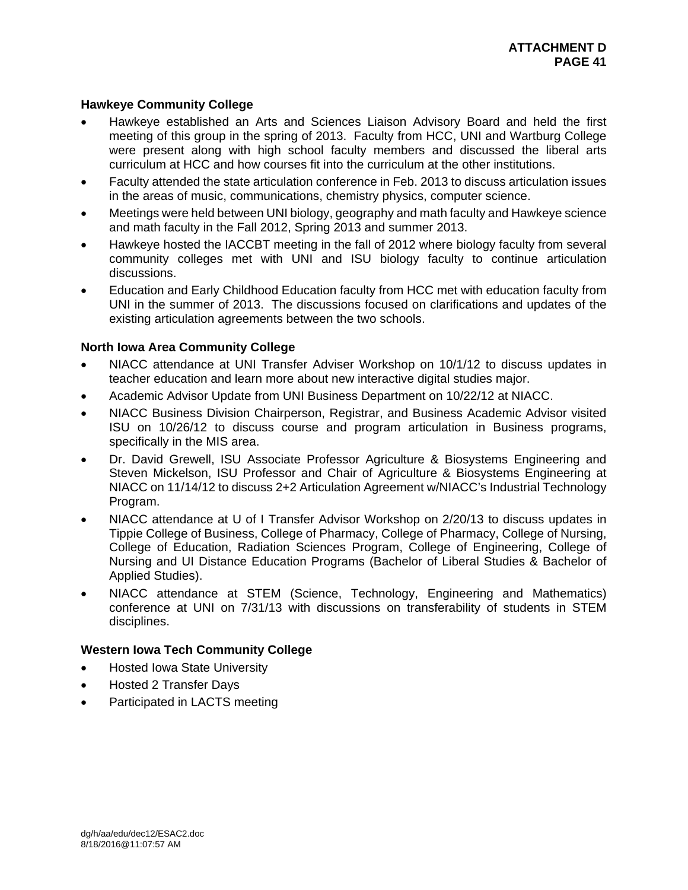**Hawkeye Community College**

- Hawkeye established an Arts and Sciences Liaison Advisory Board and held the first meeting of this group in the spring of 2013. Faculty from HCC, UNI and Wartburg College were present along with high school faculty members and discussed the liberal arts curriculum at HCC and how courses fit into the curriculum at the other institutions.
- Faculty attended the state articulation conference in Feb. 2013 to discuss articulation issues in the areas of music, communications, chemistry physics, computer science.
- Meetings were held between UNI biology, geography and math faculty and Hawkeye science and math faculty in the Fall 2012, Spring 2013 and summer 2013.
- Hawkeye hosted the IACCBT meeting in the fall of 2012 where biology faculty from several community colleges met with UNI and ISU biology faculty to continue articulation discussions.
- Education and Early Childhood Education faculty from HCC met with education faculty from UNI in the summer of 2013. The discussions focused on clarifications and updates of the existing articulation agreements between the two schools.

**North Iowa Area Community College**

- NIACC attendance at UNI Transfer Adviser Workshop on 10/1/12 to discuss updates in teacher education and learn more about new interactive digital studies major.
- Academic Advisor Update from UNI Business Department on 10/22/12 at NIACC.
- NIACC Business Division Chairperson, Registrar, and Business Academic Advisor visited ISU on 10/26/12 to discuss course and program articulation in Business programs, specifically in the MIS area.
- Dr. David Grewell, ISU Associate Professor Agriculture & Biosystems Engineering and Steven Mickelson, ISU Professor and Chair of Agriculture & Biosystems Engineering at NIACC on 11/14/12 to discuss 2+2 Articulation Agreement w/NIACC's Industrial Technology Program.
- NIACC attendance at U of I Transfer Advisor Workshop on 2/20/13 to discuss updates in Tippie College of Business, College of Pharmacy, College of Pharmacy, College of Nursing, College of Education, Radiation Sciences Program, College of Engineering, College of Nursing and UI Distance Education Programs (Bachelor of Liberal Studies & Bachelor of Applied Studies).
- NIACC attendance at STEM (Science, Technology, Engineering and Mathematics) conference at UNI on 7/31/13 with discussions on transferability of students in STEM disciplines.

**Western Iowa Tech Community College**

- Hosted Iowa State University
- Hosted 2 Transfer Days
- Participated in LACTS meeting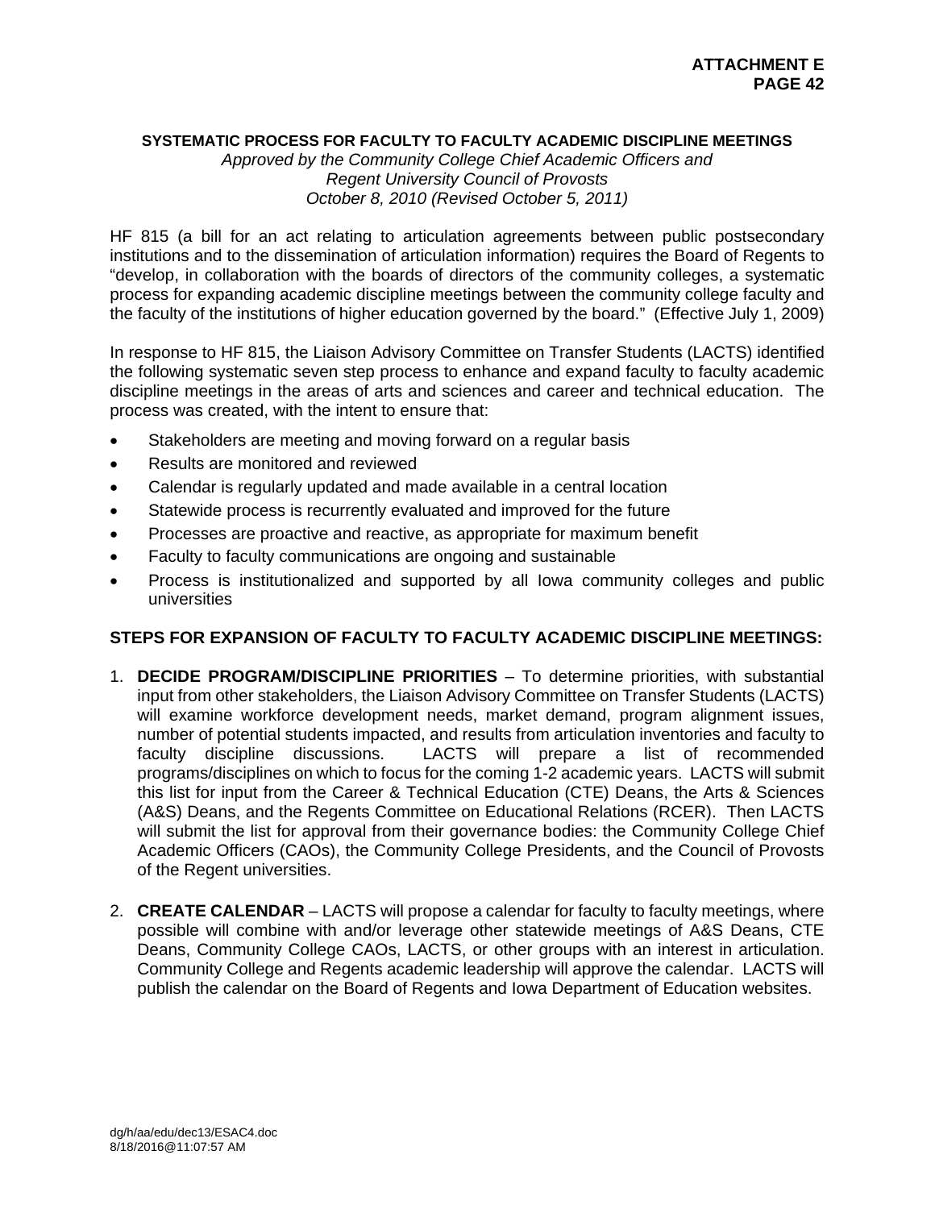**ATTACHMENT E**

### SYSTEMATIC PROCESS FOR FACULTY TO FACULTY ACADEMIC DISCIPLINE MEETINGS

*Approved by the Community College Chief Academic Officers and*
*Regent University Council of Provosts*
*October 8, 2010 (Revised October 5, 2011)*

HF 815 (a bill for an act relating to articulation agreements between public postsecondary institutions and to the dissemination of articulation information) requires the Board of Regents to "develop, in collaboration with the boards of directors of the community colleges, a systematic process for expanding academic discipline meetings between the community college faculty and the faculty of the institutions of higher education governed by the board." (Effective July 1, 2009)

In response to HF 815, the Liaison Advisory Committee on Transfer Students (LACTS) identified the following systematic seven step process to enhance and expand faculty to faculty academic discipline meetings in the areas of arts and sciences and career and technical education. The process was created, with the intent to ensure that:

- Stakeholders are meeting and moving forward on a regular basis
- Results are monitored and reviewed
- Calendar is regularly updated and made available in a central location
- Statewide process is recurrently evaluated and improved for the future
- Processes are proactive and reactive, as appropriate for maximum benefit
- Faculty to faculty communications are ongoing and sustainable
- Process is institutionalized and supported by all Iowa community colleges and public universities

### STEPS FOR EXPANSION OF FACULTY TO FACULTY ACADEMIC DISCIPLINE MEETINGS:

1. **DECIDE PROGRAM/DISCIPLINE PRIORITIES** – To determine priorities, with substantial input from other stakeholders, the Liaison Advisory Committee on Transfer Students (LACTS) will examine workforce development needs, market demand, program alignment issues, number of potential students impacted, and results from articulation inventories and faculty to faculty discipline discussions. LACTS will prepare a list of recommended programs/disciplines on which to focus for the coming 1-2 academic years. LACTS will submit this list for input from the Career & Technical Education (CTE) Deans, the Arts & Sciences (A&S) Deans, and the Regents Committee on Educational Relations (RCER). Then LACTS will submit the list for approval from their governance bodies: the Community College Chief Academic Officers (CAOs), the Community College Presidents, and the Council of Provosts of the Regent universities.

2. **CREATE CALENDAR** – LACTS will propose a calendar for faculty to faculty meetings, where possible will combine with and/or leverage other statewide meetings of A&S Deans, CTE Deans, Community College CAOs, LACTS, or other groups with an interest in articulation. Community College and Regents academic leadership will approve the calendar. LACTS will publish the calendar on the Board of Regents and Iowa Department of Education websites.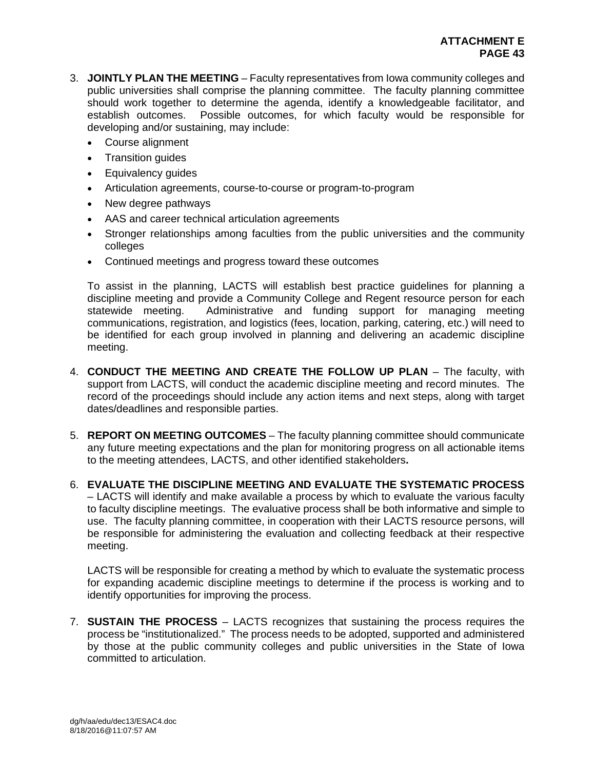3. **JOINTLY PLAN THE MEETING** – Faculty representatives from Iowa community colleges and public universities shall comprise the planning committee. The faculty planning committee should work together to determine the agenda, identify a knowledgeable facilitator, and establish outcomes. Possible outcomes, for which faculty would be responsible for developing and/or sustaining, may include:

   - Course alignment
   - Transition guides
   - Equivalency guides
   - Articulation agreements, course-to-course or program-to-program
   - New degree pathways
   - AAS and career technical articulation agreements
   - Stronger relationships among faculties from the public universities and the community colleges
   - Continued meetings and progress toward these outcomes

   To assist in the planning, LACTS will establish best practice guidelines for planning a discipline meeting and provide a Community College and Regent resource person for each statewide meeting. Administrative and funding support for managing meeting communications, registration, and logistics (fees, location, parking, catering, etc.) will need to be identified for each group involved in planning and delivering an academic discipline meeting.

4. **CONDUCT THE MEETING AND CREATE THE FOLLOW UP PLAN** – The faculty, with support from LACTS, will conduct the academic discipline meeting and record minutes. The record of the proceedings should include any action items and next steps, along with target dates/deadlines and responsible parties.

5. **REPORT ON MEETING OUTCOMES** – The faculty planning committee should communicate any future meeting expectations and the plan for monitoring progress on all actionable items to the meeting attendees, LACTS, and other identified stakeholders**.**

6. **EVALUATE THE DISCIPLINE MEETING AND EVALUATE THE SYSTEMATIC PROCESS** – LACTS will identify and make available a process by which to evaluate the various faculty to faculty discipline meetings. The evaluative process shall be both informative and simple to use. The faculty planning committee, in cooperation with their LACTS resource persons, will be responsible for administering the evaluation and collecting feedback at their respective meeting.

   LACTS will be responsible for creating a method by which to evaluate the systematic process for expanding academic discipline meetings to determine if the process is working and to identify opportunities for improving the process.

7. **SUSTAIN THE PROCESS** – LACTS recognizes that sustaining the process requires the process be "institutionalized." The process needs to be adopted, supported and administered by those at the public community colleges and public universities in the State of Iowa committed to articulation.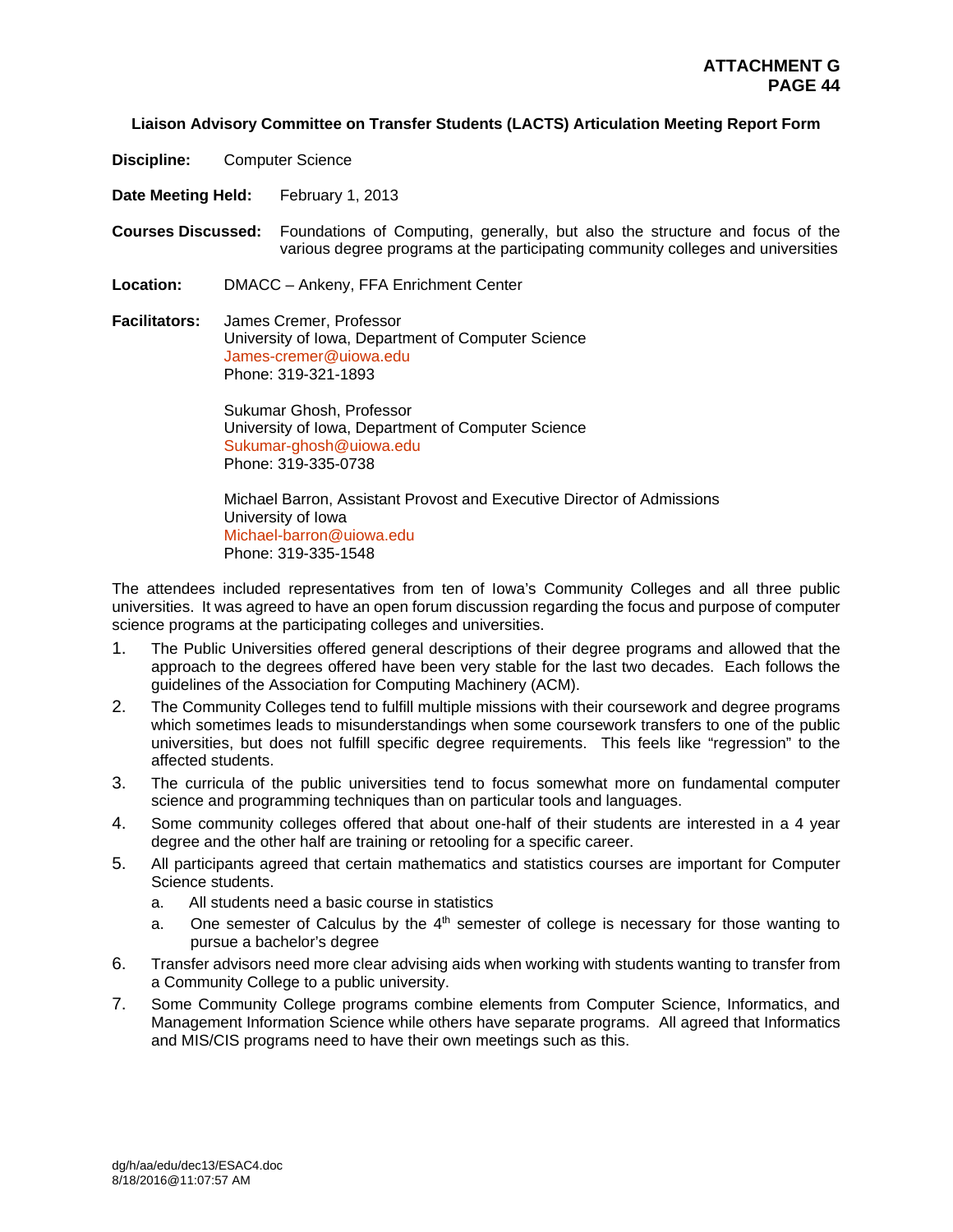**Liaison Advisory Committee on Transfer Students (LACTS) Articulation Meeting Report Form**

**Discipline:** Computer Science

**Date Meeting Held:** February 1, 2013

**Courses Discussed:** Foundations of Computing, generally, but also the structure and focus of the various degree programs at the participating community colleges and universities

**Location:** DMACC – Ankeny, FFA Enrichment Center

**Facilitators:** James Cremer, Professor
University of Iowa, Department of Computer Science
James-cremer@uiowa.edu
Phone: 319-321-1893

Sukumar Ghosh, Professor
University of Iowa, Department of Computer Science
Sukumar-ghosh@uiowa.edu
Phone: 319-335-0738

Michael Barron, Assistant Provost and Executive Director of Admissions
University of Iowa
Michael-barron@uiowa.edu
Phone: 319-335-1548

The attendees included representatives from ten of Iowa's Community Colleges and all three public universities. It was agreed to have an open forum discussion regarding the focus and purpose of computer science programs at the participating colleges and universities.

1. The Public Universities offered general descriptions of their degree programs and allowed that the approach to the degrees offered have been very stable for the last two decades. Each follows the guidelines of the Association for Computing Machinery (ACM).
2. The Community Colleges tend to fulfill multiple missions with their coursework and degree programs which sometimes leads to misunderstandings when some coursework transfers to one of the public universities, but does not fulfill specific degree requirements. This feels like "regression" to the affected students.
3. The curricula of the public universities tend to focus somewhat more on fundamental computer science and programming techniques than on particular tools and languages.
4. Some community colleges offered that about one-half of their students are interested in a 4 year degree and the other half are training or retooling for a specific career.
5. All participants agreed that certain mathematics and statistics courses are important for Computer Science students.
   a. All students need a basic course in statistics
   a. One semester of Calculus by the 4th semester of college is necessary for those wanting to pursue a bachelor's degree
6. Transfer advisors need more clear advising aids when working with students wanting to transfer from a Community College to a public university.
7. Some Community College programs combine elements from Computer Science, Informatics, and Management Information Science while others have separate programs. All agreed that Informatics and MIS/CIS programs need to have their own meetings such as this.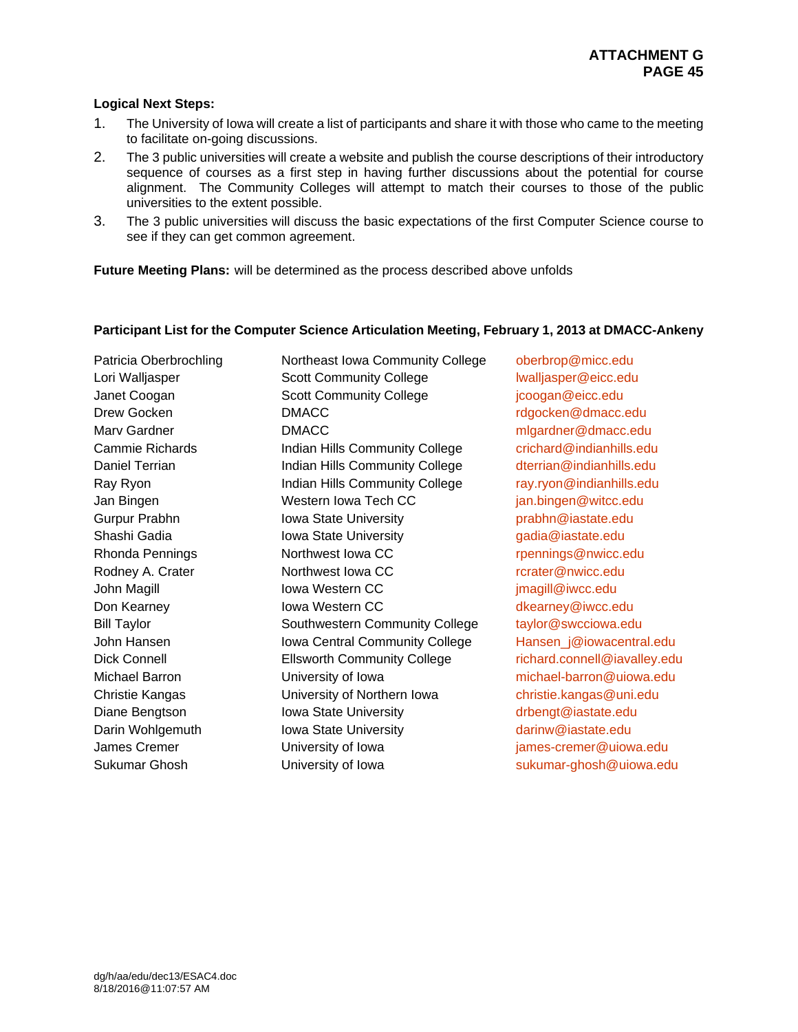**Logical Next Steps:**

1. The University of Iowa will create a list of participants and share it with those who came to the meeting to facilitate on-going discussions.
2. The 3 public universities will create a website and publish the course descriptions of their introductory sequence of courses as a first step in having further discussions about the potential for course alignment. The Community Colleges will attempt to match their courses to those of the public universities to the extent possible.
3. The 3 public universities will discuss the basic expectations of the first Computer Science course to see if they can get common agreement.

**Future Meeting Plans:** will be determined as the process described above unfolds

**Participant List for the Computer Science Articulation Meeting, February 1, 2013 at DMACC-Ankeny**

| Name | Institution | Email |
|---|---|---|
| Patricia Oberbrochling | Northeast Iowa Community College | oberbrop@micc.edu |
| Lori Walljasper | Scott Community College | lwalljasper@eicc.edu |
| Janet Coogan | Scott Community College | jcoogan@eicc.edu |
| Drew Gocken | DMACC | rdgocken@dmacc.edu |
| Marv Gardner | DMACC | mlgardner@dmacc.edu |
| Cammie Richards | Indian Hills Community College | crichard@indianhills.edu |
| Daniel Terrian | Indian Hills Community College | dterrian@indianhills.edu |
| Ray Ryon | Indian Hills Community College | ray.ryon@indianhills.edu |
| Jan Bingen | Western Iowa Tech CC | jan.bingen@witcc.edu |
| Gurpur Prabhn | Iowa State University | prabhn@iastate.edu |
| Shashi Gadia | Iowa State University | gadia@iastate.edu |
| Rhonda Pennings | Northwest Iowa CC | rpennings@nwicc.edu |
| Rodney A. Crater | Northwest Iowa CC | rcrater@nwicc.edu |
| John Magill | Iowa Western CC | jmagill@iwcc.edu |
| Don Kearney | Iowa Western CC | dkearney@iwcc.edu |
| Bill Taylor | Southwestern Community College | taylor@swcciowa.edu |
| John Hansen | Iowa Central Community College | Hansen_j@iowacentral.edu |
| Dick Connell | Ellsworth Community College | richard.connell@iavalley.edu |
| Michael Barron | University of Iowa | michael-barron@uiowa.edu |
| Christie Kangas | University of Northern Iowa | christie.kangas@uni.edu |
| Diane Bengtson | Iowa State University | drbengt@iastate.edu |
| Darin Wohlgemuth | Iowa State University | darinw@iastate.edu |
| James Cremer | University of Iowa | james-cremer@uiowa.edu |
| Sukumar Ghosh | University of Iowa | sukumar-ghosh@uiowa.edu |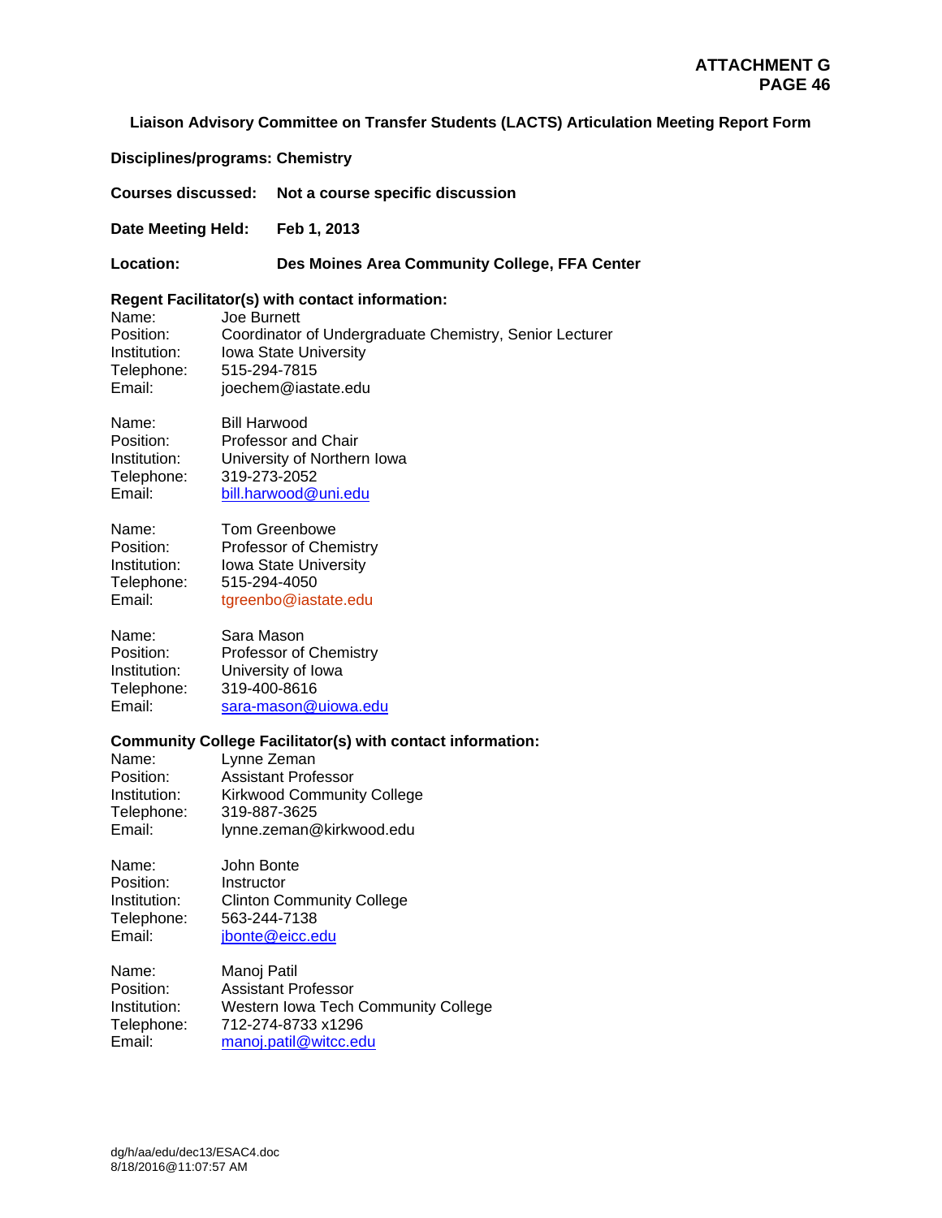**ATTACHMENT G**
**PAGE 46**

**Liaison Advisory Committee on Transfer Students (LACTS) Articulation Meeting Report Form**

**Disciplines/programs: Chemistry**

**Courses discussed:** **Not a course specific discussion**

**Date Meeting Held:** **Feb 1, 2013**

**Location:** **Des Moines Area Community College, FFA Center**

**Regent Facilitator(s) with contact information:**

Name: Joe Burnett
Position: Coordinator of Undergraduate Chemistry, Senior Lecturer
Institution: Iowa State University
Telephone: 515-294-7815
Email: joechem@iastate.edu

Name: Bill Harwood
Position: Professor and Chair
Institution: University of Northern Iowa
Telephone: 319-273-2052
Email: bill.harwood@uni.edu

Name: Tom Greenbowe
Position: Professor of Chemistry
Institution: Iowa State University
Telephone: 515-294-4050
Email: tgreenbo@iastate.edu

Name: Sara Mason
Position: Professor of Chemistry
Institution: University of Iowa
Telephone: 319-400-8616
Email: sara-mason@uiowa.edu

**Community College Facilitator(s) with contact information:**

Name: Lynne Zeman
Position: Assistant Professor
Institution: Kirkwood Community College
Telephone: 319-887-3625
Email: lynne.zeman@kirkwood.edu

Name: John Bonte
Position: Instructor
Institution: Clinton Community College
Telephone: 563-244-7138
Email: jbonte@eicc.edu

Name: Manoj Patil
Position: Assistant Professor
Institution: Western Iowa Tech Community College
Telephone: 712-274-8733 x1296
Email: manoj.patil@witcc.edu

dg/h/aa/edu/dec13/ESAC4.doc
8/18/2016@11:07:57 AM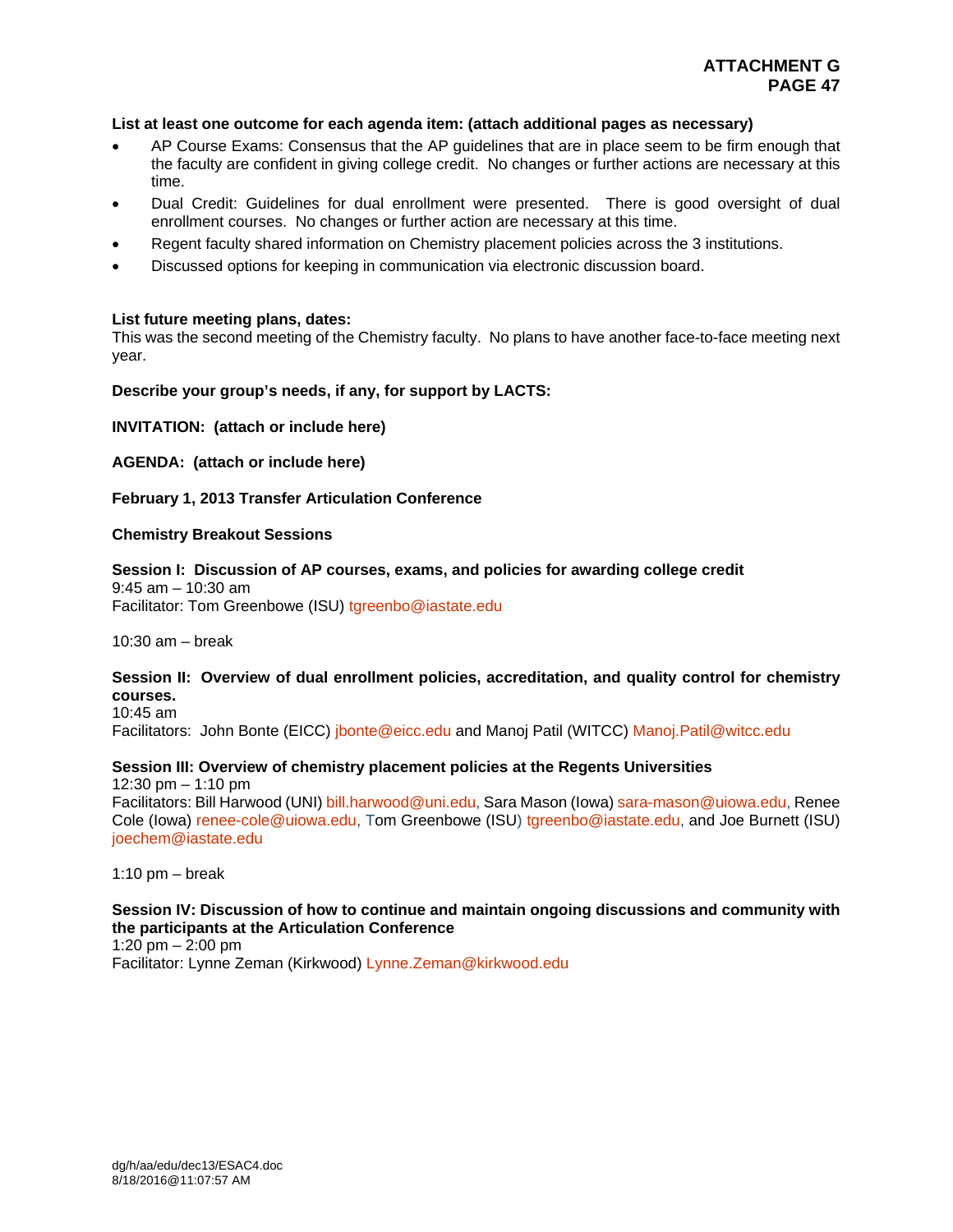**ATTACHMENT G**
**PAGE 47**

**List at least one outcome for each agenda item: (attach additional pages as necessary)**

- AP Course Exams: Consensus that the AP guidelines that are in place seem to be firm enough that the faculty are confident in giving college credit. No changes or further actions are necessary at this time.
- Dual Credit: Guidelines for dual enrollment were presented. There is good oversight of dual enrollment courses. No changes or further action are necessary at this time.
- Regent faculty shared information on Chemistry placement policies across the 3 institutions.
- Discussed options for keeping in communication via electronic discussion board.

**List future meeting plans, dates:**
This was the second meeting of the Chemistry faculty. No plans to have another face-to-face meeting next year.

**Describe your group's needs, if any, for support by LACTS:**

**INVITATION: (attach or include here)**

**AGENDA: (attach or include here)**

**February 1, 2013 Transfer Articulation Conference**

**Chemistry Breakout Sessions**

**Session I: Discussion of AP courses, exams, and policies for awarding college credit**
9:45 am – 10:30 am
Facilitator: Tom Greenbowe (ISU) tgreenbo@iastate.edu

10:30 am – break

**Session II: Overview of dual enrollment policies, accreditation, and quality control for chemistry courses.**
10:45 am
Facilitators: John Bonte (EICC) jbonte@eicc.edu and Manoj Patil (WITCC) Manoj.Patil@witcc.edu

**Session III: Overview of chemistry placement policies at the Regents Universities**
12:30 pm – 1:10 pm
Facilitators: Bill Harwood (UNI) bill.harwood@uni.edu, Sara Mason (Iowa) sara-mason@uiowa.edu, Renee Cole (Iowa) renee-cole@uiowa.edu, Tom Greenbowe (ISU) tgreenbo@iastate.edu, and Joe Burnett (ISU) joechem@iastate.edu

1:10 pm – break

**Session IV: Discussion of how to continue and maintain ongoing discussions and community with the participants at the Articulation Conference**
1:20 pm – 2:00 pm
Facilitator: Lynne Zeman (Kirkwood) Lynne.Zeman@kirkwood.edu

dg/h/aa/edu/dec13/ESAC4.doc
8/18/2016@11:07:57 AM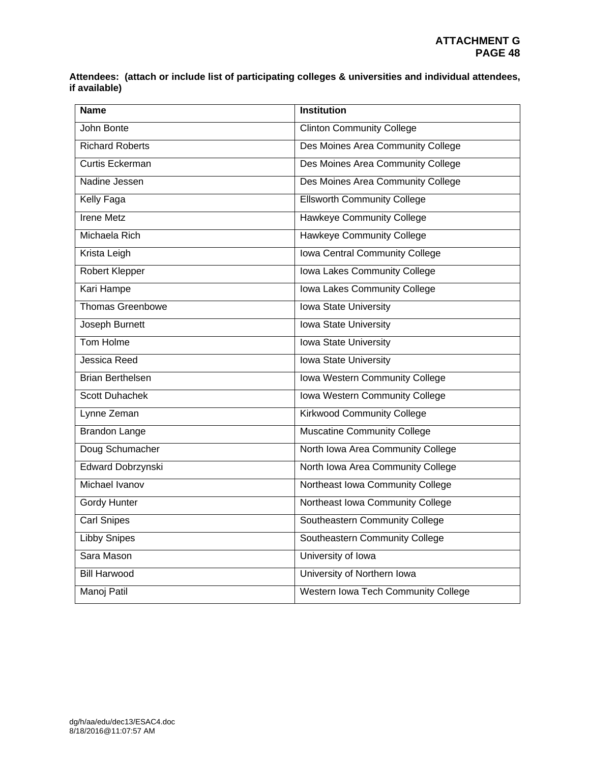**ATTACHMENT G**

**Attendees: (attach or include list of participating colleges & universities and individual attendees, if available)**

| Name | Institution |
|---|---|
| John Bonte | Clinton Community College |
| Richard Roberts | Des Moines Area Community College |
| Curtis Eckerman | Des Moines Area Community College |
| Nadine Jessen | Des Moines Area Community College |
| Kelly Faga | Ellsworth Community College |
| Irene Metz | Hawkeye Community College |
| Michaela Rich | Hawkeye Community College |
| Krista Leigh | Iowa Central Community College |
| Robert Klepper | Iowa Lakes Community College |
| Kari Hampe | Iowa Lakes Community College |
| Thomas Greenbowe | Iowa State University |
| Joseph Burnett | Iowa State University |
| Tom Holme | Iowa State University |
| Jessica Reed | Iowa State University |
| Brian Berthelsen | Iowa Western Community College |
| Scott Duhachek | Iowa Western Community College |
| Lynne Zeman | Kirkwood Community College |
| Brandon Lange | Muscatine Community College |
| Doug Schumacher | North Iowa Area Community College |
| Edward Dobrzynski | North Iowa Area Community College |
| Michael Ivanov | Northeast Iowa Community College |
| Gordy Hunter | Northeast Iowa Community College |
| Carl Snipes | Southeastern Community College |
| Libby Snipes | Southeastern Community College |
| Sara Mason | University of Iowa |
| Bill Harwood | University of Northern Iowa |
| Manoj Patil | Western Iowa Tech Community College |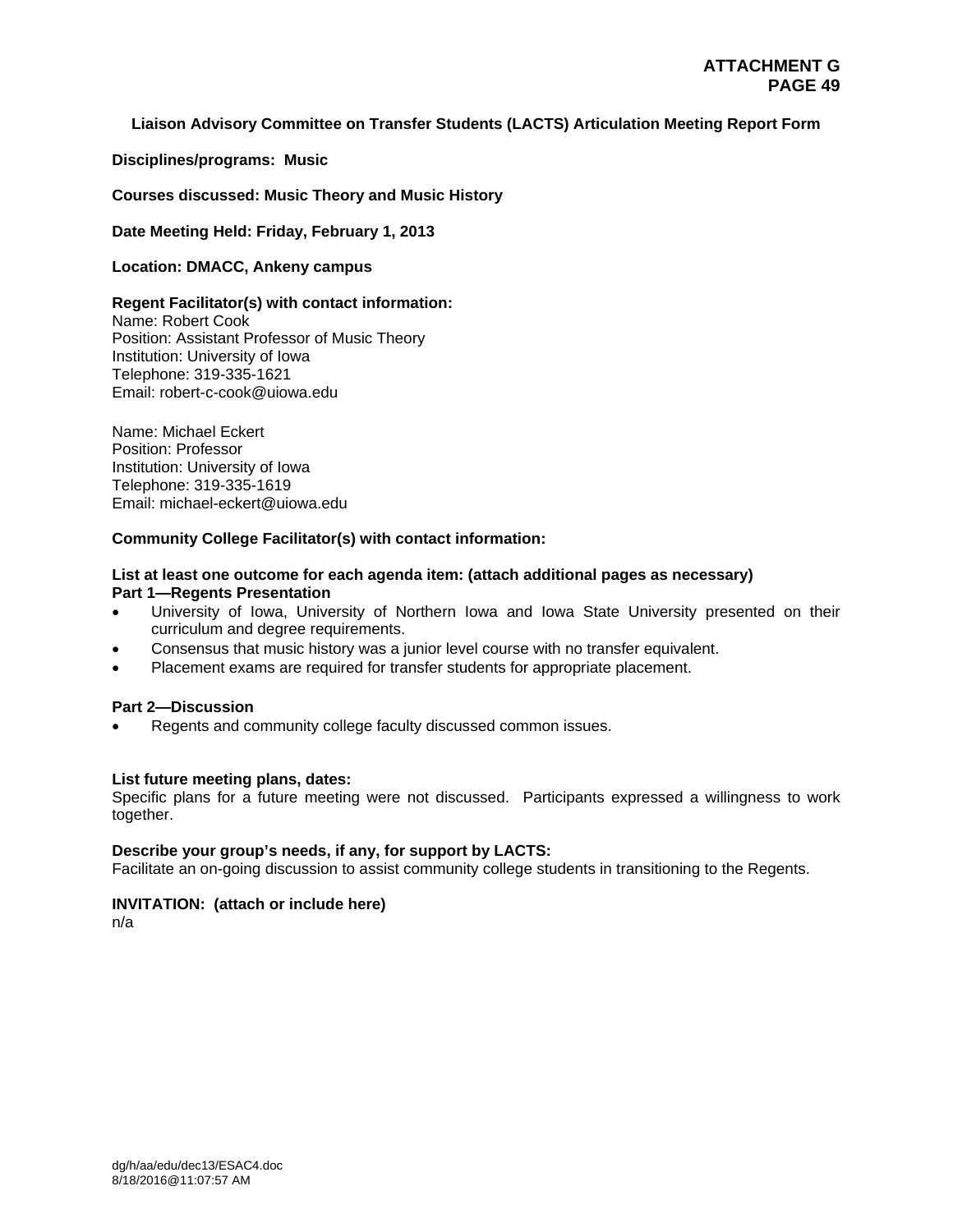**ATTACHMENT G**
**PAGE 49**

### Liaison Advisory Committee on Transfer Students (LACTS) Articulation Meeting Report Form

**Disciplines/programs: Music**

**Courses discussed: Music Theory and Music History**

**Date Meeting Held: Friday, February 1, 2013**

**Location: DMACC, Ankeny campus**

**Regent Facilitator(s) with contact information:**
Name: Robert Cook
Position: Assistant Professor of Music Theory
Institution: University of Iowa
Telephone: 319-335-1621
Email: robert-c-cook@uiowa.edu

Name: Michael Eckert
Position: Professor
Institution: University of Iowa
Telephone: 319-335-1619
Email: michael-eckert@uiowa.edu

**Community College Facilitator(s) with contact information:**

**List at least one outcome for each agenda item: (attach additional pages as necessary)**
**Part 1—Regents Presentation**

- University of Iowa, University of Northern Iowa and Iowa State University presented on their curriculum and degree requirements.
- Consensus that music history was a junior level course with no transfer equivalent.
- Placement exams are required for transfer students for appropriate placement.

**Part 2—Discussion**

- Regents and community college faculty discussed common issues.

**List future meeting plans, dates:**
Specific plans for a future meeting were not discussed. Participants expressed a willingness to work together.

**Describe your group's needs, if any, for support by LACTS:**
Facilitate an on-going discussion to assist community college students in transitioning to the Regents.

**INVITATION: (attach or include here)**
n/a

dg/h/aa/edu/dec13/ESAC4.doc
8/18/2016@11:07:57 AM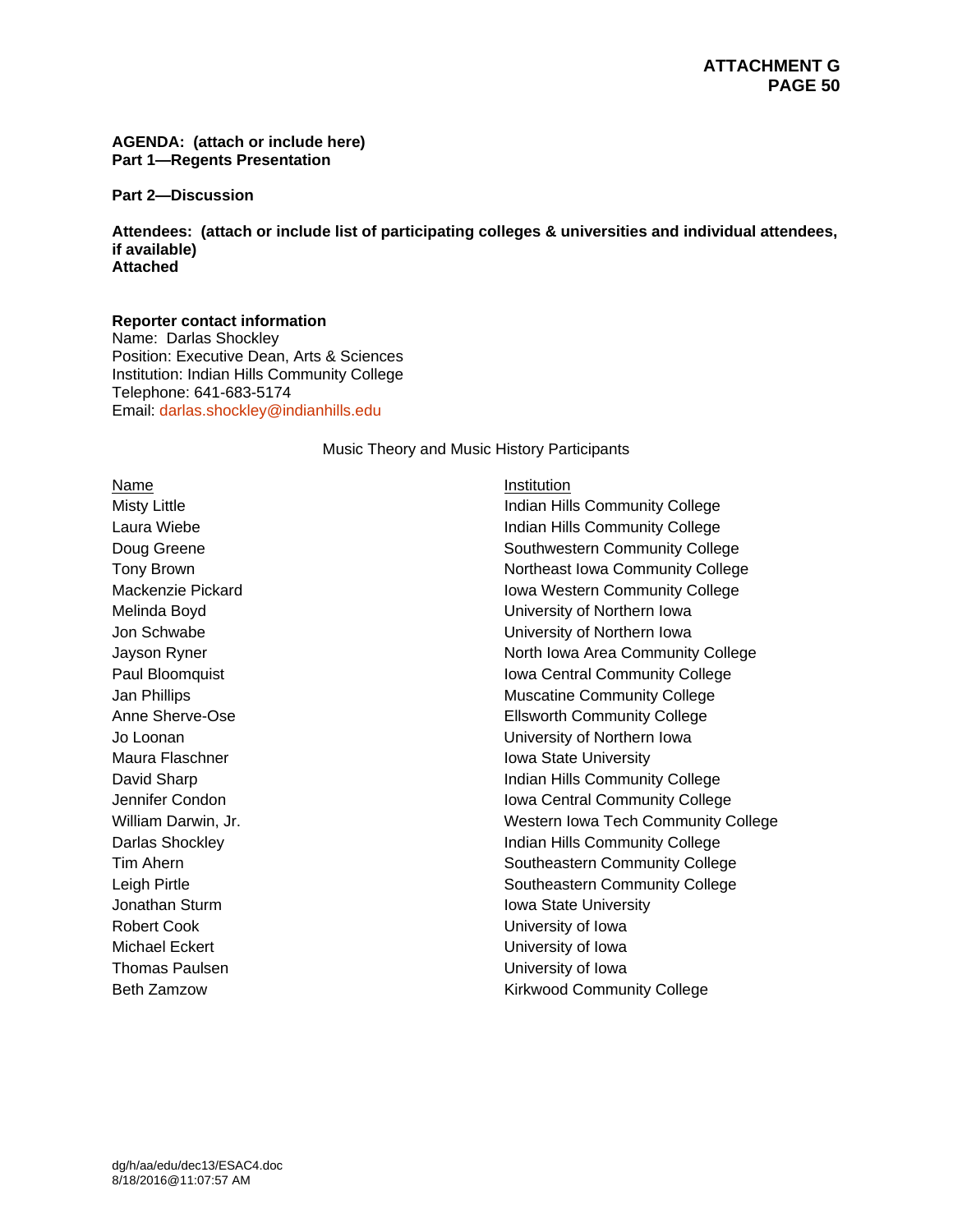**AGENDA: (attach or include here)**
**Part 1—Regents Presentation**

**Part 2—Discussion**

**Attendees: (attach or include list of participating colleges & universities and individual attendees, if available)**
**Attached**

**Reporter contact information**
Name: Darlas Shockley
Position: Executive Dean, Arts & Sciences
Institution: Indian Hills Community College
Telephone: 641-683-5174
Email: darlas.shockley@indianhills.edu

Music Theory and Music History Participants

| Name | Institution |
|---|---|
| Misty Little | Indian Hills Community College |
| Laura Wiebe | Indian Hills Community College |
| Doug Greene | Southwestern Community College |
| Tony Brown | Northeast Iowa Community College |
| Mackenzie Pickard | Iowa Western Community College |
| Melinda Boyd | University of Northern Iowa |
| Jon Schwabe | University of Northern Iowa |
| Jayson Ryner | North Iowa Area Community College |
| Paul Bloomquist | Iowa Central Community College |
| Jan Phillips | Muscatine Community College |
| Anne Sherve-Ose | Ellsworth Community College |
| Jo Loonan | University of Northern Iowa |
| Maura Flaschner | Iowa State University |
| David Sharp | Indian Hills Community College |
| Jennifer Condon | Iowa Central Community College |
| William Darwin, Jr. | Western Iowa Tech Community College |
| Darlas Shockley | Indian Hills Community College |
| Tim Ahern | Southeastern Community College |
| Leigh Pirtle | Southeastern Community College |
| Jonathan Sturm | Iowa State University |
| Robert Cook | University of Iowa |
| Michael Eckert | University of Iowa |
| Thomas Paulsen | University of Iowa |
| Beth Zamzow | Kirkwood Community College |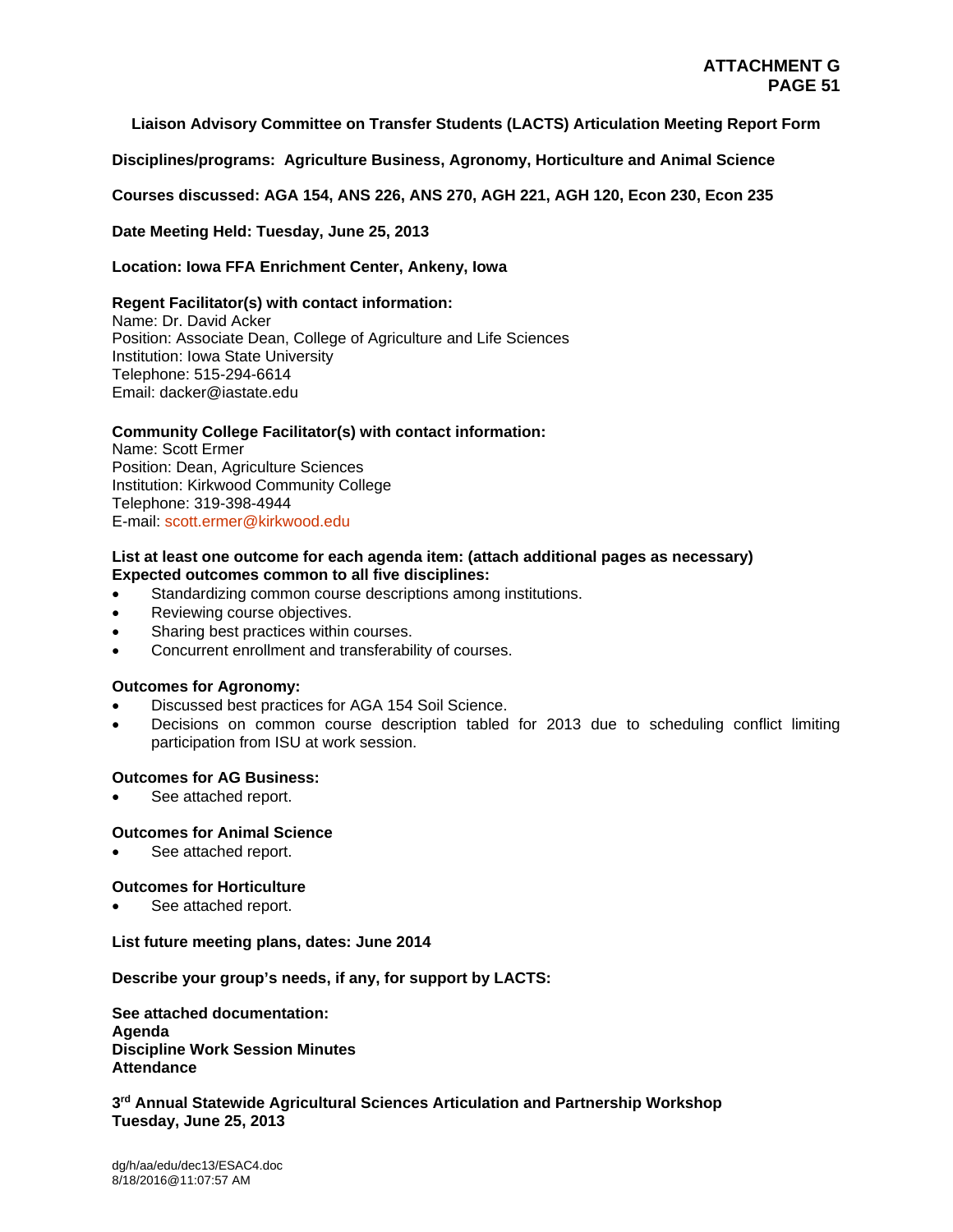**Liaison Advisory Committee on Transfer Students (LACTS) Articulation Meeting Report Form**

**Disciplines/programs: Agriculture Business, Agronomy, Horticulture and Animal Science**

**Courses discussed: AGA 154, ANS 226, ANS 270, AGH 221, AGH 120, Econ 230, Econ 235**

**Date Meeting Held: Tuesday, June 25, 2013**

**Location: Iowa FFA Enrichment Center, Ankeny, Iowa**

**Regent Facilitator(s) with contact information:**
Name: Dr. David Acker
Position: Associate Dean, College of Agriculture and Life Sciences
Institution: Iowa State University
Telephone: 515-294-6614
Email: dacker@iastate.edu

**Community College Facilitator(s) with contact information:**
Name: Scott Ermer
Position: Dean, Agriculture Sciences
Institution: Kirkwood Community College
Telephone: 319-398-4944
E-mail: scott.ermer@kirkwood.edu

**List at least one outcome for each agenda item: (attach additional pages as necessary)**
**Expected outcomes common to all five disciplines:**

- Standardizing common course descriptions among institutions.
- Reviewing course objectives.
- Sharing best practices within courses.
- Concurrent enrollment and transferability of courses.

**Outcomes for Agronomy:**

- Discussed best practices for AGA 154 Soil Science.
- Decisions on common course description tabled for 2013 due to scheduling conflict limiting participation from ISU at work session.

**Outcomes for AG Business:**

- See attached report.

**Outcomes for Animal Science**

- See attached report.

**Outcomes for Horticulture**

- See attached report.

**List future meeting plans, dates: June 2014**

**Describe your group's needs, if any, for support by LACTS:**

**See attached documentation:**
**Agenda**
**Discipline Work Session Minutes**
**Attendance**

**3rd Annual Statewide Agricultural Sciences Articulation and Partnership Workshop**
**Tuesday, June 25, 2013**

dg/h/aa/edu/dec13/ESAC4.doc
8/18/2016@11:07:57 AM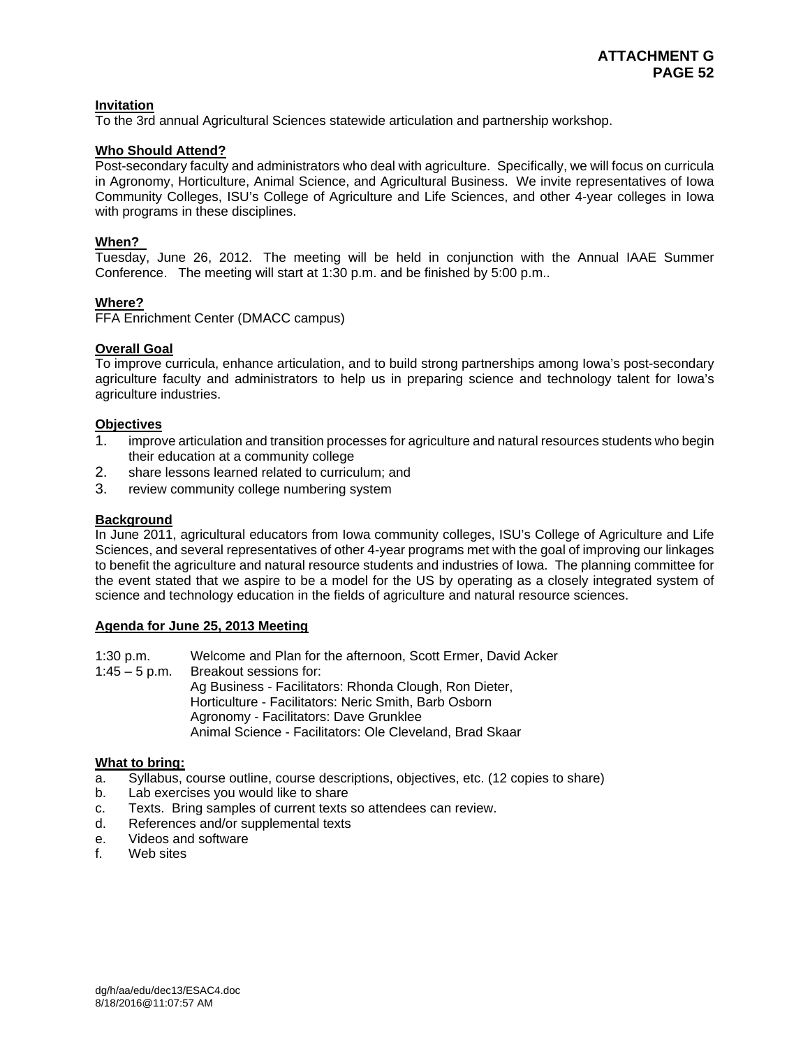**ATTACHMENT G**
**PAGE 52**

## Invitation

To the 3rd annual Agricultural Sciences statewide articulation and partnership workshop.

## Who Should Attend?

Post-secondary faculty and administrators who deal with agriculture. Specifically, we will focus on curricula in Agronomy, Horticulture, Animal Science, and Agricultural Business. We invite representatives of Iowa Community Colleges, ISU's College of Agriculture and Life Sciences, and other 4-year colleges in Iowa with programs in these disciplines.

## When?

Tuesday, June 26, 2012. The meeting will be held in conjunction with the Annual IAAE Summer Conference. The meeting will start at 1:30 p.m. and be finished by 5:00 p.m..

## Where?

FFA Enrichment Center (DMACC campus)

## Overall Goal

To improve curricula, enhance articulation, and to build strong partnerships among Iowa's post-secondary agriculture faculty and administrators to help us in preparing science and technology talent for Iowa's agriculture industries.

## Objectives

1. improve articulation and transition processes for agriculture and natural resources students who begin their education at a community college
2. share lessons learned related to curriculum; and
3. review community college numbering system

## Background

In June 2011, agricultural educators from Iowa community colleges, ISU's College of Agriculture and Life Sciences, and several representatives of other 4-year programs met with the goal of improving our linkages to benefit the agriculture and natural resource students and industries of Iowa. The planning committee for the event stated that we aspire to be a model for the US by operating as a closely integrated system of science and technology education in the fields of agriculture and natural resource sciences.

## Agenda for June 25, 2013 Meeting

1:30 p.m. Welcome and Plan for the afternoon, Scott Ermer, David Acker

1:45 – 5 p.m. Breakout sessions for:
- Ag Business - Facilitators: Rhonda Clough, Ron Dieter,
- Horticulture - Facilitators: Neric Smith, Barb Osborn
- Agronomy - Facilitators: Dave Grunklee
- Animal Science - Facilitators: Ole Cleveland, Brad Skaar

## What to bring:

a. Syllabus, course outline, course descriptions, objectives, etc. (12 copies to share)
b. Lab exercises you would like to share
c. Texts. Bring samples of current texts so attendees can review.
d. References and/or supplemental texts
e. Videos and software
f. Web sites

dg/h/aa/edu/dec13/ESAC4.doc
8/18/2016@11:07:57 AM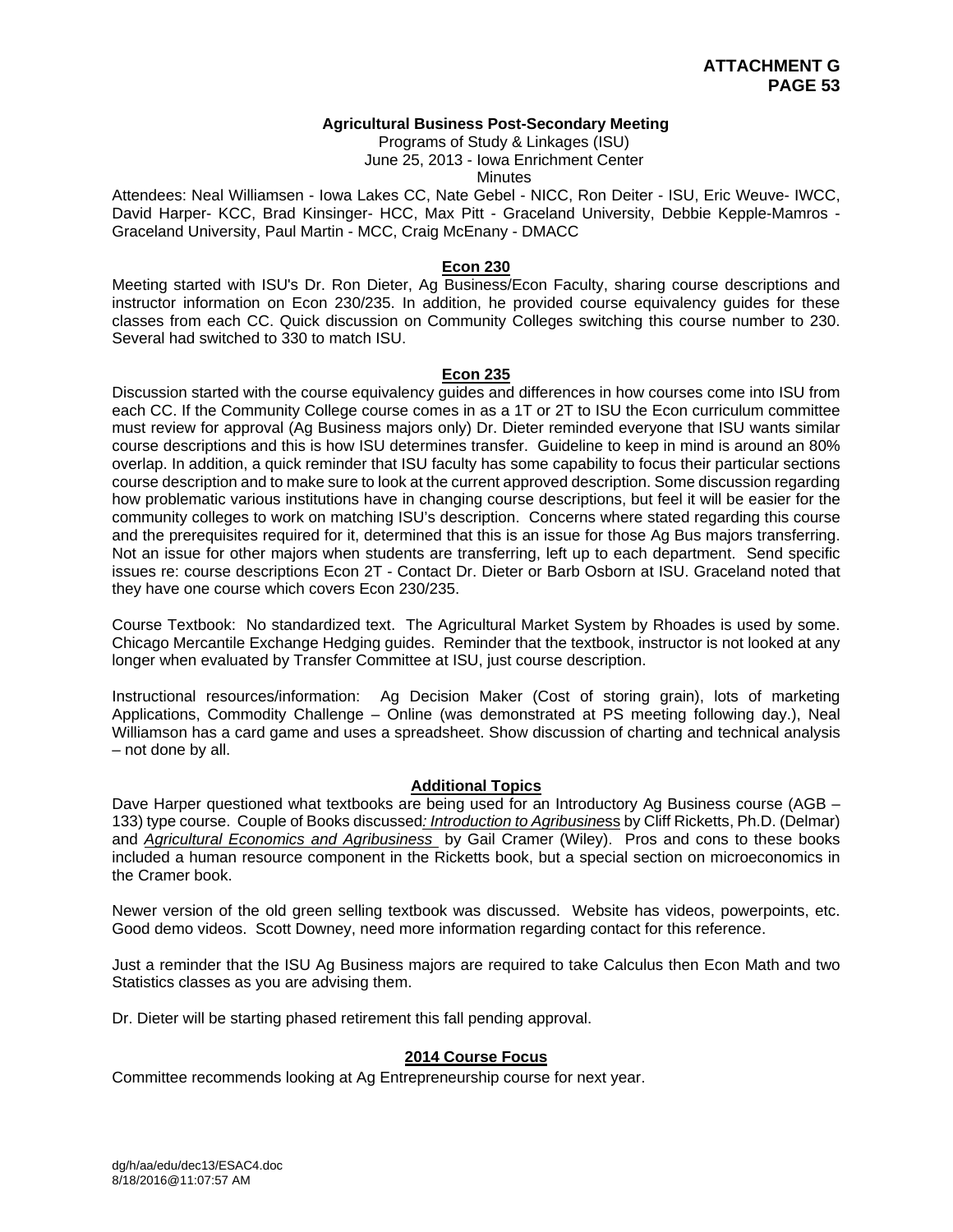**ATTACHMENT G**
**PAGE 53**

**Agricultural Business Post-Secondary Meeting**

Programs of Study & Linkages (ISU)
June 25, 2013 - Iowa Enrichment Center
Minutes

Attendees: Neal Williamsen - Iowa Lakes CC, Nate Gebel - NICC, Ron Deiter - ISU, Eric Weuve- IWCC, David Harper- KCC, Brad Kinsinger- HCC, Max Pitt - Graceland University, Debbie Kepple-Mamros - Graceland University, Paul Martin - MCC, Craig McEnany - DMACC

## Econ 230

Meeting started with ISU's Dr. Ron Dieter, Ag Business/Econ Faculty, sharing course descriptions and instructor information on Econ 230/235. In addition, he provided course equivalency guides for these classes from each CC. Quick discussion on Community Colleges switching this course number to 230. Several had switched to 330 to match ISU.

## Econ 235

Discussion started with the course equivalency guides and differences in how courses come into ISU from each CC. If the Community College course comes in as a 1T or 2T to ISU the Econ curriculum committee must review for approval (Ag Business majors only) Dr. Dieter reminded everyone that ISU wants similar course descriptions and this is how ISU determines transfer. Guideline to keep in mind is around an 80% overlap. In addition, a quick reminder that ISU faculty has some capability to focus their particular sections course description and to make sure to look at the current approved description. Some discussion regarding how problematic various institutions have in changing course descriptions, but feel it will be easier for the community colleges to work on matching ISU's description. Concerns where stated regarding this course and the prerequisites required for it, determined that this is an issue for those Ag Bus majors transferring. Not an issue for other majors when students are transferring, left up to each department. Send specific issues re: course descriptions Econ 2T - Contact Dr. Dieter or Barb Osborn at ISU. Graceland noted that they have one course which covers Econ 230/235.

Course Textbook: No standardized text. The Agricultural Market System by Rhoades is used by some. Chicago Mercantile Exchange Hedging guides. Reminder that the textbook, instructor is not looked at any longer when evaluated by Transfer Committee at ISU, just course description.

Instructional resources/information: Ag Decision Maker (Cost of storing grain), lots of marketing Applications, Commodity Challenge – Online (was demonstrated at PS meeting following day.), Neal Williamson has a card game and uses a spreadsheet. Show discussion of charting and technical analysis – not done by all.

## Additional Topics

Dave Harper questioned what textbooks are being used for an Introductory Ag Business course (AGB – 133) type course. Couple of Books discussed*: Introduction to Agribusiness* by Cliff Ricketts, Ph.D. (Delmar) and *Agricultural Economics and Agribusiness* by Gail Cramer (Wiley). Pros and cons to these books included a human resource component in the Ricketts book, but a special section on microeconomics in the Cramer book.

Newer version of the old green selling textbook was discussed. Website has videos, powerpoints, etc. Good demo videos. Scott Downey, need more information regarding contact for this reference.

Just a reminder that the ISU Ag Business majors are required to take Calculus then Econ Math and two Statistics classes as you are advising them.

Dr. Dieter will be starting phased retirement this fall pending approval.

## 2014 Course Focus

Committee recommends looking at Ag Entrepreneurship course for next year.

dg/h/aa/edu/dec13/ESAC4.doc
8/18/2016@11:07:57 AM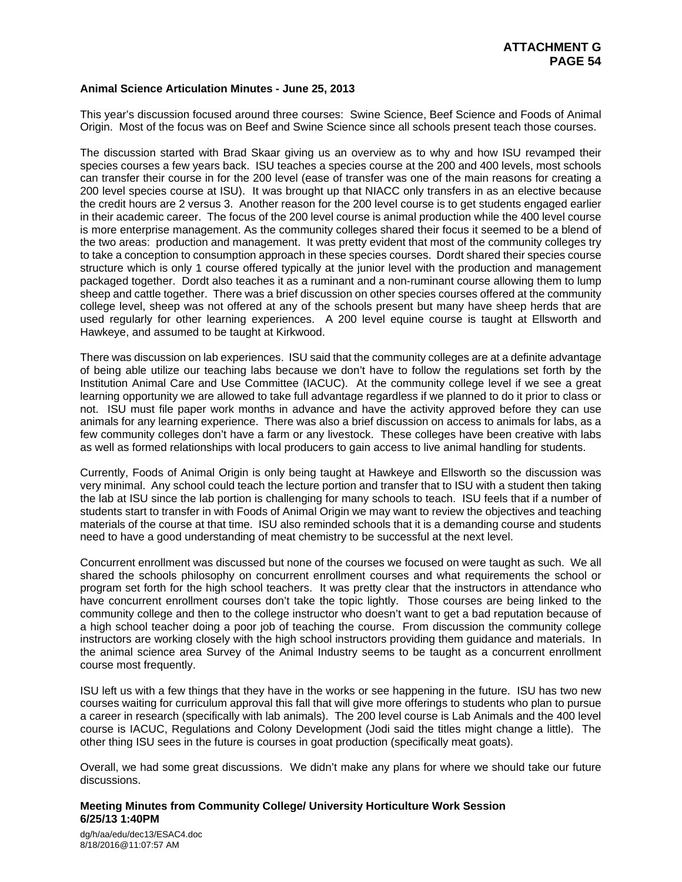**Animal Science Articulation Minutes - June 25, 2013**

This year's discussion focused around three courses: Swine Science, Beef Science and Foods of Animal Origin. Most of the focus was on Beef and Swine Science since all schools present teach those courses.

The discussion started with Brad Skaar giving us an overview as to why and how ISU revamped their species courses a few years back. ISU teaches a species course at the 200 and 400 levels, most schools can transfer their course in for the 200 level (ease of transfer was one of the main reasons for creating a 200 level species course at ISU). It was brought up that NIACC only transfers in as an elective because the credit hours are 2 versus 3. Another reason for the 200 level course is to get students engaged earlier in their academic career. The focus of the 200 level course is animal production while the 400 level course is more enterprise management. As the community colleges shared their focus it seemed to be a blend of the two areas: production and management. It was pretty evident that most of the community colleges try to take a conception to consumption approach in these species courses. Dordt shared their species course structure which is only 1 course offered typically at the junior level with the production and management packaged together. Dordt also teaches it as a ruminant and a non-ruminant course allowing them to lump sheep and cattle together. There was a brief discussion on other species courses offered at the community college level, sheep was not offered at any of the schools present but many have sheep herds that are used regularly for other learning experiences. A 200 level equine course is taught at Ellsworth and Hawkeye, and assumed to be taught at Kirkwood.

There was discussion on lab experiences. ISU said that the community colleges are at a definite advantage of being able utilize our teaching labs because we don't have to follow the regulations set forth by the Institution Animal Care and Use Committee (IACUC). At the community college level if we see a great learning opportunity we are allowed to take full advantage regardless if we planned to do it prior to class or not. ISU must file paper work months in advance and have the activity approved before they can use animals for any learning experience. There was also a brief discussion on access to animals for labs, as a few community colleges don't have a farm or any livestock. These colleges have been creative with labs as well as formed relationships with local producers to gain access to live animal handling for students.

Currently, Foods of Animal Origin is only being taught at Hawkeye and Ellsworth so the discussion was very minimal. Any school could teach the lecture portion and transfer that to ISU with a student then taking the lab at ISU since the lab portion is challenging for many schools to teach. ISU feels that if a number of students start to transfer in with Foods of Animal Origin we may want to review the objectives and teaching materials of the course at that time. ISU also reminded schools that it is a demanding course and students need to have a good understanding of meat chemistry to be successful at the next level.

Concurrent enrollment was discussed but none of the courses we focused on were taught as such. We all shared the schools philosophy on concurrent enrollment courses and what requirements the school or program set forth for the high school teachers. It was pretty clear that the instructors in attendance who have concurrent enrollment courses don't take the topic lightly. Those courses are being linked to the community college and then to the college instructor who doesn't want to get a bad reputation because of a high school teacher doing a poor job of teaching the course. From discussion the community college instructors are working closely with the high school instructors providing them guidance and materials. In the animal science area Survey of the Animal Industry seems to be taught as a concurrent enrollment course most frequently.

ISU left us with a few things that they have in the works or see happening in the future. ISU has two new courses waiting for curriculum approval this fall that will give more offerings to students who plan to pursue a career in research (specifically with lab animals). The 200 level course is Lab Animals and the 400 level course is IACUC, Regulations and Colony Development (Jodi said the titles might change a little). The other thing ISU sees in the future is courses in goat production (specifically meat goats).

Overall, we had some great discussions. We didn't make any plans for where we should take our future discussions.

**Meeting Minutes from Community College/ University Horticulture Work Session 6/25/13 1:40PM**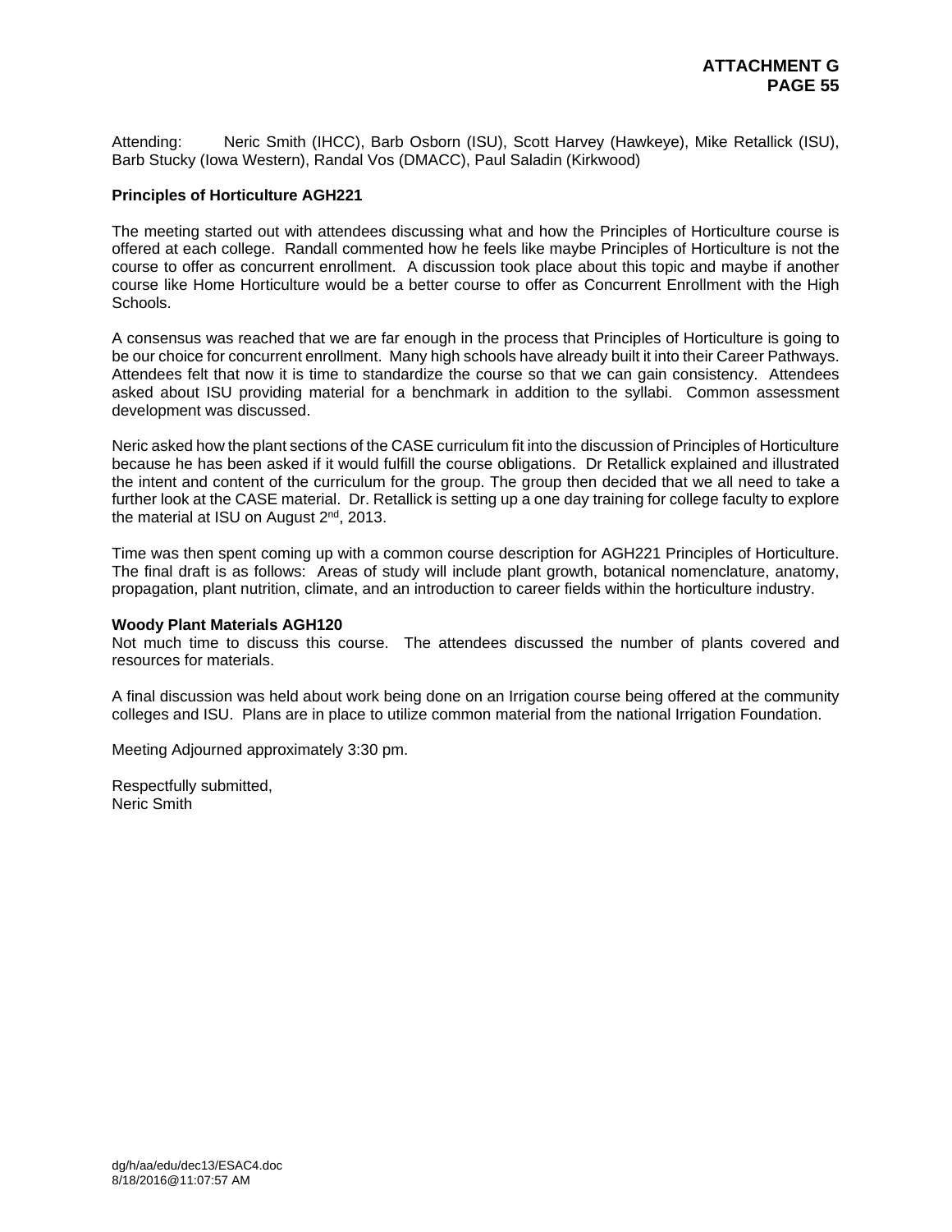Attending: Neric Smith (IHCC), Barb Osborn (ISU), Scott Harvey (Hawkeye), Mike Retallick (ISU), Barb Stucky (Iowa Western), Randal Vos (DMACC), Paul Saladin (Kirkwood)

**Principles of Horticulture AGH221**

The meeting started out with attendees discussing what and how the Principles of Horticulture course is offered at each college. Randall commented how he feels like maybe Principles of Horticulture is not the course to offer as concurrent enrollment. A discussion took place about this topic and maybe if another course like Home Horticulture would be a better course to offer as Concurrent Enrollment with the High Schools.

A consensus was reached that we are far enough in the process that Principles of Horticulture is going to be our choice for concurrent enrollment. Many high schools have already built it into their Career Pathways. Attendees felt that now it is time to standardize the course so that we can gain consistency. Attendees asked about ISU providing material for a benchmark in addition to the syllabi. Common assessment development was discussed.

Neric asked how the plant sections of the CASE curriculum fit into the discussion of Principles of Horticulture because he has been asked if it would fulfill the course obligations. Dr Retallick explained and illustrated the intent and content of the curriculum for the group. The group then decided that we all need to take a further look at the CASE material. Dr. Retallick is setting up a one day training for college faculty to explore the material at ISU on August 2nd, 2013.

Time was then spent coming up with a common course description for AGH221 Principles of Horticulture. The final draft is as follows: Areas of study will include plant growth, botanical nomenclature, anatomy, propagation, plant nutrition, climate, and an introduction to career fields within the horticulture industry.

**Woody Plant Materials AGH120**

Not much time to discuss this course. The attendees discussed the number of plants covered and resources for materials.

A final discussion was held about work being done on an Irrigation course being offered at the community colleges and ISU. Plans are in place to utilize common material from the national Irrigation Foundation.

Meeting Adjourned approximately 3:30 pm.

Respectfully submitted,
Neric Smith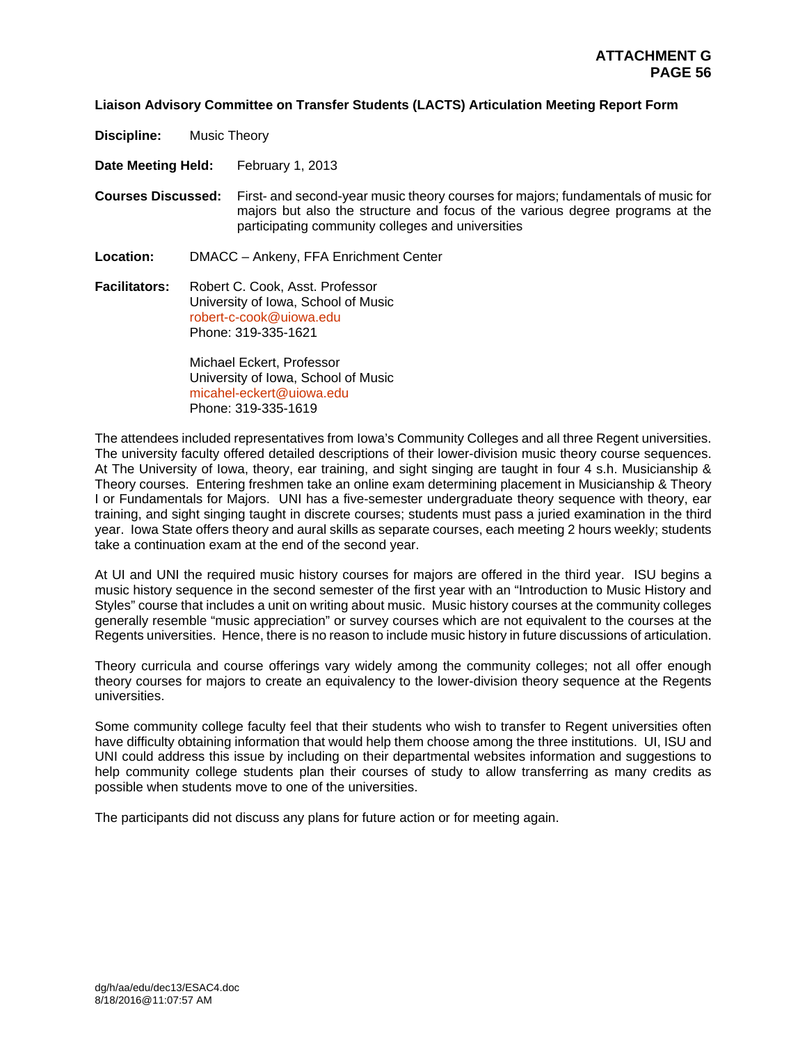**ATTACHMENT G**
**PAGE 56**

**Liaison Advisory Committee on Transfer Students (LACTS) Articulation Meeting Report Form**

**Discipline:** Music Theory

**Date Meeting Held:** February 1, 2013

**Courses Discussed:** First- and second-year music theory courses for majors; fundamentals of music for majors but also the structure and focus of the various degree programs at the participating community colleges and universities

**Location:** DMACC – Ankeny, FFA Enrichment Center

**Facilitators:** Robert C. Cook, Asst. Professor
University of Iowa, School of Music
robert-c-cook@uiowa.edu
Phone: 319-335-1621

Michael Eckert, Professor
University of Iowa, School of Music
micahel-eckert@uiowa.edu
Phone: 319-335-1619

The attendees included representatives from Iowa's Community Colleges and all three Regent universities. The university faculty offered detailed descriptions of their lower-division music theory course sequences. At The University of Iowa, theory, ear training, and sight singing are taught in four 4 s.h. Musicianship & Theory courses. Entering freshmen take an online exam determining placement in Musicianship & Theory I or Fundamentals for Majors. UNI has a five-semester undergraduate theory sequence with theory, ear training, and sight singing taught in discrete courses; students must pass a juried examination in the third year. Iowa State offers theory and aural skills as separate courses, each meeting 2 hours weekly; students take a continuation exam at the end of the second year.

At UI and UNI the required music history courses for majors are offered in the third year. ISU begins a music history sequence in the second semester of the first year with an "Introduction to Music History and Styles" course that includes a unit on writing about music. Music history courses at the community colleges generally resemble "music appreciation" or survey courses which are not equivalent to the courses at the Regents universities. Hence, there is no reason to include music history in future discussions of articulation.

Theory curricula and course offerings vary widely among the community colleges; not all offer enough theory courses for majors to create an equivalency to the lower-division theory sequence at the Regents universities.

Some community college faculty feel that their students who wish to transfer to Regent universities often have difficulty obtaining information that would help them choose among the three institutions. UI, ISU and UNI could address this issue by including on their departmental websites information and suggestions to help community college students plan their courses of study to allow transferring as many credits as possible when students move to one of the universities.

The participants did not discuss any plans for future action or for meeting again.

dg/h/aa/edu/dec13/ESAC4.doc
8/18/2016@11:07:57 AM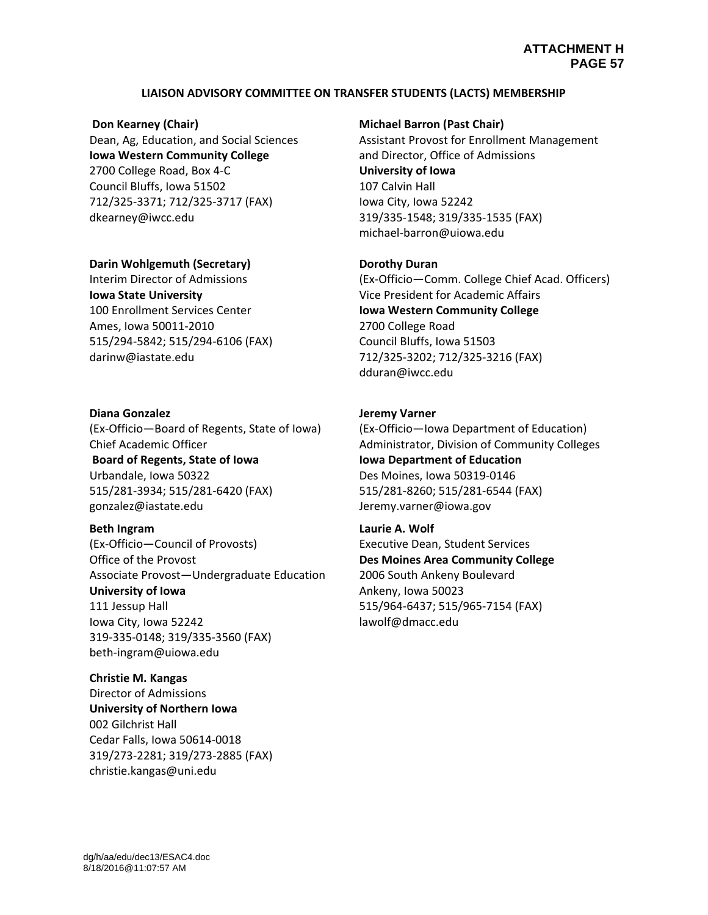**ATTACHMENT H**

## LIAISON ADVISORY COMMITTEE ON TRANSFER STUDENTS (LACTS) MEMBERSHIP

**Don Kearney (Chair)**
Dean, Ag, Education, and Social Sciences
**Iowa Western Community College**
2700 College Road, Box 4-C
Council Bluffs, Iowa 51502
712/325-3371; 712/325-3717 (FAX)
dkearney@iwcc.edu

**Michael Barron (Past Chair)**
Assistant Provost for Enrollment Management and Director, Office of Admissions
**University of Iowa**
107 Calvin Hall
Iowa City, Iowa 52242
319/335-1548; 319/335-1535 (FAX)
michael-barron@uiowa.edu

**Darin Wohlgemuth (Secretary)**
Interim Director of Admissions
**Iowa State University**
100 Enrollment Services Center
Ames, Iowa 50011-2010
515/294-5842; 515/294-6106 (FAX)
darinw@iastate.edu

**Dorothy Duran**
(Ex-Officio—Comm. College Chief Acad. Officers)
Vice President for Academic Affairs
**Iowa Western Community College**
2700 College Road
Council Bluffs, Iowa 51503
712/325-3202; 712/325-3216 (FAX)
dduran@iwcc.edu

**Diana Gonzalez**
(Ex-Officio—Board of Regents, State of Iowa)
Chief Academic Officer
**Board of Regents, State of Iowa**
Urbandale, Iowa 50322
515/281-3934; 515/281-6420 (FAX)
gonzalez@iastate.edu

**Jeremy Varner**
(Ex-Officio—Iowa Department of Education)
Administrator, Division of Community Colleges
**Iowa Department of Education**
Des Moines, Iowa 50319-0146
515/281-8260; 515/281-6544 (FAX)
Jeremy.varner@iowa.gov

**Beth Ingram**
(Ex-Officio—Council of Provosts)
Office of the Provost
Associate Provost—Undergraduate Education
**University of Iowa**
111 Jessup Hall
Iowa City, Iowa 52242
319-335-0148; 319/335-3560 (FAX)
beth-ingram@uiowa.edu

**Laurie A. Wolf**
Executive Dean, Student Services
**Des Moines Area Community College**
2006 South Ankeny Boulevard
Ankeny, Iowa 50023
515/964-6437; 515/965-7154 (FAX)
lawolf@dmacc.edu

**Christie M. Kangas**
Director of Admissions
**University of Northern Iowa**
002 Gilchrist Hall
Cedar Falls, Iowa 50614-0018
319/273-2281; 319/273-2885 (FAX)
christie.kangas@uni.edu

dg/h/aa/edu/dec13/ESAC4.doc
8/18/2016@11:07:57 AM